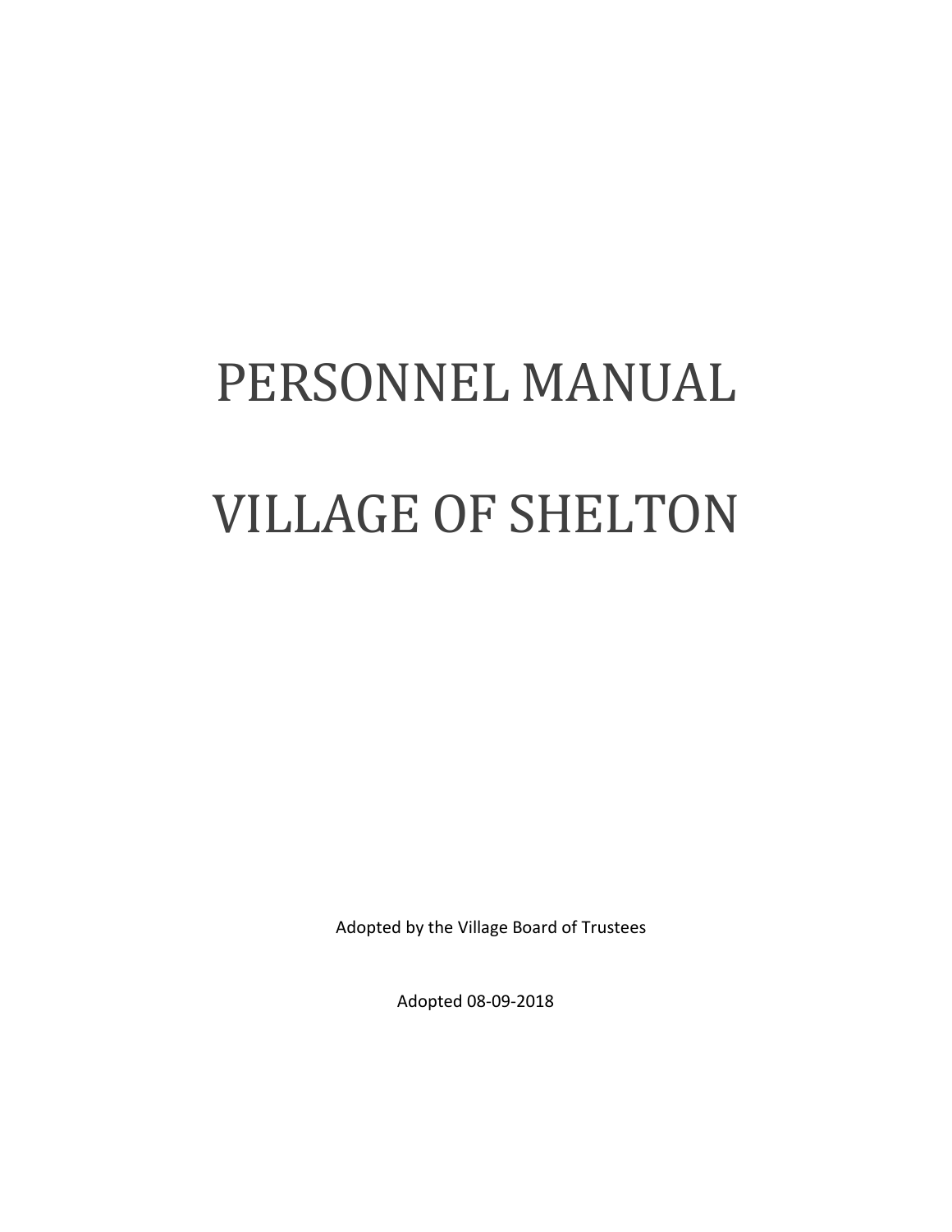# PERSONNEL MANUAL

# VILLAGE OF SHELTON

Adopted by the Village Board of Trustees

Adopted 08-09-2018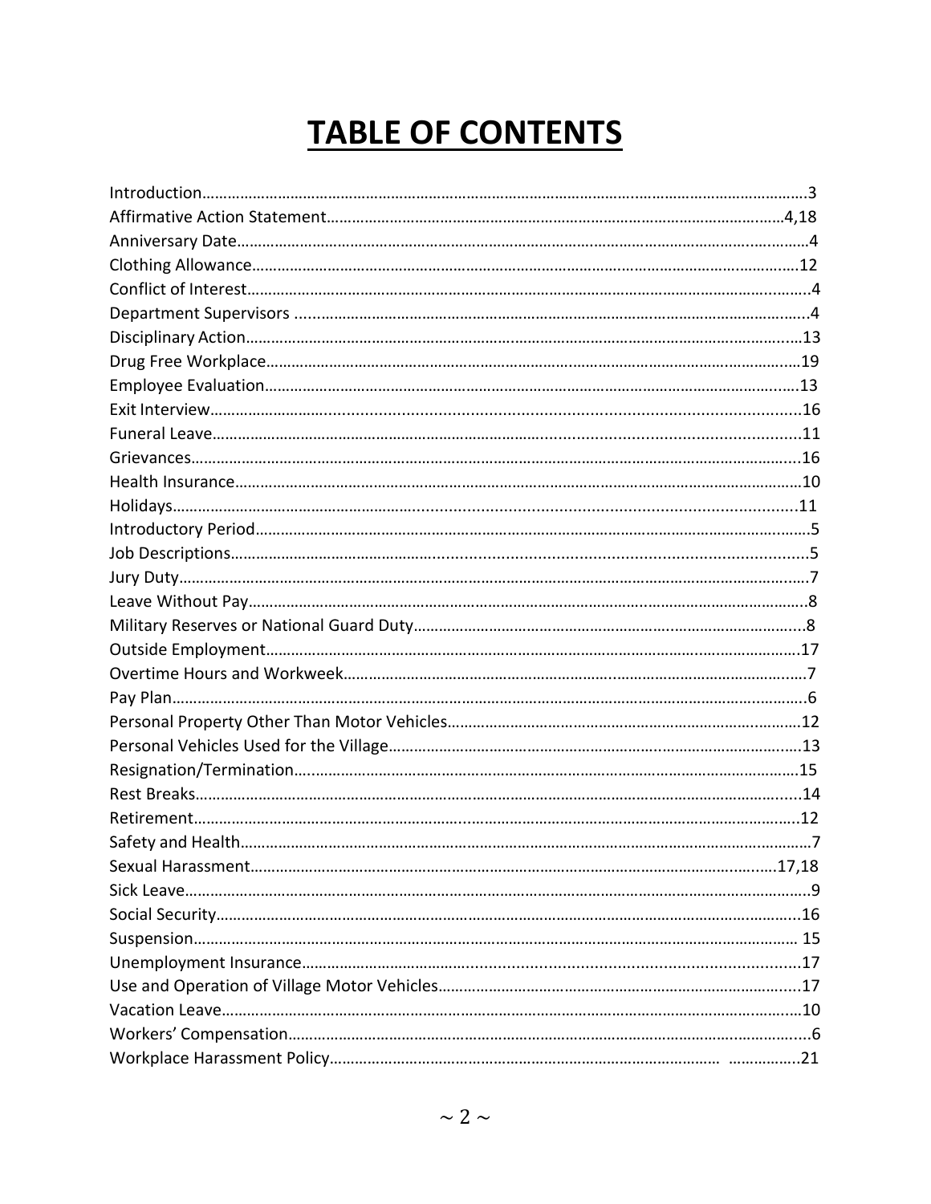# TABLE OF CONTENTS

Introduction……………………………………………………………………………………………………3
Affirmative Action Statement…………………………………………………………………………4,18
Anniversary Date……………………………………………………………………………………………4
Clothing Allowance…………………………………………………………………………………………12
Conflict of Interest……………………………………………………………………………………………4
Department Supervisors …………………………………………………………………………………4
Disciplinary Action…………………………………………………………………………………………13
Drug Free Workplace………………………………………………………………………………………19
Employee Evaluation………………………………………………………………………………………13
Exit Interview…………………………………………………………………………………………………16
Funeral Leave…………………………………………………………………………………………………11
Grievances……………………………………………………………………………………………………16
Health Insurance……………………………………………………………………………………………10
Holidays…………………………………………………………………………………………………………11
Introductory Period……………………………………………………………………………………………5
Job Descriptions………………………………………………………………………………………………5
Jury Duty…………………………………………………………………………………………………………7
Leave Without Pay……………………………………………………………………………………………8
Military Reserves or National Guard Duty……………………………………………………………8
Outside Employment………………………………………………………………………………………17
Overtime Hours and Workweek……………………………………………………………………………7
Pay Plan…………………………………………………………………………………………………………6
Personal Property Other Than Motor Vehicles………………………………………………………12
Personal Vehicles Used for the Village…………………………………………………………………13
Resignation/Termination……………………………………………………………………………………15
Rest Breaks……………………………………………………………………………………………………14
Retirement………………………………………………………………………………………………………12
Safety and Health………………………………………………………………………………………………7
Sexual Harassment…………………………………………………………………………………17,18
Sick Leave…………………………………………………………………………………………………………9
Social Security…………………………………………………………………………………………………16
Suspension………………………………………………………………………………………………………15
Unemployment Insurance…………………………………………………………………………………17
Use and Operation of Village Motor Vehicles…………………………………………………………17
Vacation Leave…………………………………………………………………………………………………10
Workers' Compensation………………………………………………………………………………………6
Workplace Harassment Policy……………………………………………………………………………21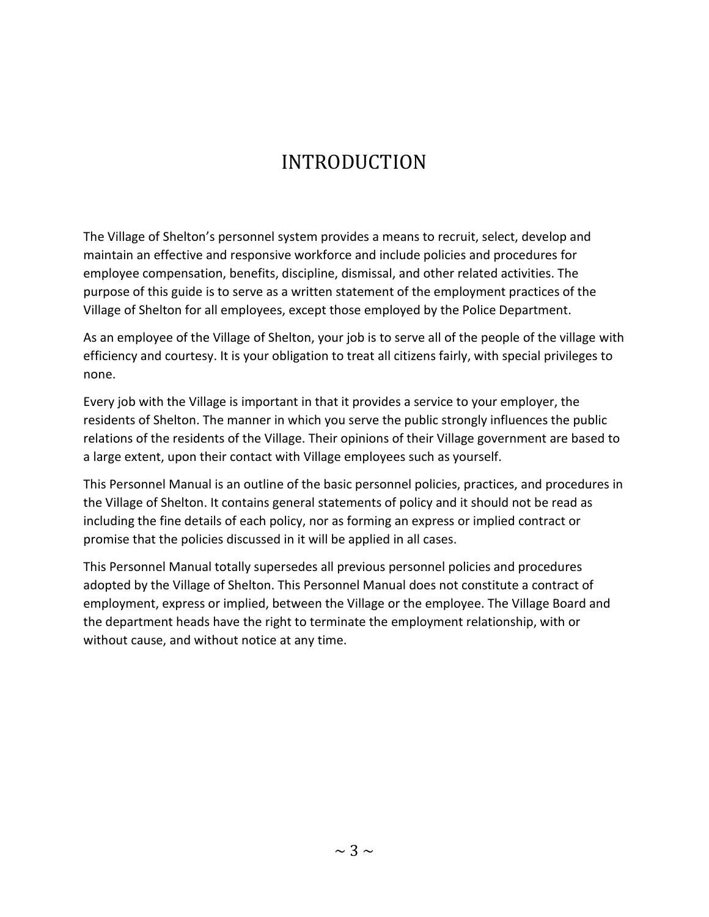# INTRODUCTION

The Village of Shelton's personnel system provides a means to recruit, select, develop and maintain an effective and responsive workforce and include policies and procedures for employee compensation, benefits, discipline, dismissal, and other related activities. The purpose of this guide is to serve as a written statement of the employment practices of the Village of Shelton for all employees, except those employed by the Police Department.

As an employee of the Village of Shelton, your job is to serve all of the people of the village with efficiency and courtesy. It is your obligation to treat all citizens fairly, with special privileges to none.

Every job with the Village is important in that it provides a service to your employer, the residents of Shelton. The manner in which you serve the public strongly influences the public relations of the residents of the Village. Their opinions of their Village government are based to a large extent, upon their contact with Village employees such as yourself.

This Personnel Manual is an outline of the basic personnel policies, practices, and procedures in the Village of Shelton. It contains general statements of policy and it should not be read as including the fine details of each policy, nor as forming an express or implied contract or promise that the policies discussed in it will be applied in all cases.

This Personnel Manual totally supersedes all previous personnel policies and procedures adopted by the Village of Shelton. This Personnel Manual does not constitute a contract of employment, express or implied, between the Village or the employee. The Village Board and the department heads have the right to terminate the employment relationship, with or without cause, and without notice at any time.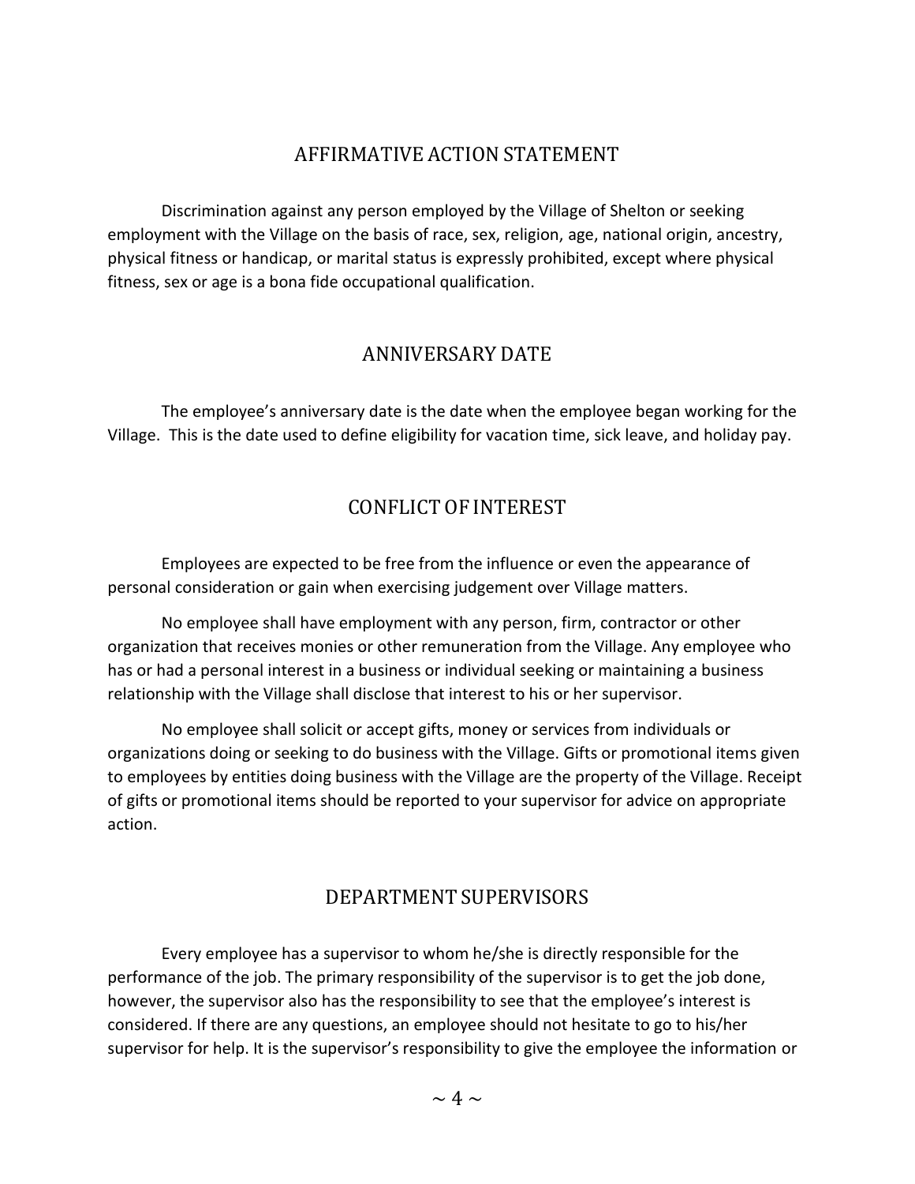## AFFIRMATIVE ACTION STATEMENT

Discrimination against any person employed by the Village of Shelton or seeking employment with the Village on the basis of race, sex, religion, age, national origin, ancestry, physical fitness or handicap, or marital status is expressly prohibited, except where physical fitness, sex or age is a bona fide occupational qualification.

## ANNIVERSARY DATE

The employee's anniversary date is the date when the employee began working for the Village. This is the date used to define eligibility for vacation time, sick leave, and holiday pay.

## CONFLICT OF INTEREST

Employees are expected to be free from the influence or even the appearance of personal consideration or gain when exercising judgement over Village matters.

No employee shall have employment with any person, firm, contractor or other organization that receives monies or other remuneration from the Village. Any employee who has or had a personal interest in a business or individual seeking or maintaining a business relationship with the Village shall disclose that interest to his or her supervisor.

No employee shall solicit or accept gifts, money or services from individuals or organizations doing or seeking to do business with the Village. Gifts or promotional items given to employees by entities doing business with the Village are the property of the Village. Receipt of gifts or promotional items should be reported to your supervisor for advice on appropriate action.

## DEPARTMENT SUPERVISORS

Every employee has a supervisor to whom he/she is directly responsible for the performance of the job. The primary responsibility of the supervisor is to get the job done, however, the supervisor also has the responsibility to see that the employee's interest is considered. If there are any questions, an employee should not hesitate to go to his/her supervisor for help. It is the supervisor's responsibility to give the employee the information or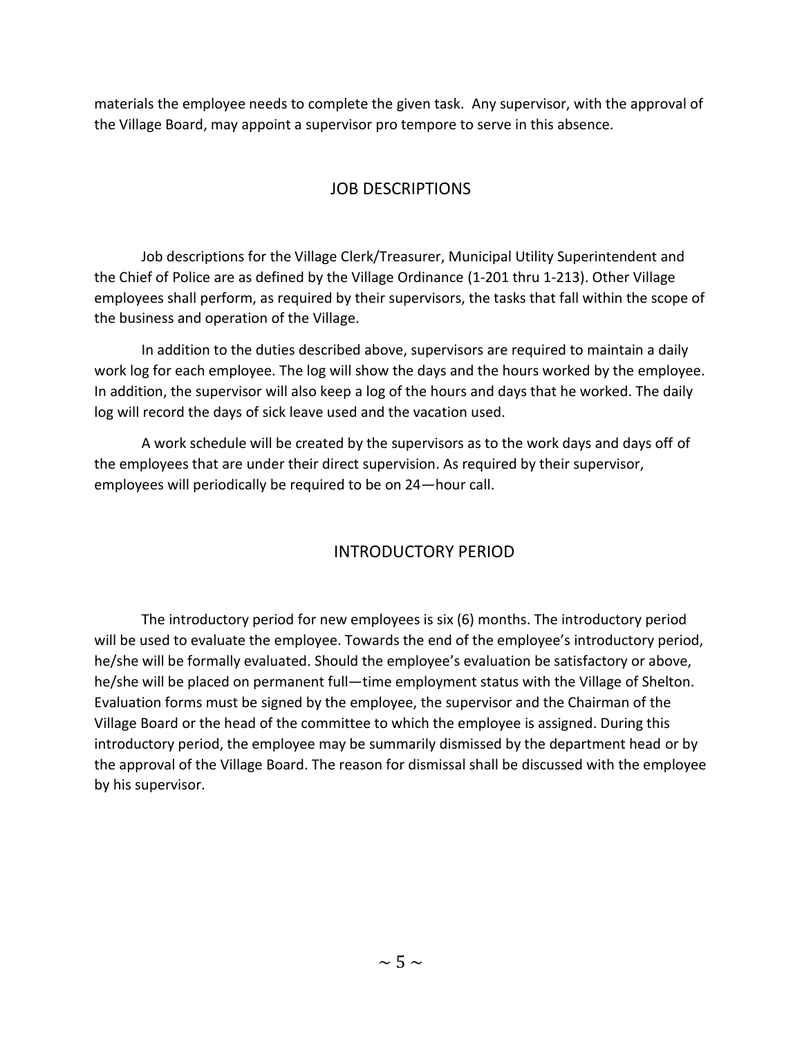materials the employee needs to complete the given task. Any supervisor, with the approval of the Village Board, may appoint a supervisor pro tempore to serve in this absence.

## JOB DESCRIPTIONS

Job descriptions for the Village Clerk/Treasurer, Municipal Utility Superintendent and the Chief of Police are as defined by the Village Ordinance (1-201 thru 1-213). Other Village employees shall perform, as required by their supervisors, the tasks that fall within the scope of the business and operation of the Village.

In addition to the duties described above, supervisors are required to maintain a daily work log for each employee. The log will show the days and the hours worked by the employee. In addition, the supervisor will also keep a log of the hours and days that he worked. The daily log will record the days of sick leave used and the vacation used.

A work schedule will be created by the supervisors as to the work days and days off of the employees that are under their direct supervision. As required by their supervisor, employees will periodically be required to be on 24—hour call.

## INTRODUCTORY PERIOD

The introductory period for new employees is six (6) months. The introductory period will be used to evaluate the employee. Towards the end of the employee's introductory period, he/she will be formally evaluated. Should the employee's evaluation be satisfactory or above, he/she will be placed on permanent full—time employment status with the Village of Shelton. Evaluation forms must be signed by the employee, the supervisor and the Chairman of the Village Board or the head of the committee to which the employee is assigned. During this introductory period, the employee may be summarily dismissed by the department head or by the approval of the Village Board. The reason for dismissal shall be discussed with the employee by his supervisor.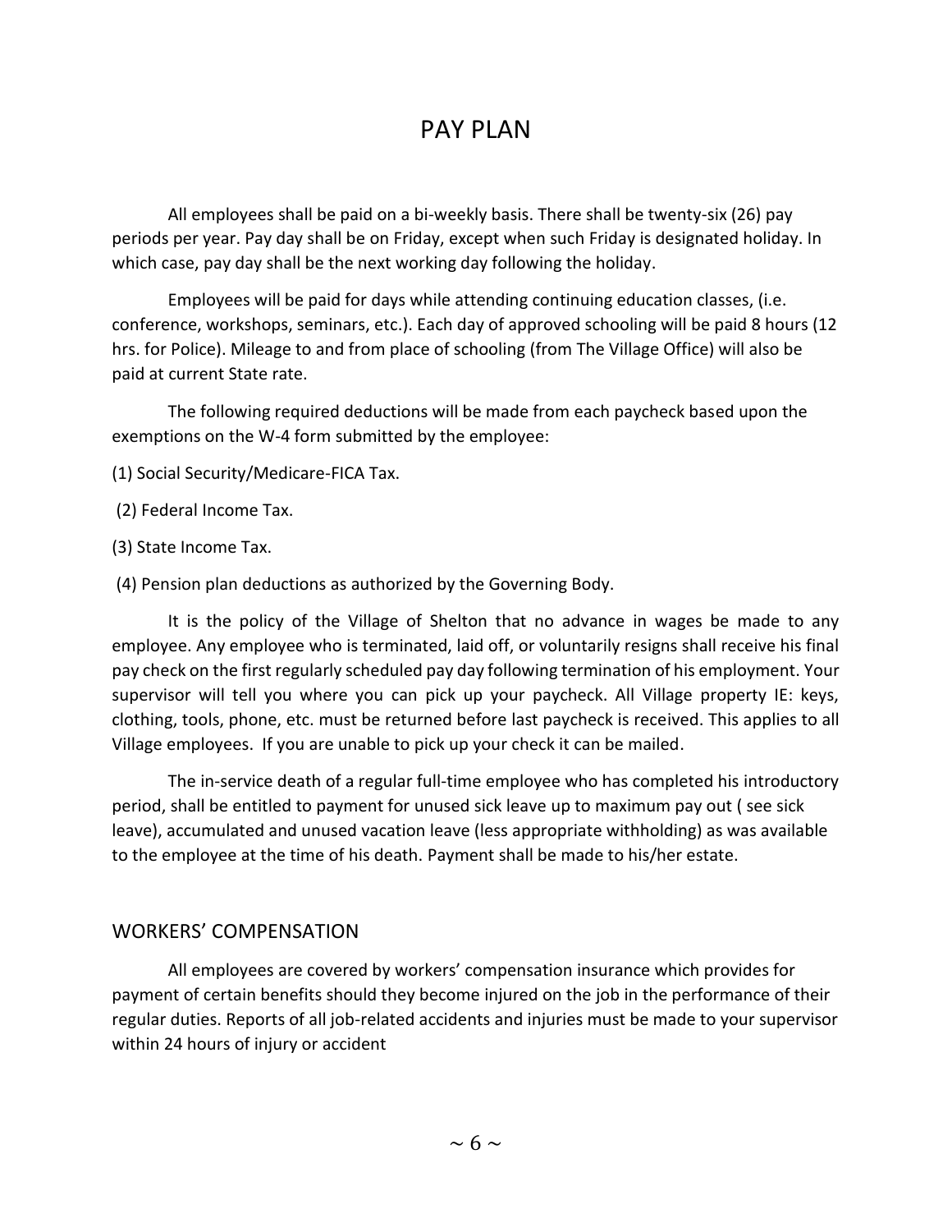# PAY PLAN

All employees shall be paid on a bi-weekly basis. There shall be twenty-six (26) pay periods per year. Pay day shall be on Friday, except when such Friday is designated holiday. In which case, pay day shall be the next working day following the holiday.

Employees will be paid for days while attending continuing education classes, (i.e. conference, workshops, seminars, etc.). Each day of approved schooling will be paid 8 hours (12 hrs. for Police). Mileage to and from place of schooling (from The Village Office) will also be paid at current State rate.

The following required deductions will be made from each paycheck based upon the exemptions on the W-4 form submitted by the employee:

(1) Social Security/Medicare-FICA Tax.

(2) Federal Income Tax.

(3) State Income Tax.

(4) Pension plan deductions as authorized by the Governing Body.

It is the policy of the Village of Shelton that no advance in wages be made to any employee. Any employee who is terminated, laid off, or voluntarily resigns shall receive his final pay check on the first regularly scheduled pay day following termination of his employment. Your supervisor will tell you where you can pick up your paycheck. All Village property IE: keys, clothing, tools, phone, etc. must be returned before last paycheck is received. This applies to all Village employees. If you are unable to pick up your check it can be mailed.

The in-service death of a regular full-time employee who has completed his introductory period, shall be entitled to payment for unused sick leave up to maximum pay out ( see sick leave), accumulated and unused vacation leave (less appropriate withholding) as was available to the employee at the time of his death. Payment shall be made to his/her estate.

## WORKERS' COMPENSATION

All employees are covered by workers' compensation insurance which provides for payment of certain benefits should they become injured on the job in the performance of their regular duties. Reports of all job-related accidents and injuries must be made to your supervisor within 24 hours of injury or accident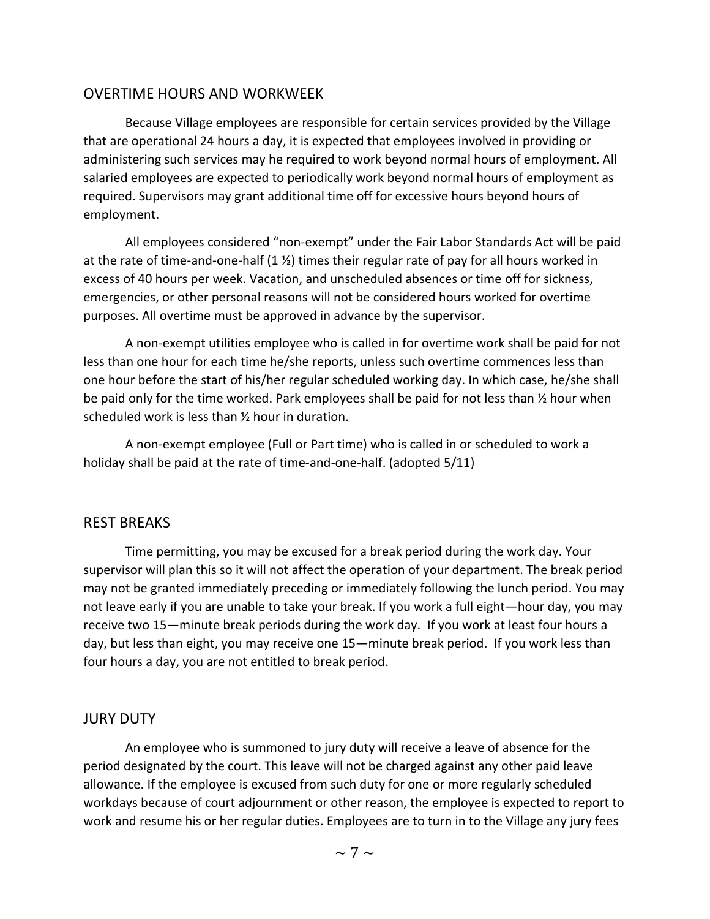## OVERTIME HOURS AND WORKWEEK

Because Village employees are responsible for certain services provided by the Village that are operational 24 hours a day, it is expected that employees involved in providing or administering such services may he required to work beyond normal hours of employment. All salaried employees are expected to periodically work beyond normal hours of employment as required. Supervisors may grant additional time off for excessive hours beyond hours of employment.

All employees considered "non-exempt" under the Fair Labor Standards Act will be paid at the rate of time-and-one-half (1 ½) times their regular rate of pay for all hours worked in excess of 40 hours per week. Vacation, and unscheduled absences or time off for sickness, emergencies, or other personal reasons will not be considered hours worked for overtime purposes. All overtime must be approved in advance by the supervisor.

A non-exempt utilities employee who is called in for overtime work shall be paid for not less than one hour for each time he/she reports, unless such overtime commences less than one hour before the start of his/her regular scheduled working day. In which case, he/she shall be paid only for the time worked. Park employees shall be paid for not less than ½ hour when scheduled work is less than ½ hour in duration.

A non-exempt employee (Full or Part time) who is called in or scheduled to work a holiday shall be paid at the rate of time-and-one-half. (adopted 5/11)

## REST BREAKS

Time permitting, you may be excused for a break period during the work day. Your supervisor will plan this so it will not affect the operation of your department. The break period may not be granted immediately preceding or immediately following the lunch period. You may not leave early if you are unable to take your break. If you work a full eight—hour day, you may receive two 15—minute break periods during the work day. If you work at least four hours a day, but less than eight, you may receive one 15—minute break period. If you work less than four hours a day, you are not entitled to break period.

## JURY DUTY

An employee who is summoned to jury duty will receive a leave of absence for the period designated by the court. This leave will not be charged against any other paid leave allowance. If the employee is excused from such duty for one or more regularly scheduled workdays because of court adjournment or other reason, the employee is expected to report to work and resume his or her regular duties. Employees are to turn in to the Village any jury fees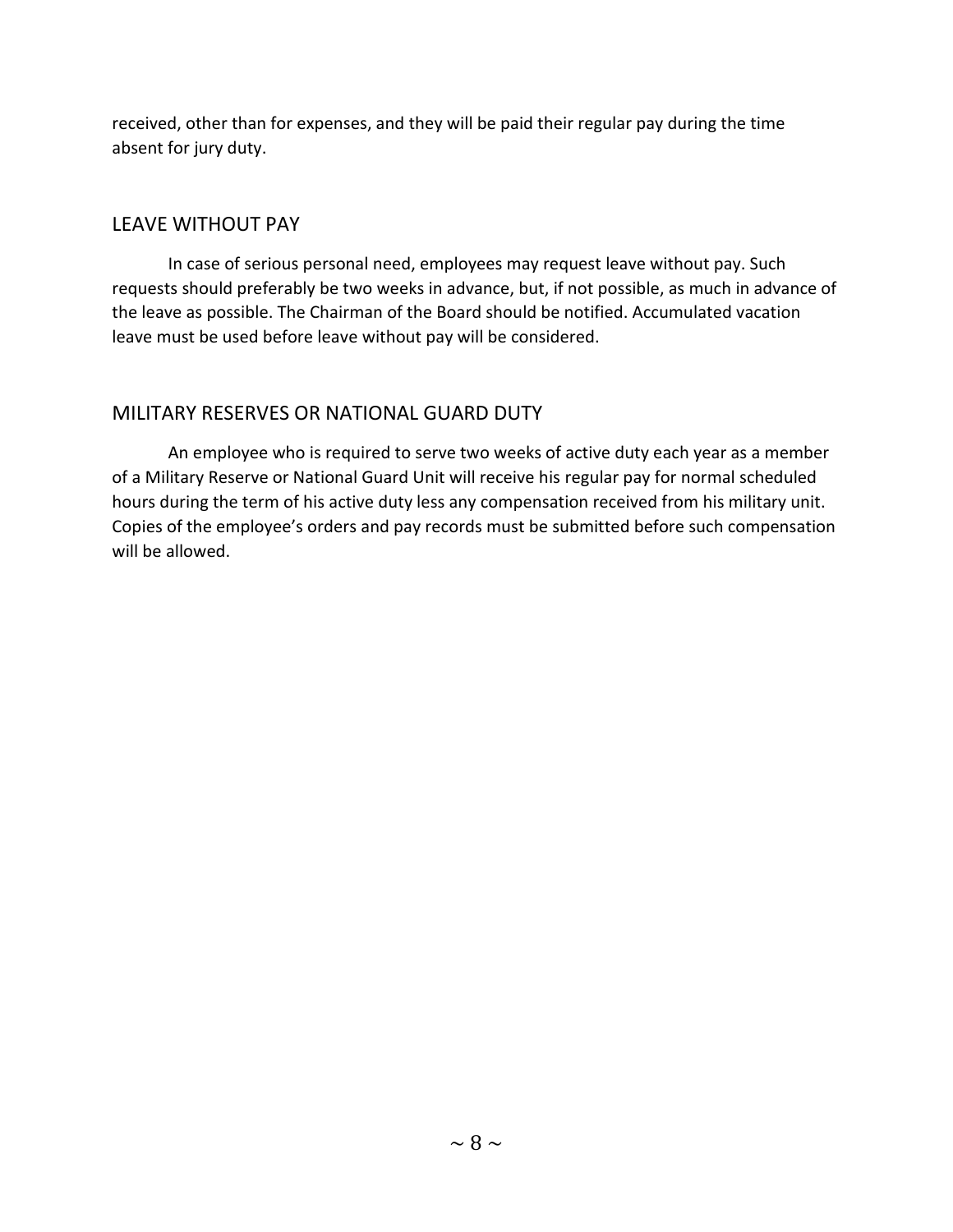received, other than for expenses, and they will be paid their regular pay during the time absent for jury duty.

## LEAVE WITHOUT PAY

In case of serious personal need, employees may request leave without pay. Such requests should preferably be two weeks in advance, but, if not possible, as much in advance of the leave as possible. The Chairman of the Board should be notified. Accumulated vacation leave must be used before leave without pay will be considered.

## MILITARY RESERVES OR NATIONAL GUARD DUTY

An employee who is required to serve two weeks of active duty each year as a member of a Military Reserve or National Guard Unit will receive his regular pay for normal scheduled hours during the term of his active duty less any compensation received from his military unit. Copies of the employee's orders and pay records must be submitted before such compensation will be allowed.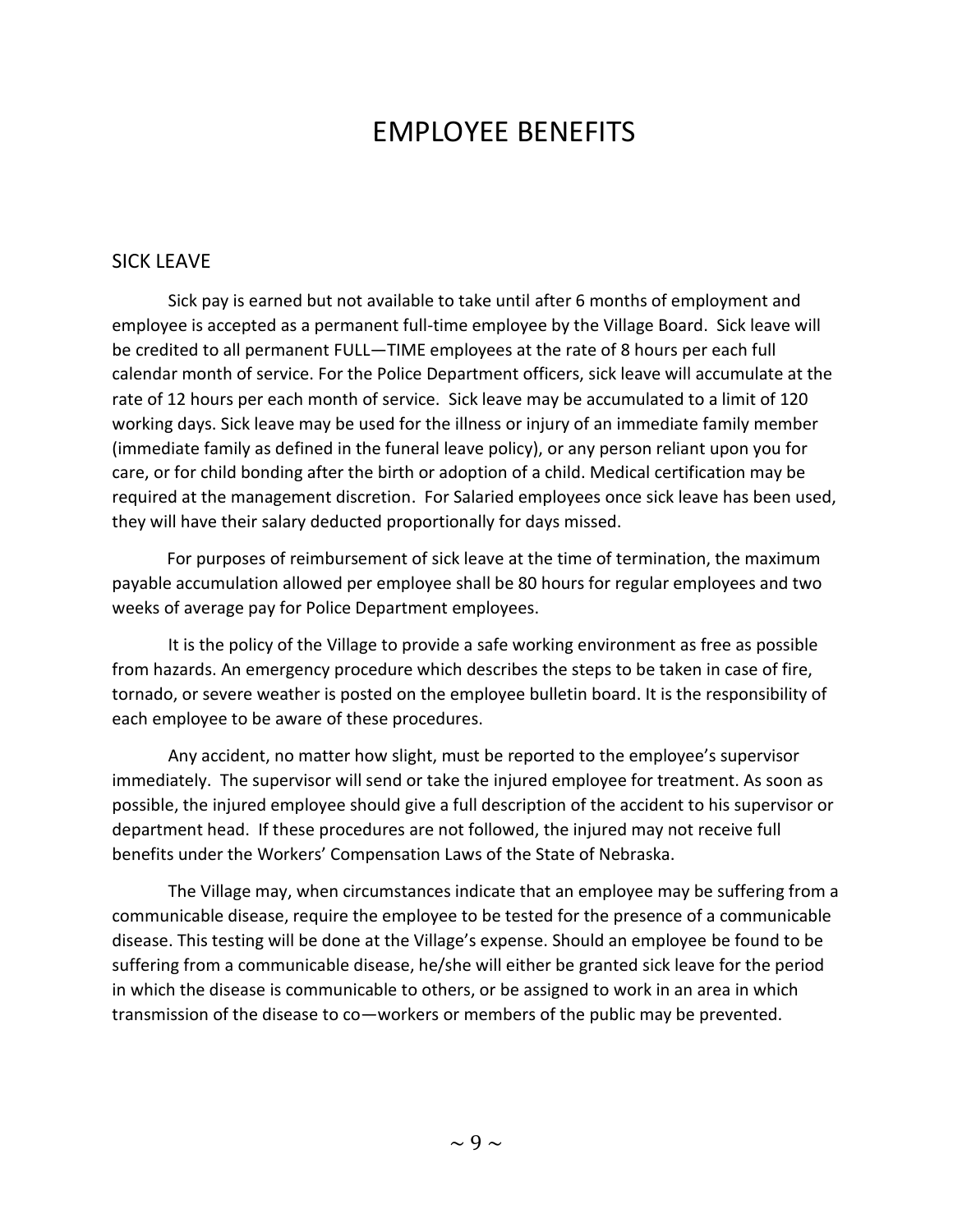# EMPLOYEE BENEFITS

## SICK LEAVE

Sick pay is earned but not available to take until after 6 months of employment and employee is accepted as a permanent full-time employee by the Village Board. Sick leave will be credited to all permanent FULL—TIME employees at the rate of 8 hours per each full calendar month of service. For the Police Department officers, sick leave will accumulate at the rate of 12 hours per each month of service. Sick leave may be accumulated to a limit of 120 working days. Sick leave may be used for the illness or injury of an immediate family member (immediate family as defined in the funeral leave policy), or any person reliant upon you for care, or for child bonding after the birth or adoption of a child. Medical certification may be required at the management discretion. For Salaried employees once sick leave has been used, they will have their salary deducted proportionally for days missed.

For purposes of reimbursement of sick leave at the time of termination, the maximum payable accumulation allowed per employee shall be 80 hours for regular employees and two weeks of average pay for Police Department employees.

It is the policy of the Village to provide a safe working environment as free as possible from hazards. An emergency procedure which describes the steps to be taken in case of fire, tornado, or severe weather is posted on the employee bulletin board. It is the responsibility of each employee to be aware of these procedures.

Any accident, no matter how slight, must be reported to the employee's supervisor immediately. The supervisor will send or take the injured employee for treatment. As soon as possible, the injured employee should give a full description of the accident to his supervisor or department head. If these procedures are not followed, the injured may not receive full benefits under the Workers' Compensation Laws of the State of Nebraska.

The Village may, when circumstances indicate that an employee may be suffering from a communicable disease, require the employee to be tested for the presence of a communicable disease. This testing will be done at the Village's expense. Should an employee be found to be suffering from a communicable disease, he/she will either be granted sick leave for the period in which the disease is communicable to others, or be assigned to work in an area in which transmission of the disease to co—workers or members of the public may be prevented.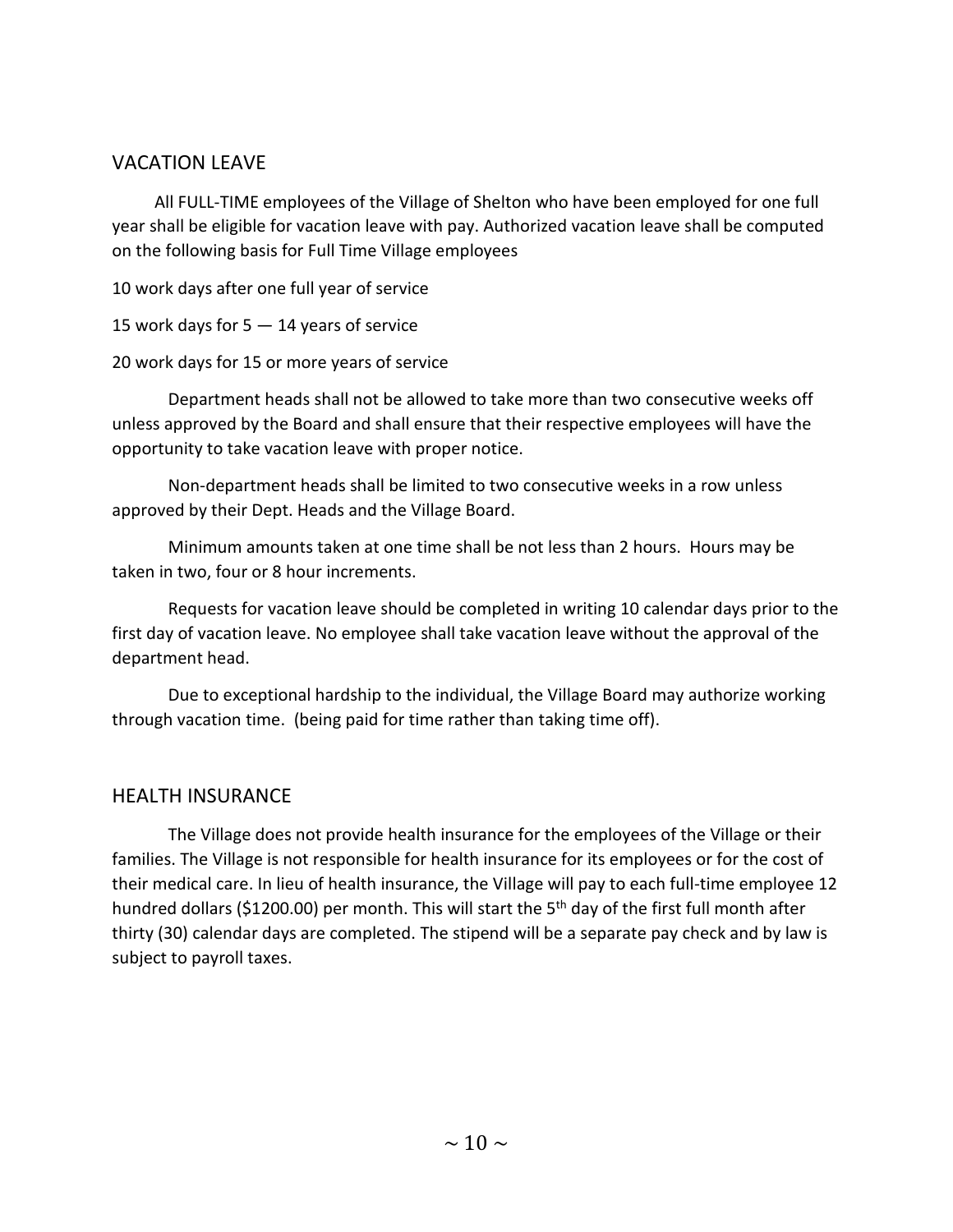## VACATION LEAVE

All FULL-TIME employees of the Village of Shelton who have been employed for one full year shall be eligible for vacation leave with pay. Authorized vacation leave shall be computed on the following basis for Full Time Village employees

10 work days after one full year of service

15 work days for 5 — 14 years of service

20 work days for 15 or more years of service

Department heads shall not be allowed to take more than two consecutive weeks off unless approved by the Board and shall ensure that their respective employees will have the opportunity to take vacation leave with proper notice.

Non-department heads shall be limited to two consecutive weeks in a row unless approved by their Dept. Heads and the Village Board.

Minimum amounts taken at one time shall be not less than 2 hours. Hours may be taken in two, four or 8 hour increments.

Requests for vacation leave should be completed in writing 10 calendar days prior to the first day of vacation leave. No employee shall take vacation leave without the approval of the department head.

Due to exceptional hardship to the individual, the Village Board may authorize working through vacation time. (being paid for time rather than taking time off).

## HEALTH INSURANCE

The Village does not provide health insurance for the employees of the Village or their families. The Village is not responsible for health insurance for its employees or for the cost of their medical care. In lieu of health insurance, the Village will pay to each full-time employee 12 hundred dollars ($1200.00) per month. This will start the 5th day of the first full month after thirty (30) calendar days are completed. The stipend will be a separate pay check and by law is subject to payroll taxes.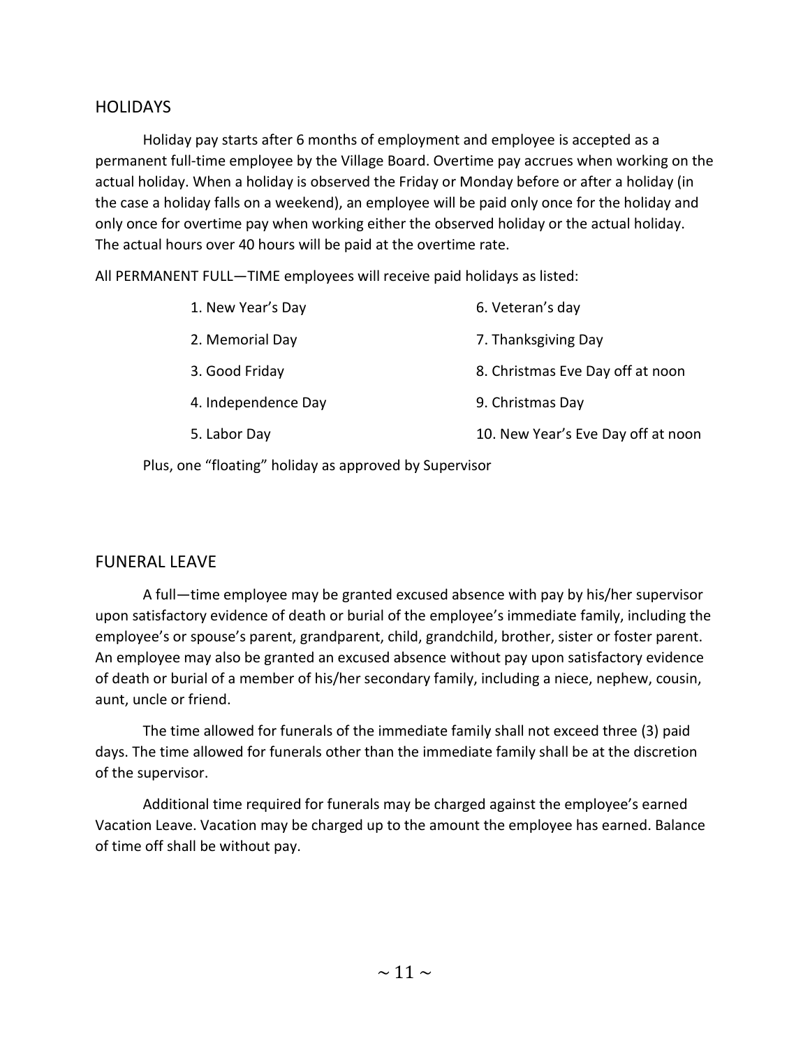## HOLIDAYS

Holiday pay starts after 6 months of employment and employee is accepted as a permanent full-time employee by the Village Board. Overtime pay accrues when working on the actual holiday. When a holiday is observed the Friday or Monday before or after a holiday (in the case a holiday falls on a weekend), an employee will be paid only once for the holiday and only once for overtime pay when working either the observed holiday or the actual holiday. The actual hours over 40 hours will be paid at the overtime rate.

All PERMANENT FULL—TIME employees will receive paid holidays as listed:

1. New Year's Day
2. Memorial Day
3. Good Friday
4. Independence Day
5. Labor Day
6. Veteran's day
7. Thanksgiving Day
8. Christmas Eve Day off at noon
9. Christmas Day
10. New Year's Eve Day off at noon

Plus, one "floating" holiday as approved by Supervisor

## FUNERAL LEAVE

A full—time employee may be granted excused absence with pay by his/her supervisor upon satisfactory evidence of death or burial of the employee's immediate family, including the employee's or spouse's parent, grandparent, child, grandchild, brother, sister or foster parent. An employee may also be granted an excused absence without pay upon satisfactory evidence of death or burial of a member of his/her secondary family, including a niece, nephew, cousin, aunt, uncle or friend.

The time allowed for funerals of the immediate family shall not exceed three (3) paid days. The time allowed for funerals other than the immediate family shall be at the discretion of the supervisor.

Additional time required for funerals may be charged against the employee's earned Vacation Leave. Vacation may be charged up to the amount the employee has earned. Balance of time off shall be without pay.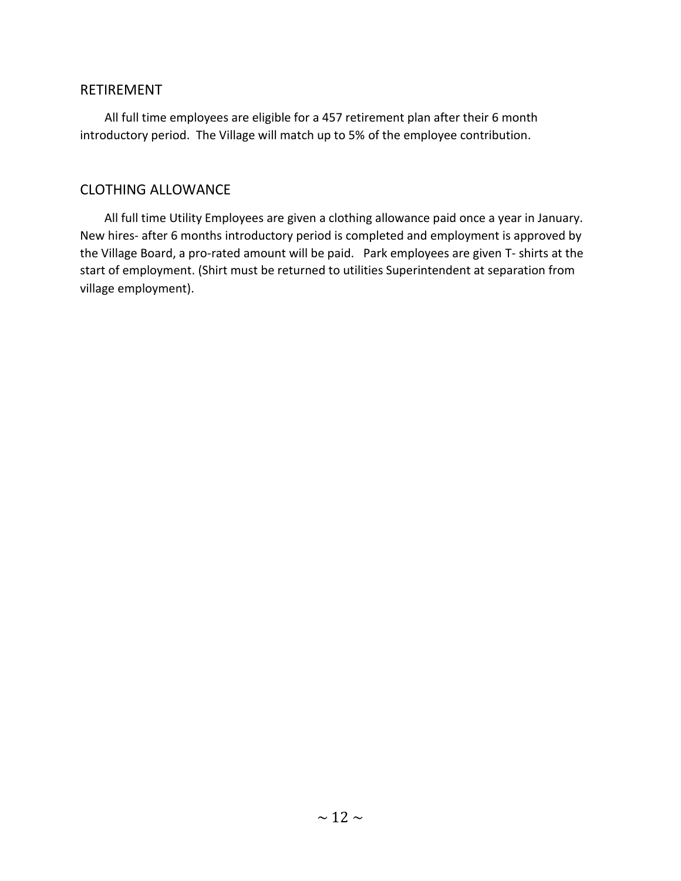## RETIREMENT

All full time employees are eligible for a 457 retirement plan after their 6 month introductory period. The Village will match up to 5% of the employee contribution.

## CLOTHING ALLOWANCE

All full time Utility Employees are given a clothing allowance paid once a year in January. New hires- after 6 months introductory period is completed and employment is approved by the Village Board, a pro-rated amount will be paid. Park employees are given T- shirts at the start of employment. (Shirt must be returned to utilities Superintendent at separation from village employment).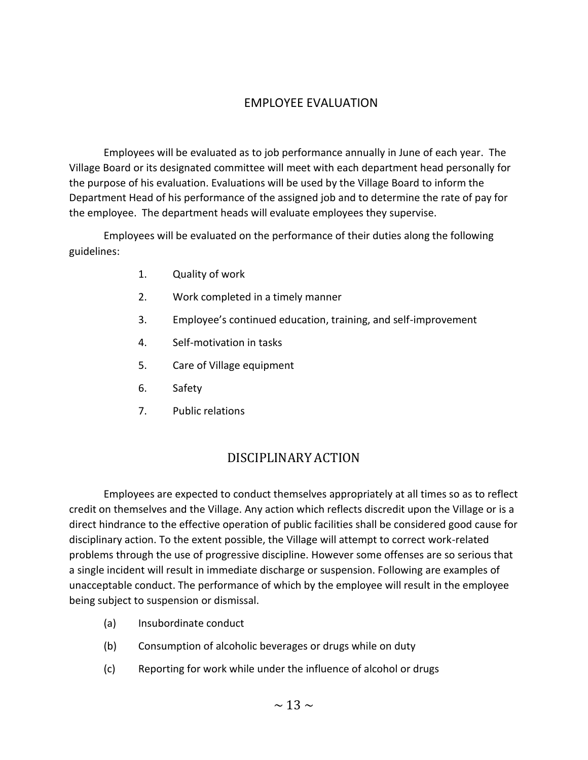## EMPLOYEE EVALUATION

Employees will be evaluated as to job performance annually in June of each year. The Village Board or its designated committee will meet with each department head personally for the purpose of his evaluation. Evaluations will be used by the Village Board to inform the Department Head of his performance of the assigned job and to determine the rate of pay for the employee. The department heads will evaluate employees they supervise.

Employees will be evaluated on the performance of their duties along the following guidelines:

1. Quality of work
2. Work completed in a timely manner
3. Employee's continued education, training, and self-improvement
4. Self-motivation in tasks
5. Care of Village equipment
6. Safety
7. Public relations

## DISCIPLINARY ACTION

Employees are expected to conduct themselves appropriately at all times so as to reflect credit on themselves and the Village. Any action which reflects discredit upon the Village or is a direct hindrance to the effective operation of public facilities shall be considered good cause for disciplinary action. To the extent possible, the Village will attempt to correct work-related problems through the use of progressive discipline. However some offenses are so serious that a single incident will result in immediate discharge or suspension. Following are examples of unacceptable conduct. The performance of which by the employee will result in the employee being subject to suspension or dismissal.

(a) Insubordinate conduct

(b) Consumption of alcoholic beverages or drugs while on duty

(c) Reporting for work while under the influence of alcohol or drugs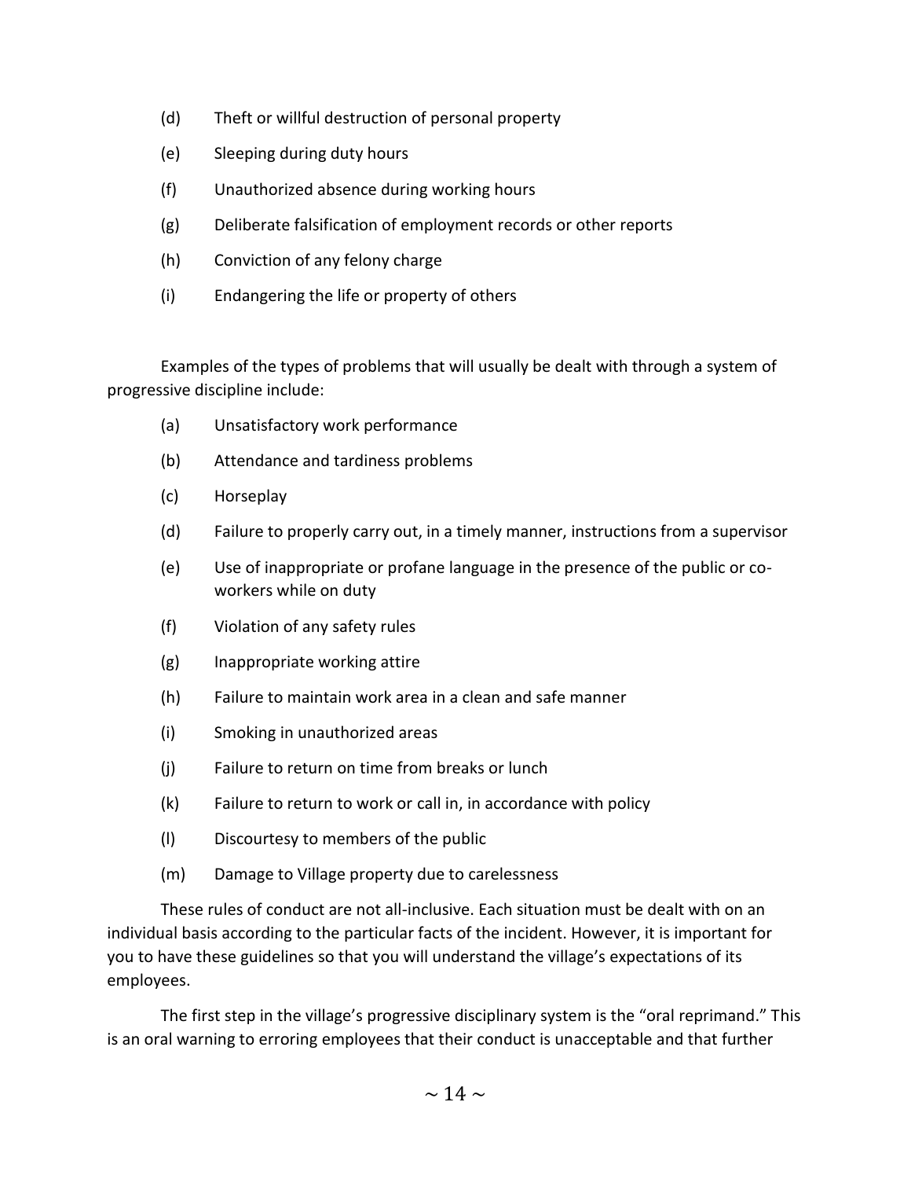(d) Theft or willful destruction of personal property

(e) Sleeping during duty hours

(f) Unauthorized absence during working hours

(g) Deliberate falsification of employment records or other reports

(h) Conviction of any felony charge

(i) Endangering the life or property of others

Examples of the types of problems that will usually be dealt with through a system of progressive discipline include:

(a) Unsatisfactory work performance

(b) Attendance and tardiness problems

(c) Horseplay

(d) Failure to properly carry out, in a timely manner, instructions from a supervisor

(e) Use of inappropriate or profane language in the presence of the public or co-workers while on duty

(f) Violation of any safety rules

(g) Inappropriate working attire

(h) Failure to maintain work area in a clean and safe manner

(i) Smoking in unauthorized areas

(j) Failure to return on time from breaks or lunch

(k) Failure to return to work or call in, in accordance with policy

(l) Discourtesy to members of the public

(m) Damage to Village property due to carelessness

These rules of conduct are not all-inclusive. Each situation must be dealt with on an individual basis according to the particular facts of the incident. However, it is important for you to have these guidelines so that you will understand the village's expectations of its employees.

The first step in the village's progressive disciplinary system is the "oral reprimand." This is an oral warning to erroring employees that their conduct is unacceptable and that further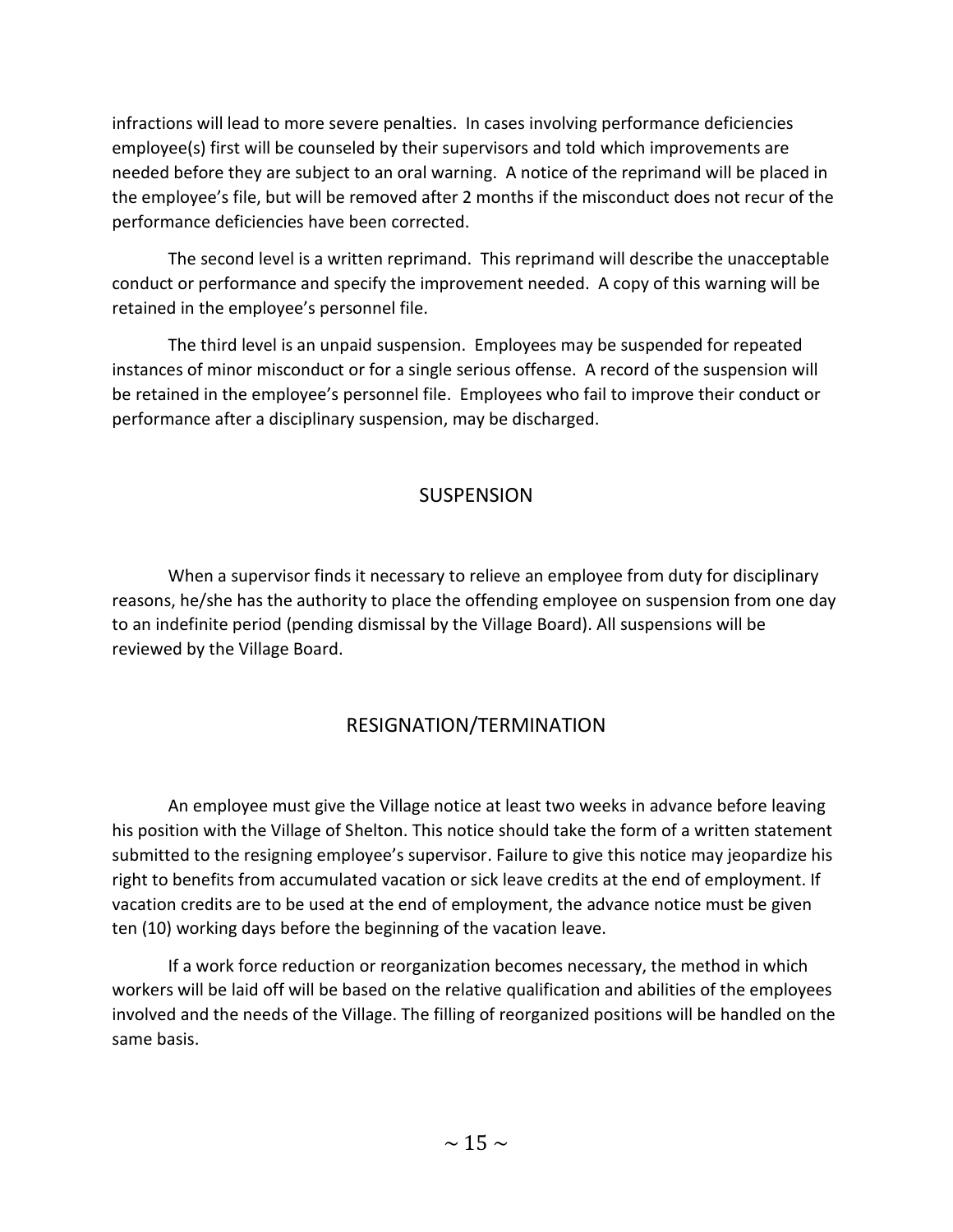infractions will lead to more severe penalties. In cases involving performance deficiencies employee(s) first will be counseled by their supervisors and told which improvements are needed before they are subject to an oral warning. A notice of the reprimand will be placed in the employee's file, but will be removed after 2 months if the misconduct does not recur of the performance deficiencies have been corrected.

The second level is a written reprimand. This reprimand will describe the unacceptable conduct or performance and specify the improvement needed. A copy of this warning will be retained in the employee's personnel file.

The third level is an unpaid suspension. Employees may be suspended for repeated instances of minor misconduct or for a single serious offense. A record of the suspension will be retained in the employee's personnel file. Employees who fail to improve their conduct or performance after a disciplinary suspension, may be discharged.

## SUSPENSION

When a supervisor finds it necessary to relieve an employee from duty for disciplinary reasons, he/she has the authority to place the offending employee on suspension from one day to an indefinite period (pending dismissal by the Village Board). All suspensions will be reviewed by the Village Board.

## RESIGNATION/TERMINATION

An employee must give the Village notice at least two weeks in advance before leaving his position with the Village of Shelton. This notice should take the form of a written statement submitted to the resigning employee's supervisor. Failure to give this notice may jeopardize his right to benefits from accumulated vacation or sick leave credits at the end of employment. If vacation credits are to be used at the end of employment, the advance notice must be given ten (10) working days before the beginning of the vacation leave.

If a work force reduction or reorganization becomes necessary, the method in which workers will be laid off will be based on the relative qualification and abilities of the employees involved and the needs of the Village. The filling of reorganized positions will be handled on the same basis.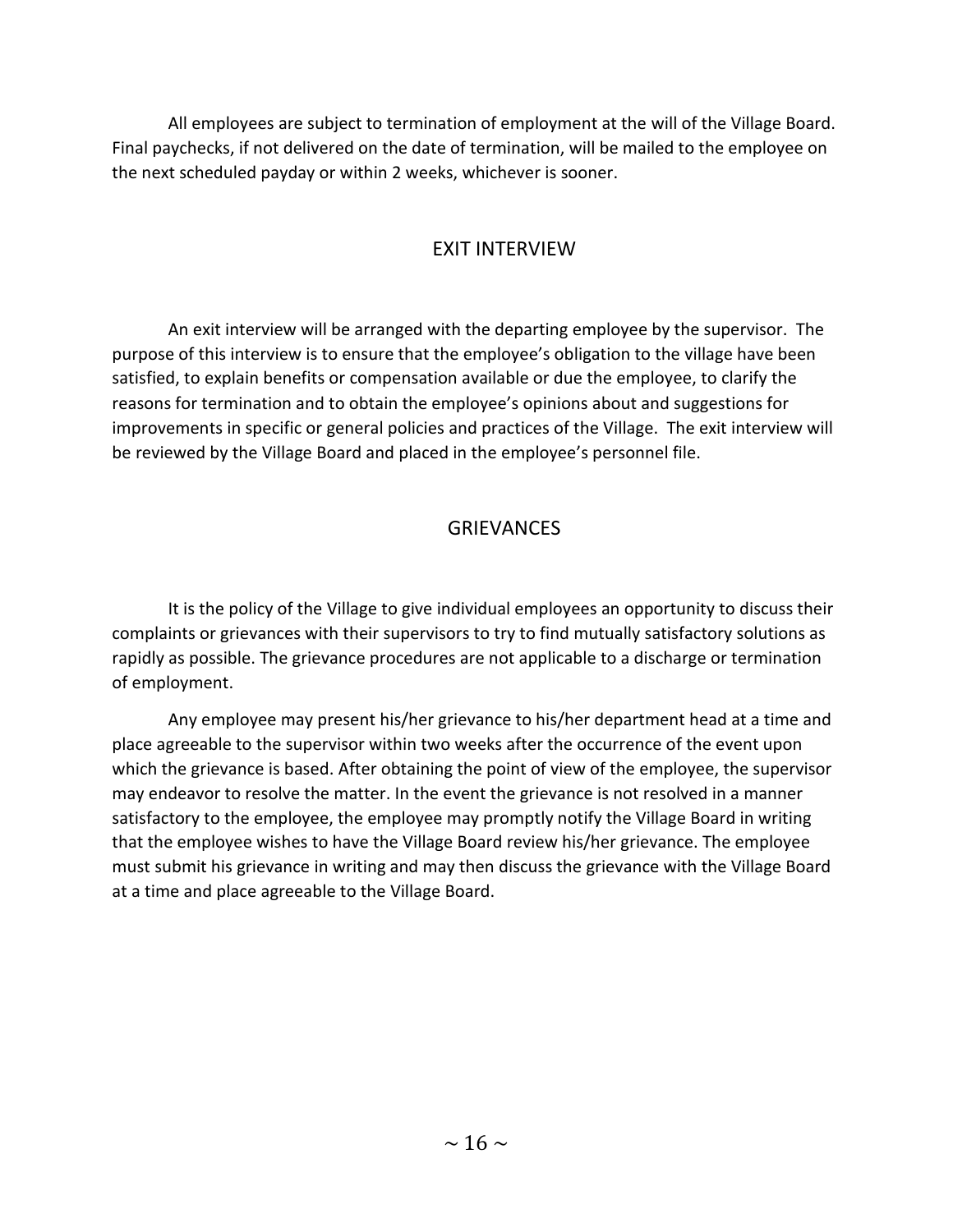All employees are subject to termination of employment at the will of the Village Board. Final paychecks, if not delivered on the date of termination, will be mailed to the employee on the next scheduled payday or within 2 weeks, whichever is sooner.

## EXIT INTERVIEW

An exit interview will be arranged with the departing employee by the supervisor. The purpose of this interview is to ensure that the employee's obligation to the village have been satisfied, to explain benefits or compensation available or due the employee, to clarify the reasons for termination and to obtain the employee's opinions about and suggestions for improvements in specific or general policies and practices of the Village. The exit interview will be reviewed by the Village Board and placed in the employee's personnel file.

## GRIEVANCES

It is the policy of the Village to give individual employees an opportunity to discuss their complaints or grievances with their supervisors to try to find mutually satisfactory solutions as rapidly as possible. The grievance procedures are not applicable to a discharge or termination of employment.

Any employee may present his/her grievance to his/her department head at a time and place agreeable to the supervisor within two weeks after the occurrence of the event upon which the grievance is based. After obtaining the point of view of the employee, the supervisor may endeavor to resolve the matter. In the event the grievance is not resolved in a manner satisfactory to the employee, the employee may promptly notify the Village Board in writing that the employee wishes to have the Village Board review his/her grievance. The employee must submit his grievance in writing and may then discuss the grievance with the Village Board at a time and place agreeable to the Village Board.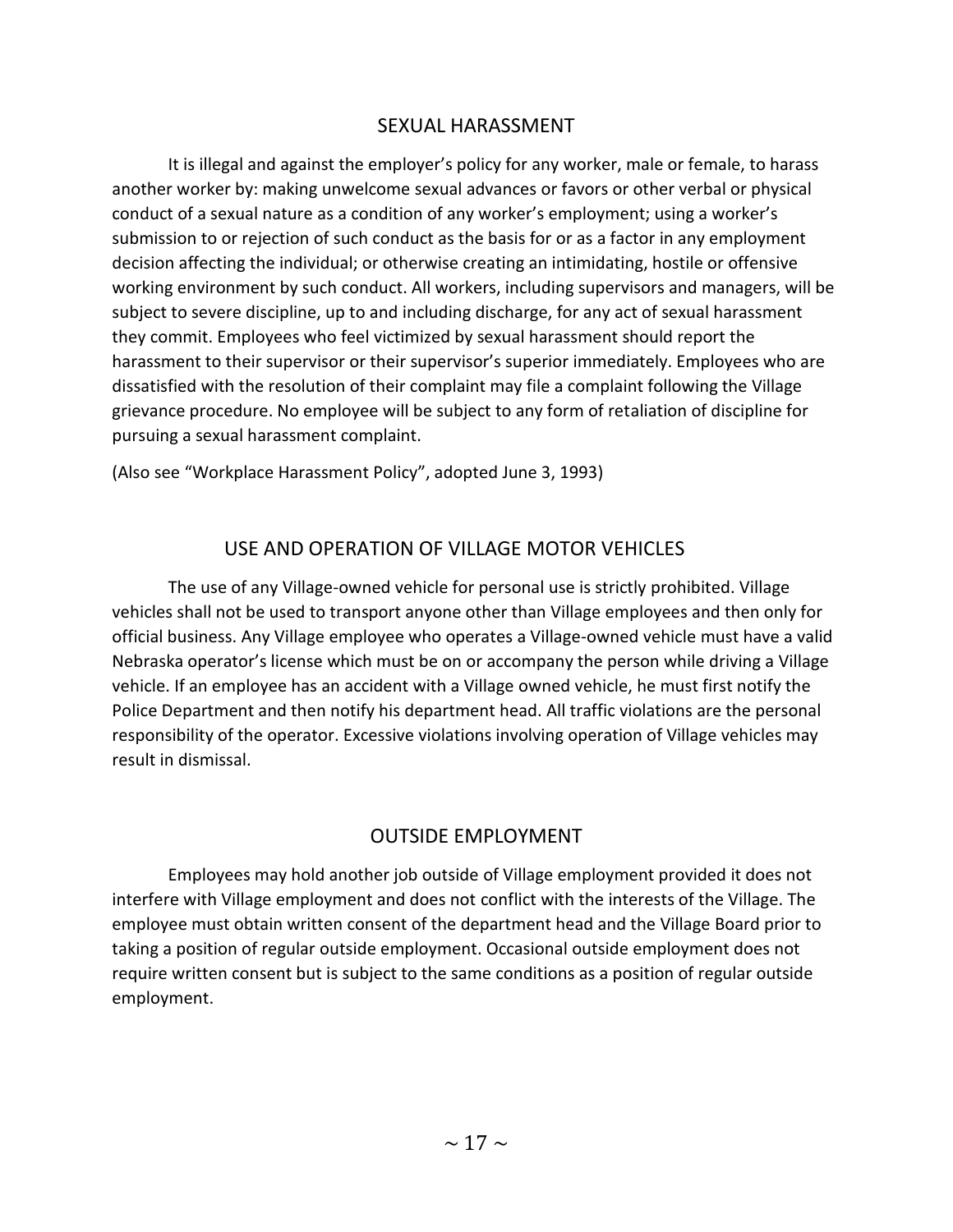## SEXUAL HARASSMENT

It is illegal and against the employer's policy for any worker, male or female, to harass another worker by: making unwelcome sexual advances or favors or other verbal or physical conduct of a sexual nature as a condition of any worker's employment; using a worker's submission to or rejection of such conduct as the basis for or as a factor in any employment decision affecting the individual; or otherwise creating an intimidating, hostile or offensive working environment by such conduct. All workers, including supervisors and managers, will be subject to severe discipline, up to and including discharge, for any act of sexual harassment they commit. Employees who feel victimized by sexual harassment should report the harassment to their supervisor or their supervisor's superior immediately. Employees who are dissatisfied with the resolution of their complaint may file a complaint following the Village grievance procedure. No employee will be subject to any form of retaliation of discipline for pursuing a sexual harassment complaint.

(Also see "Workplace Harassment Policy", adopted June 3, 1993)

## USE AND OPERATION OF VILLAGE MOTOR VEHICLES

The use of any Village-owned vehicle for personal use is strictly prohibited. Village vehicles shall not be used to transport anyone other than Village employees and then only for official business. Any Village employee who operates a Village-owned vehicle must have a valid Nebraska operator's license which must be on or accompany the person while driving a Village vehicle. If an employee has an accident with a Village owned vehicle, he must first notify the Police Department and then notify his department head. All traffic violations are the personal responsibility of the operator. Excessive violations involving operation of Village vehicles may result in dismissal.

## OUTSIDE EMPLOYMENT

Employees may hold another job outside of Village employment provided it does not interfere with Village employment and does not conflict with the interests of the Village. The employee must obtain written consent of the department head and the Village Board prior to taking a position of regular outside employment. Occasional outside employment does not require written consent but is subject to the same conditions as a position of regular outside employment.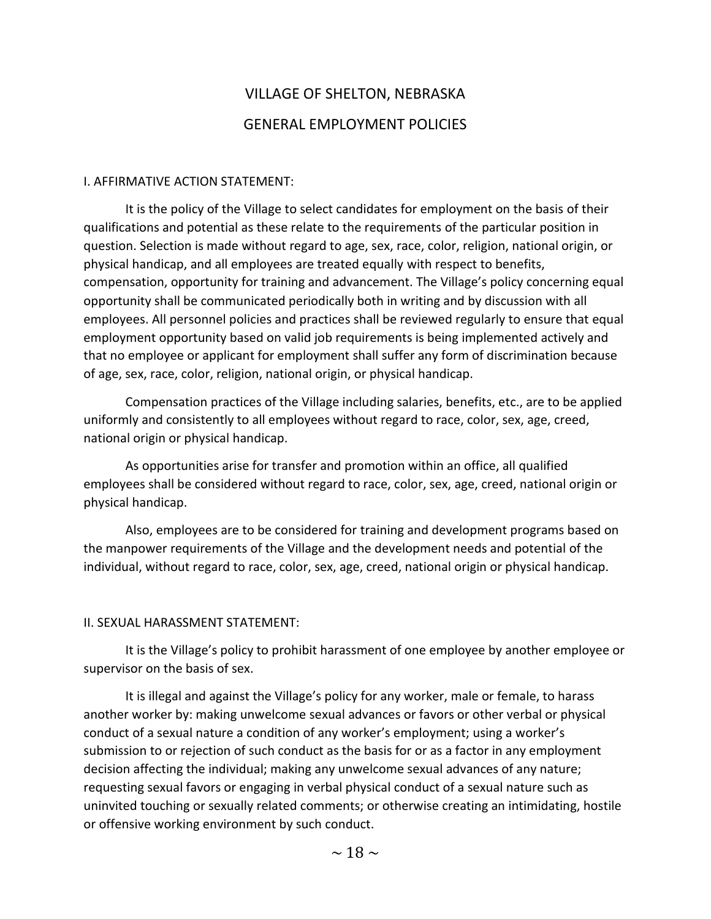# VILLAGE OF SHELTON, NEBRASKA

## GENERAL EMPLOYMENT POLICIES

### I. AFFIRMATIVE ACTION STATEMENT:

It is the policy of the Village to select candidates for employment on the basis of their qualifications and potential as these relate to the requirements of the particular position in question. Selection is made without regard to age, sex, race, color, religion, national origin, or physical handicap, and all employees are treated equally with respect to benefits, compensation, opportunity for training and advancement. The Village's policy concerning equal opportunity shall be communicated periodically both in writing and by discussion with all employees. All personnel policies and practices shall be reviewed regularly to ensure that equal employment opportunity based on valid job requirements is being implemented actively and that no employee or applicant for employment shall suffer any form of discrimination because of age, sex, race, color, religion, national origin, or physical handicap.

Compensation practices of the Village including salaries, benefits, etc., are to be applied uniformly and consistently to all employees without regard to race, color, sex, age, creed, national origin or physical handicap.

As opportunities arise for transfer and promotion within an office, all qualified employees shall be considered without regard to race, color, sex, age, creed, national origin or physical handicap.

Also, employees are to be considered for training and development programs based on the manpower requirements of the Village and the development needs and potential of the individual, without regard to race, color, sex, age, creed, national origin or physical handicap.

### II. SEXUAL HARASSMENT STATEMENT:

It is the Village's policy to prohibit harassment of one employee by another employee or supervisor on the basis of sex.

It is illegal and against the Village's policy for any worker, male or female, to harass another worker by: making unwelcome sexual advances or favors or other verbal or physical conduct of a sexual nature a condition of any worker's employment; using a worker's submission to or rejection of such conduct as the basis for or as a factor in any employment decision affecting the individual; making any unwelcome sexual advances of any nature; requesting sexual favors or engaging in verbal physical conduct of a sexual nature such as uninvited touching or sexually related comments; or otherwise creating an intimidating, hostile or offensive working environment by such conduct.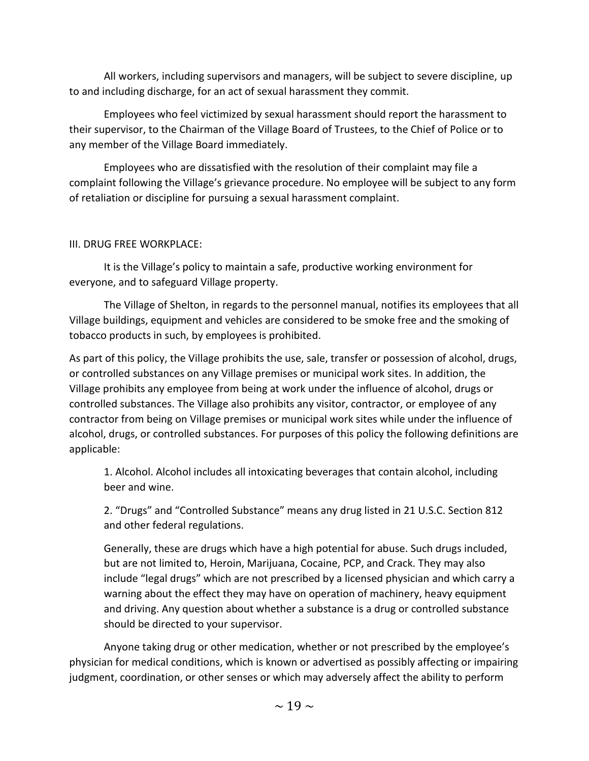All workers, including supervisors and managers, will be subject to severe discipline, up to and including discharge, for an act of sexual harassment they commit.

Employees who feel victimized by sexual harassment should report the harassment to their supervisor, to the Chairman of the Village Board of Trustees, to the Chief of Police or to any member of the Village Board immediately.

Employees who are dissatisfied with the resolution of their complaint may file a complaint following the Village's grievance procedure. No employee will be subject to any form of retaliation or discipline for pursuing a sexual harassment complaint.

III. DRUG FREE WORKPLACE:

It is the Village's policy to maintain a safe, productive working environment for everyone, and to safeguard Village property.

The Village of Shelton, in regards to the personnel manual, notifies its employees that all Village buildings, equipment and vehicles are considered to be smoke free and the smoking of tobacco products in such, by employees is prohibited.

As part of this policy, the Village prohibits the use, sale, transfer or possession of alcohol, drugs, or controlled substances on any Village premises or municipal work sites. In addition, the Village prohibits any employee from being at work under the influence of alcohol, drugs or controlled substances. The Village also prohibits any visitor, contractor, or employee of any contractor from being on Village premises or municipal work sites while under the influence of alcohol, drugs, or controlled substances. For purposes of this policy the following definitions are applicable:

1. Alcohol. Alcohol includes all intoxicating beverages that contain alcohol, including beer and wine.

2. "Drugs" and "Controlled Substance" means any drug listed in 21 U.S.C. Section 812 and other federal regulations.

   Generally, these are drugs which have a high potential for abuse. Such drugs included, but are not limited to, Heroin, Marijuana, Cocaine, PCP, and Crack. They may also include "legal drugs" which are not prescribed by a licensed physician and which carry a warning about the effect they may have on operation of machinery, heavy equipment and driving. Any question about whether a substance is a drug or controlled substance should be directed to your supervisor.

Anyone taking drug or other medication, whether or not prescribed by the employee's physician for medical conditions, which is known or advertised as possibly affecting or impairing judgment, coordination, or other senses or which may adversely affect the ability to perform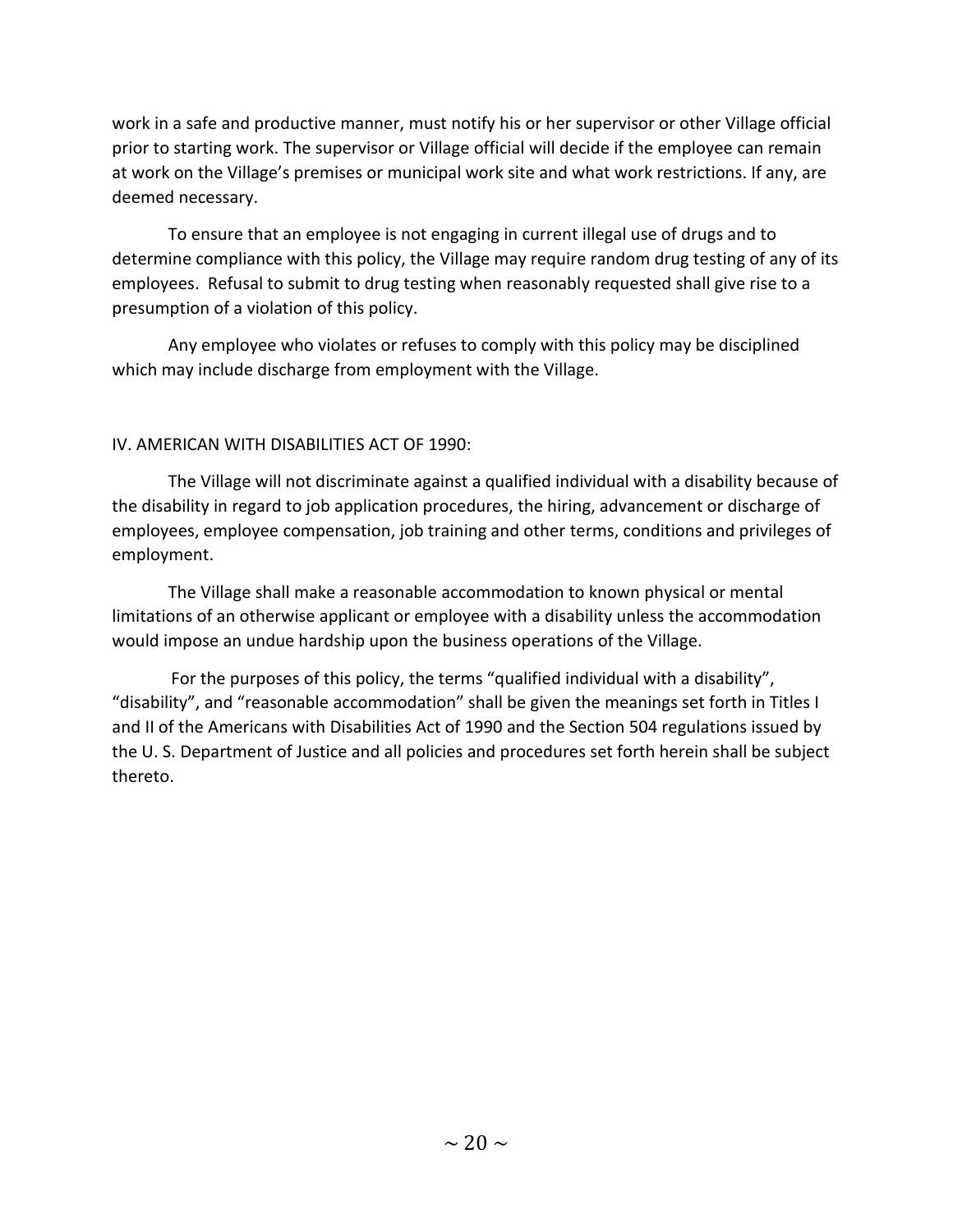work in a safe and productive manner, must notify his or her supervisor or other Village official prior to starting work. The supervisor or Village official will decide if the employee can remain at work on the Village's premises or municipal work site and what work restrictions. If any, are deemed necessary.

To ensure that an employee is not engaging in current illegal use of drugs and to determine compliance with this policy, the Village may require random drug testing of any of its employees. Refusal to submit to drug testing when reasonably requested shall give rise to a presumption of a violation of this policy.

Any employee who violates or refuses to comply with this policy may be disciplined which may include discharge from employment with the Village.

## IV. AMERICAN WITH DISABILITIES ACT OF 1990:

The Village will not discriminate against a qualified individual with a disability because of the disability in regard to job application procedures, the hiring, advancement or discharge of employees, employee compensation, job training and other terms, conditions and privileges of employment.

The Village shall make a reasonable accommodation to known physical or mental limitations of an otherwise applicant or employee with a disability unless the accommodation would impose an undue hardship upon the business operations of the Village.

For the purposes of this policy, the terms "qualified individual with a disability", "disability", and "reasonable accommodation" shall be given the meanings set forth in Titles I and II of the Americans with Disabilities Act of 1990 and the Section 504 regulations issued by the U. S. Department of Justice and all policies and procedures set forth herein shall be subject thereto.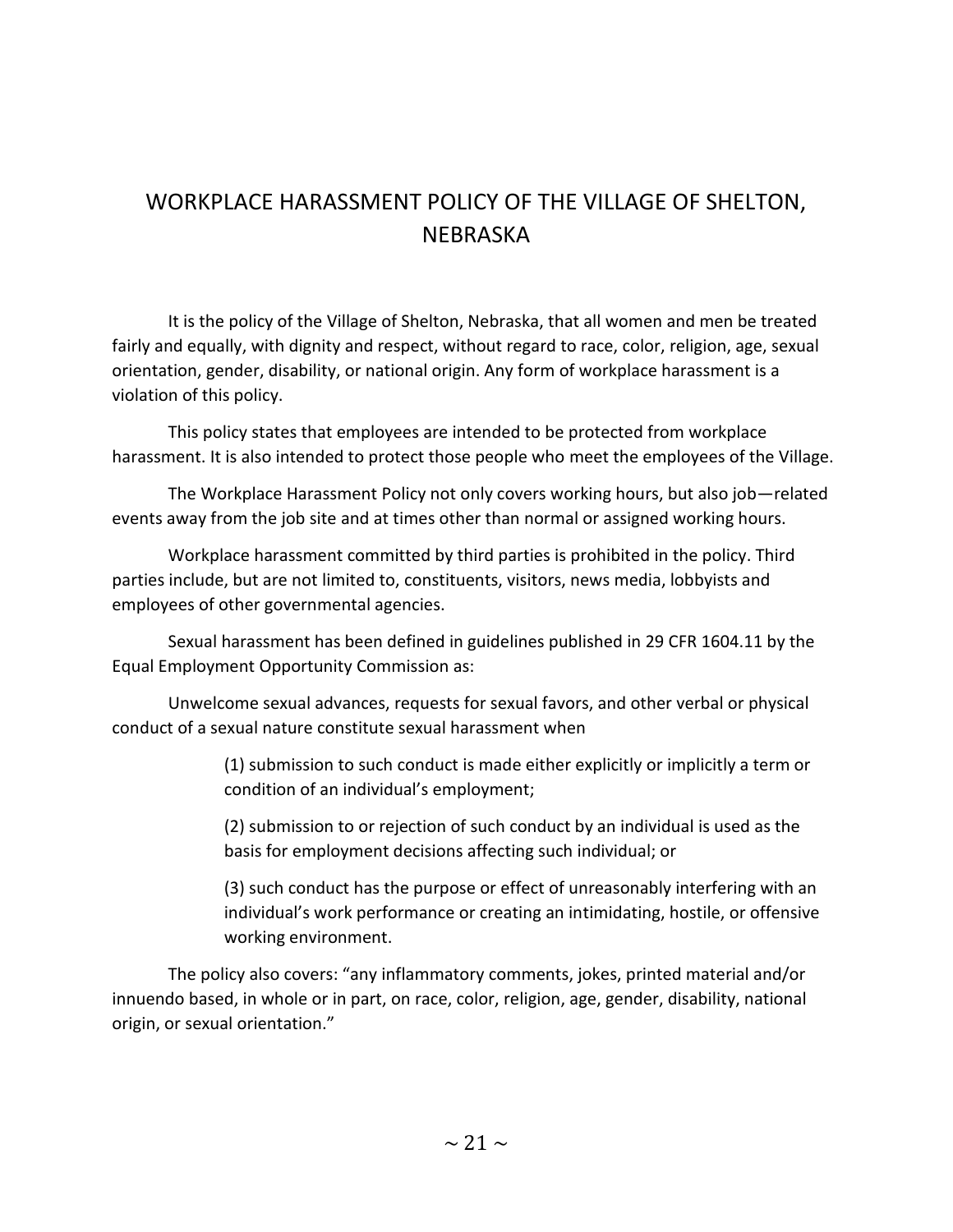# WORKPLACE HARASSMENT POLICY OF THE VILLAGE OF SHELTON, NEBRASKA

It is the policy of the Village of Shelton, Nebraska, that all women and men be treated fairly and equally, with dignity and respect, without regard to race, color, religion, age, sexual orientation, gender, disability, or national origin. Any form of workplace harassment is a violation of this policy.

This policy states that employees are intended to be protected from workplace harassment. It is also intended to protect those people who meet the employees of the Village.

The Workplace Harassment Policy not only covers working hours, but also job—related events away from the job site and at times other than normal or assigned working hours.

Workplace harassment committed by third parties is prohibited in the policy. Third parties include, but are not limited to, constituents, visitors, news media, lobbyists and employees of other governmental agencies.

Sexual harassment has been defined in guidelines published in 29 CFR 1604.11 by the Equal Employment Opportunity Commission as:

Unwelcome sexual advances, requests for sexual favors, and other verbal or physical conduct of a sexual nature constitute sexual harassment when

> (1) submission to such conduct is made either explicitly or implicitly a term or condition of an individual's employment;
>
> (2) submission to or rejection of such conduct by an individual is used as the basis for employment decisions affecting such individual; or
>
> (3) such conduct has the purpose or effect of unreasonably interfering with an individual's work performance or creating an intimidating, hostile, or offensive working environment.

The policy also covers: "any inflammatory comments, jokes, printed material and/or innuendo based, in whole or in part, on race, color, religion, age, gender, disability, national origin, or sexual orientation."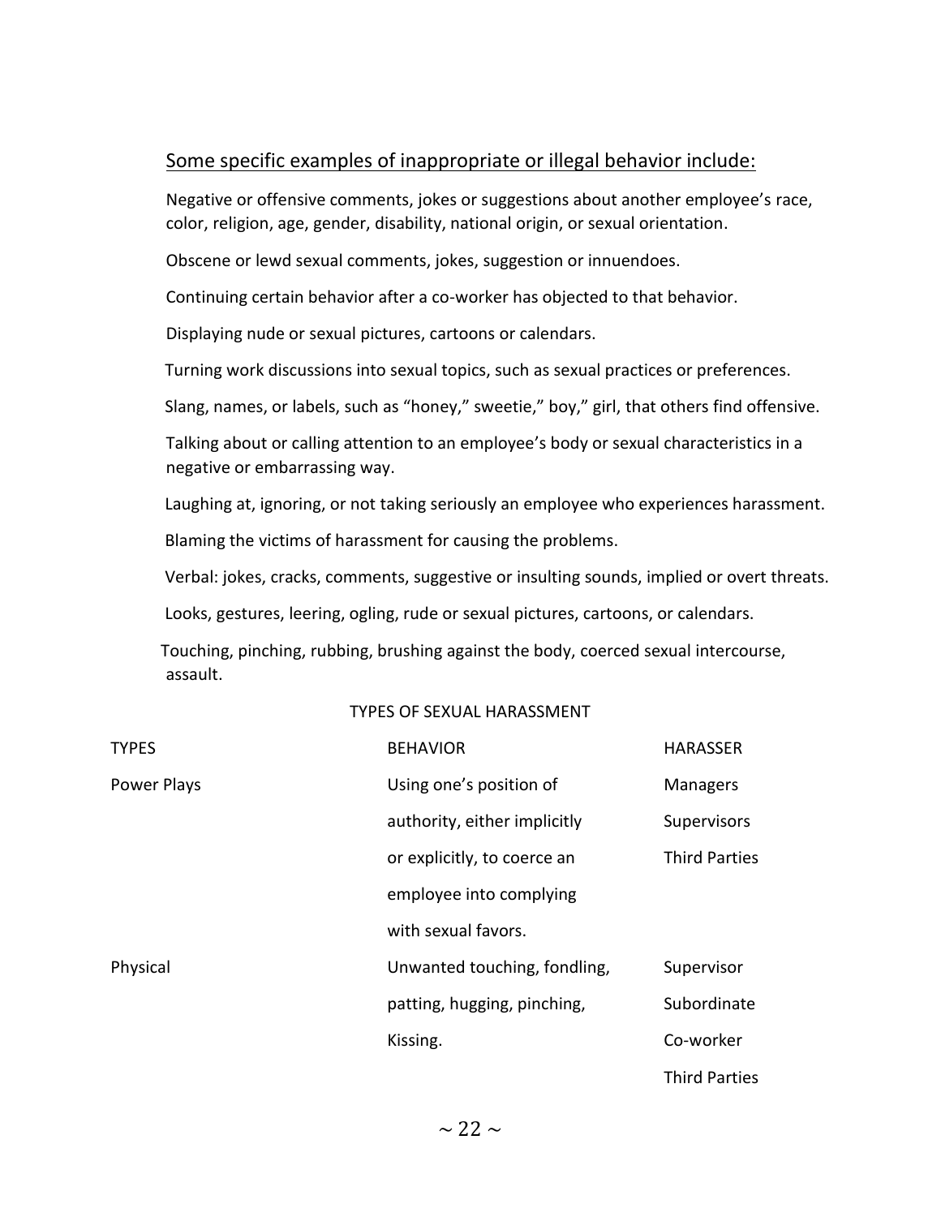## Some specific examples of inappropriate or illegal behavior include:

Negative or offensive comments, jokes or suggestions about another employee's race, color, religion, age, gender, disability, national origin, or sexual orientation.

Obscene or lewd sexual comments, jokes, suggestion or innuendoes.

Continuing certain behavior after a co-worker has objected to that behavior.

Displaying nude or sexual pictures, cartoons or calendars.

Turning work discussions into sexual topics, such as sexual practices or preferences.

Slang, names, or labels, such as "honey," sweetie," boy," girl, that others find offensive.

Talking about or calling attention to an employee's body or sexual characteristics in a negative or embarrassing way.

Laughing at, ignoring, or not taking seriously an employee who experiences harassment.

Blaming the victims of harassment for causing the problems.

Verbal: jokes, cracks, comments, suggestive or insulting sounds, implied or overt threats.

Looks, gestures, leering, ogling, rude or sexual pictures, cartoons, or calendars.

Touching, pinching, rubbing, brushing against the body, coerced sexual intercourse, assault.

TYPES OF SEXUAL HARASSMENT

| TYPES | BEHAVIOR | HARASSER |
|---|---|---|
| Power Plays | Using one's position of authority, either implicitly or explicitly, to coerce an employee into complying with sexual favors. | Managers<br>Supervisors<br>Third Parties |
| Physical | Unwanted touching, fondling, patting, hugging, pinching, Kissing. | Supervisor<br>Subordinate<br>Co-worker<br>Third Parties |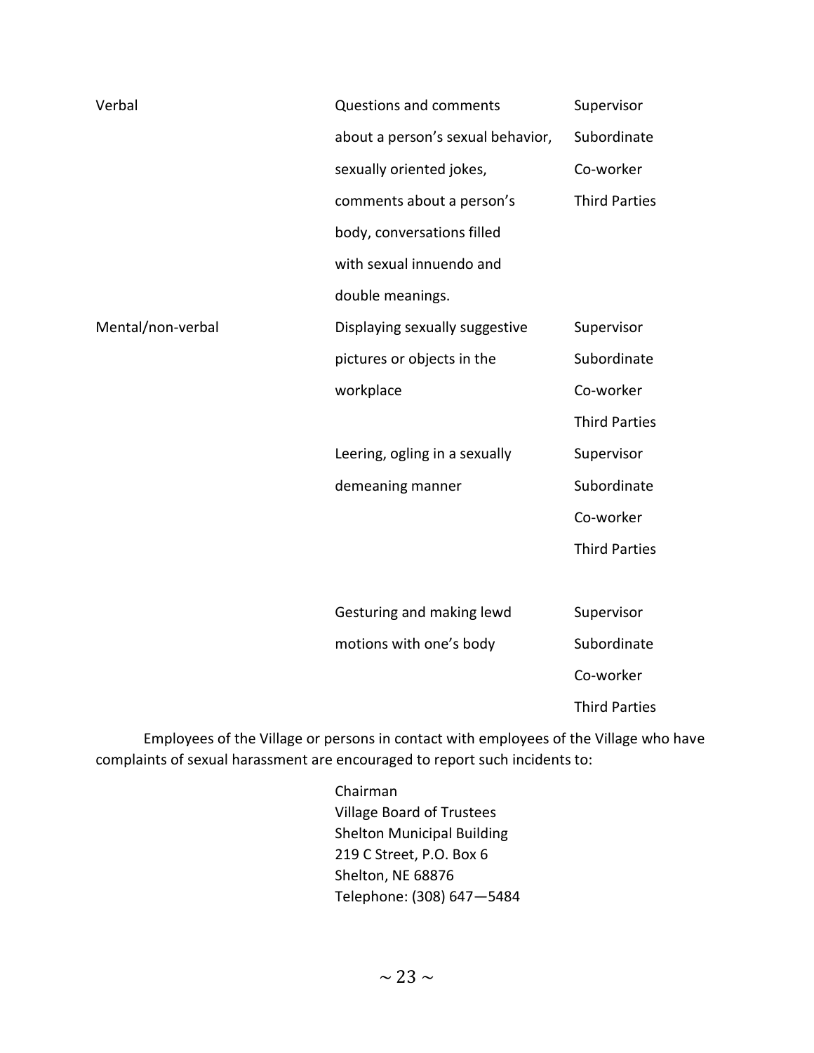| | | |
|---|---|---|
| Verbal | Questions and comments about a person's sexual behavior, sexually oriented jokes, comments about a person's body, conversations filled with sexual innuendo and double meanings. | Supervisor<br>Subordinate<br>Co-worker<br>Third Parties |
| Mental/non-verbal | Displaying sexually suggestive pictures or objects in the workplace | Supervisor<br>Subordinate<br>Co-worker<br>Third Parties |
| | Leering, ogling in a sexually demeaning manner | Supervisor<br>Subordinate<br>Co-worker<br>Third Parties |
| | Gesturing and making lewd motions with one's body | Supervisor<br>Subordinate<br>Co-worker<br>Third Parties |

Employees of the Village or persons in contact with employees of the Village who have complaints of sexual harassment are encouraged to report such incidents to:

Chairman
Village Board of Trustees
Shelton Municipal Building
219 C Street, P.O. Box 6
Shelton, NE 68876
Telephone: (308) 647—5484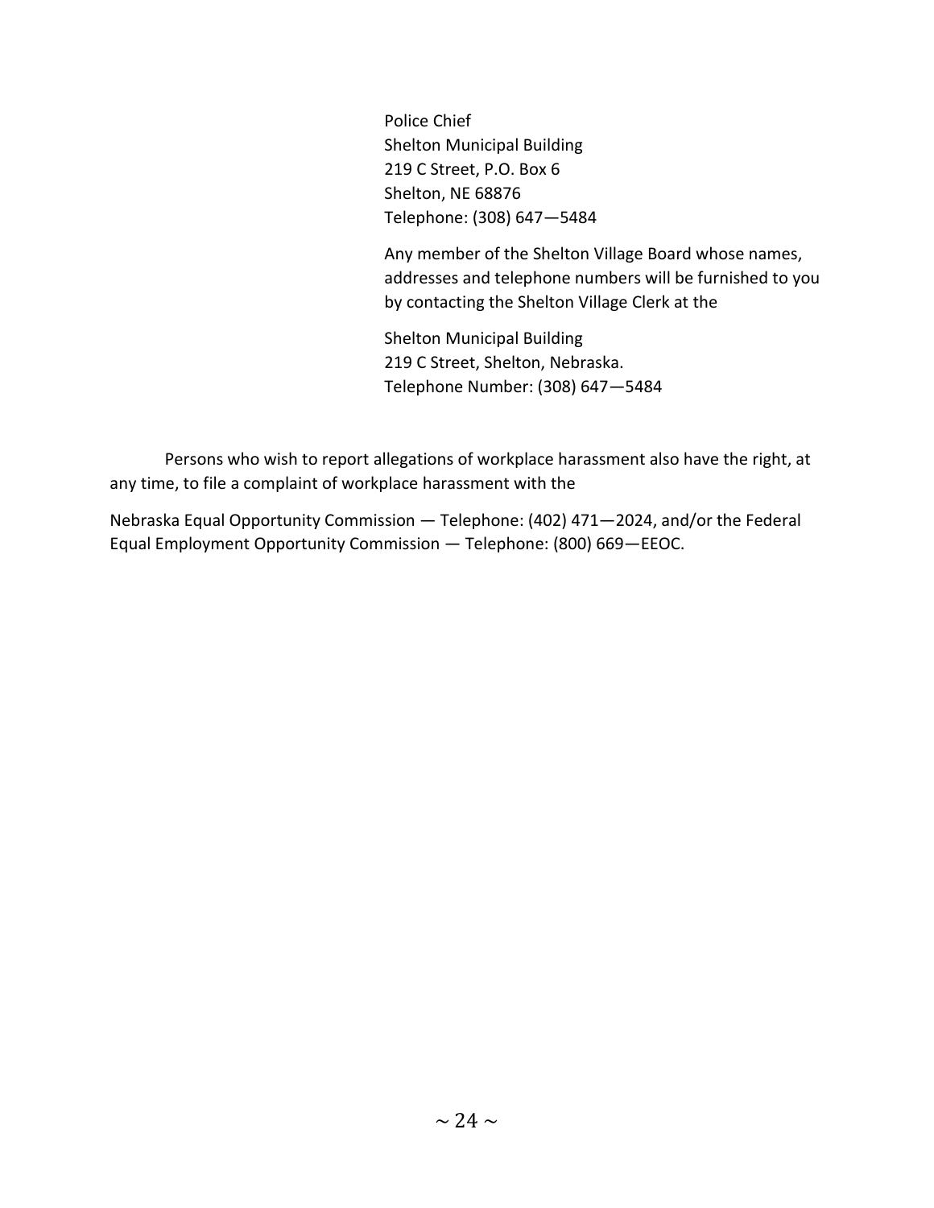Police Chief
Shelton Municipal Building
219 C Street, P.O. Box 6
Shelton, NE 68876
Telephone: (308) 647—5484

Any member of the Shelton Village Board whose names, addresses and telephone numbers will be furnished to you by contacting the Shelton Village Clerk at the

Shelton Municipal Building
219 C Street, Shelton, Nebraska.
Telephone Number: (308) 647—5484

Persons who wish to report allegations of workplace harassment also have the right, at any time, to file a complaint of workplace harassment with the

Nebraska Equal Opportunity Commission — Telephone: (402) 471—2024, and/or the Federal Equal Employment Opportunity Commission — Telephone: (800) 669—EEOC.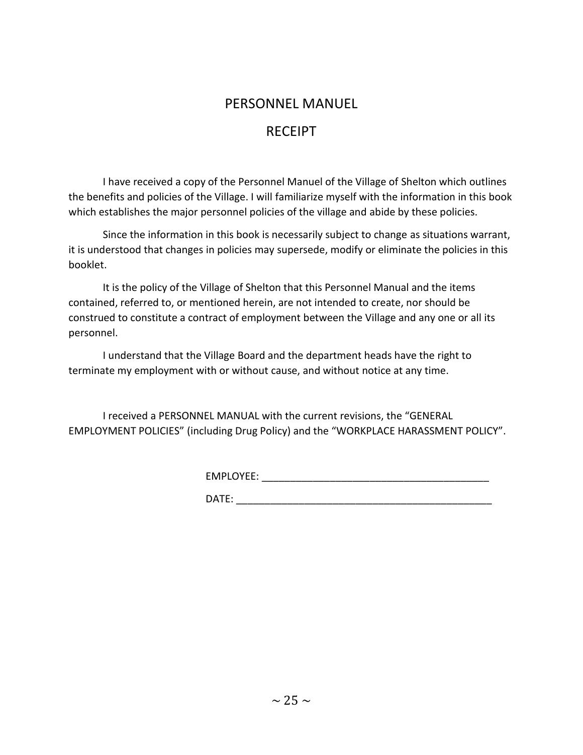# PERSONNEL MANUEL

## RECEIPT

I have received a copy of the Personnel Manuel of the Village of Shelton which outlines the benefits and policies of the Village. I will familiarize myself with the information in this book which establishes the major personnel policies of the village and abide by these policies.

Since the information in this book is necessarily subject to change as situations warrant, it is understood that changes in policies may supersede, modify or eliminate the policies in this booklet.

It is the policy of the Village of Shelton that this Personnel Manual and the items contained, referred to, or mentioned herein, are not intended to create, nor should be construed to constitute a contract of employment between the Village and any one or all its personnel.

I understand that the Village Board and the department heads have the right to terminate my employment with or without cause, and without notice at any time.

I received a PERSONNEL MANUAL with the current revisions, the "GENERAL EMPLOYMENT POLICIES" (including Drug Policy) and the "WORKPLACE HARASSMENT POLICY".

EMPLOYEE: ________________________________________

DATE: ______________________________________________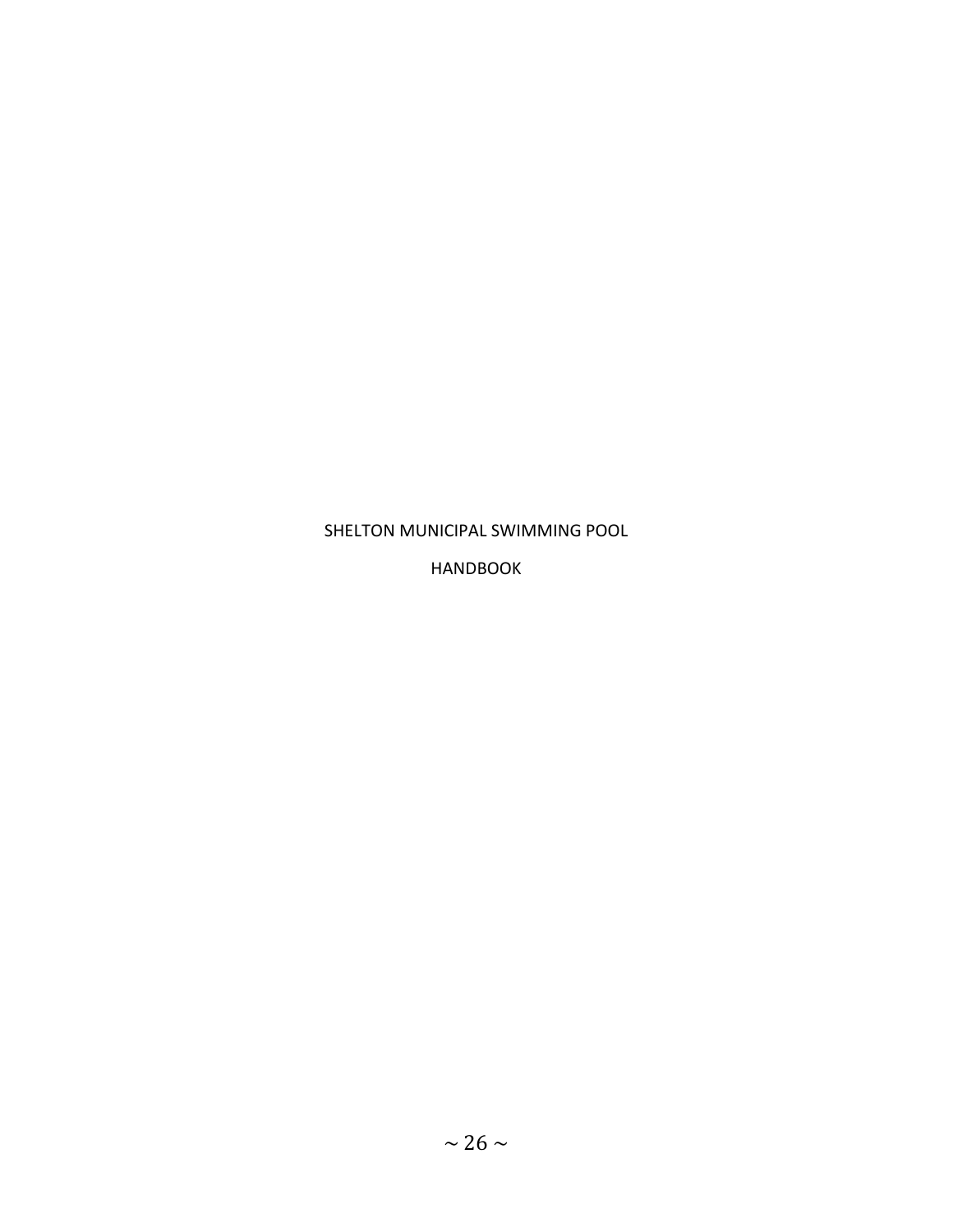# SHELTON MUNICIPAL SWIMMING POOL

# HANDBOOK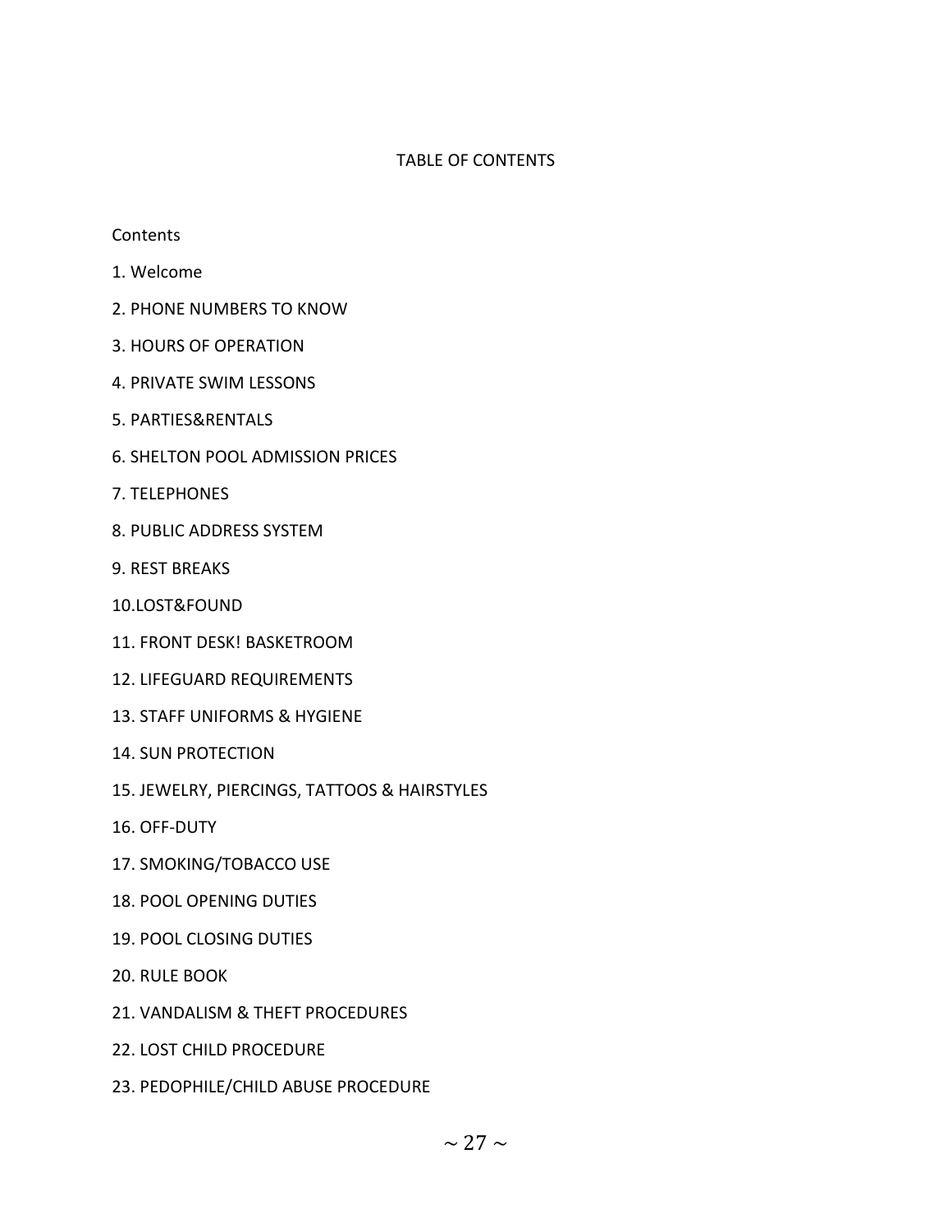# TABLE OF CONTENTS

Contents

1. Welcome
2. PHONE NUMBERS TO KNOW
3. HOURS OF OPERATION
4. PRIVATE SWIM LESSONS
5. PARTIES&RENTALS
6. SHELTON POOL ADMISSION PRICES
7. TELEPHONES
8. PUBLIC ADDRESS SYSTEM
9. REST BREAKS

10.LOST&FOUND

11. FRONT DESK! BASKETROOM
12. LIFEGUARD REQUIREMENTS
13. STAFF UNIFORMS & HYGIENE
14. SUN PROTECTION
15. JEWELRY, PIERCINGS, TATTOOS & HAIRSTYLES
16. OFF-DUTY
17. SMOKING/TOBACCO USE
18. POOL OPENING DUTIES
19. POOL CLOSING DUTIES
20. RULE BOOK
21. VANDALISM & THEFT PROCEDURES
22. LOST CHILD PROCEDURE
23. PEDOPHILE/CHILD ABUSE PROCEDURE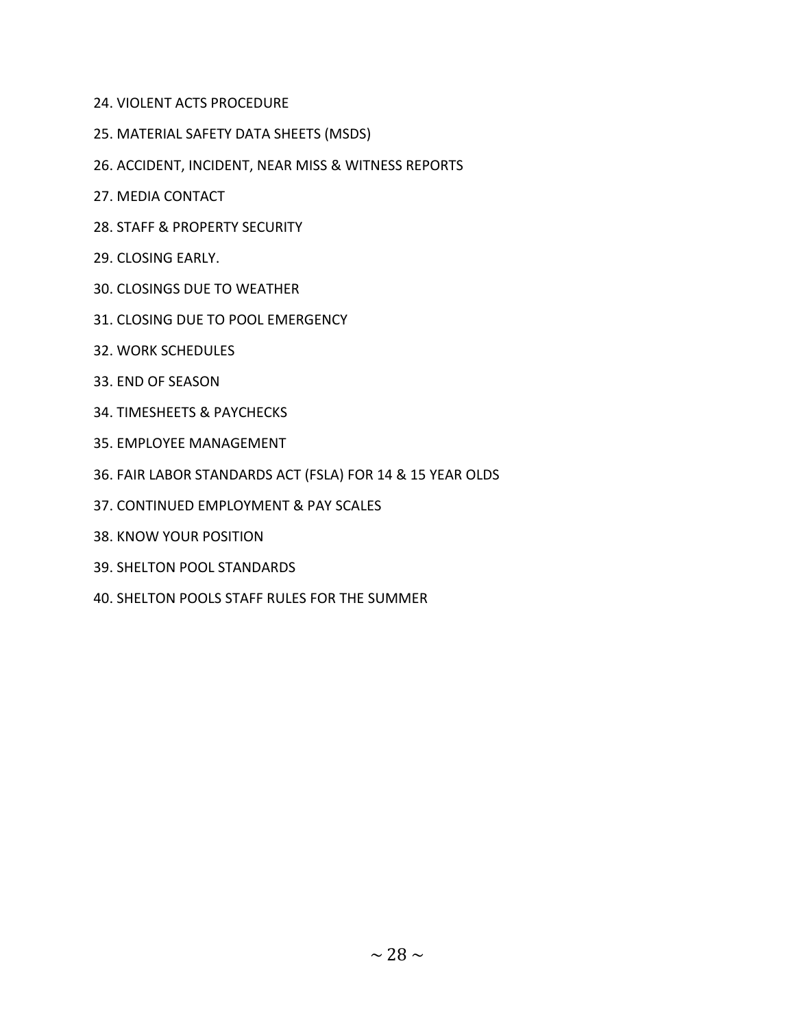24. VIOLENT ACTS PROCEDURE
25. MATERIAL SAFETY DATA SHEETS (MSDS)
26. ACCIDENT, INCIDENT, NEAR MISS & WITNESS REPORTS
27. MEDIA CONTACT
28. STAFF & PROPERTY SECURITY
29. CLOSING EARLY.
30. CLOSINGS DUE TO WEATHER
31. CLOSING DUE TO POOL EMERGENCY
32. WORK SCHEDULES
33. END OF SEASON
34. TIMESHEETS & PAYCHECKS
35. EMPLOYEE MANAGEMENT
36. FAIR LABOR STANDARDS ACT (FSLA) FOR 14 & 15 YEAR OLDS
37. CONTINUED EMPLOYMENT & PAY SCALES
38. KNOW YOUR POSITION
39. SHELTON POOL STANDARDS
40. SHELTON POOLS STAFF RULES FOR THE SUMMER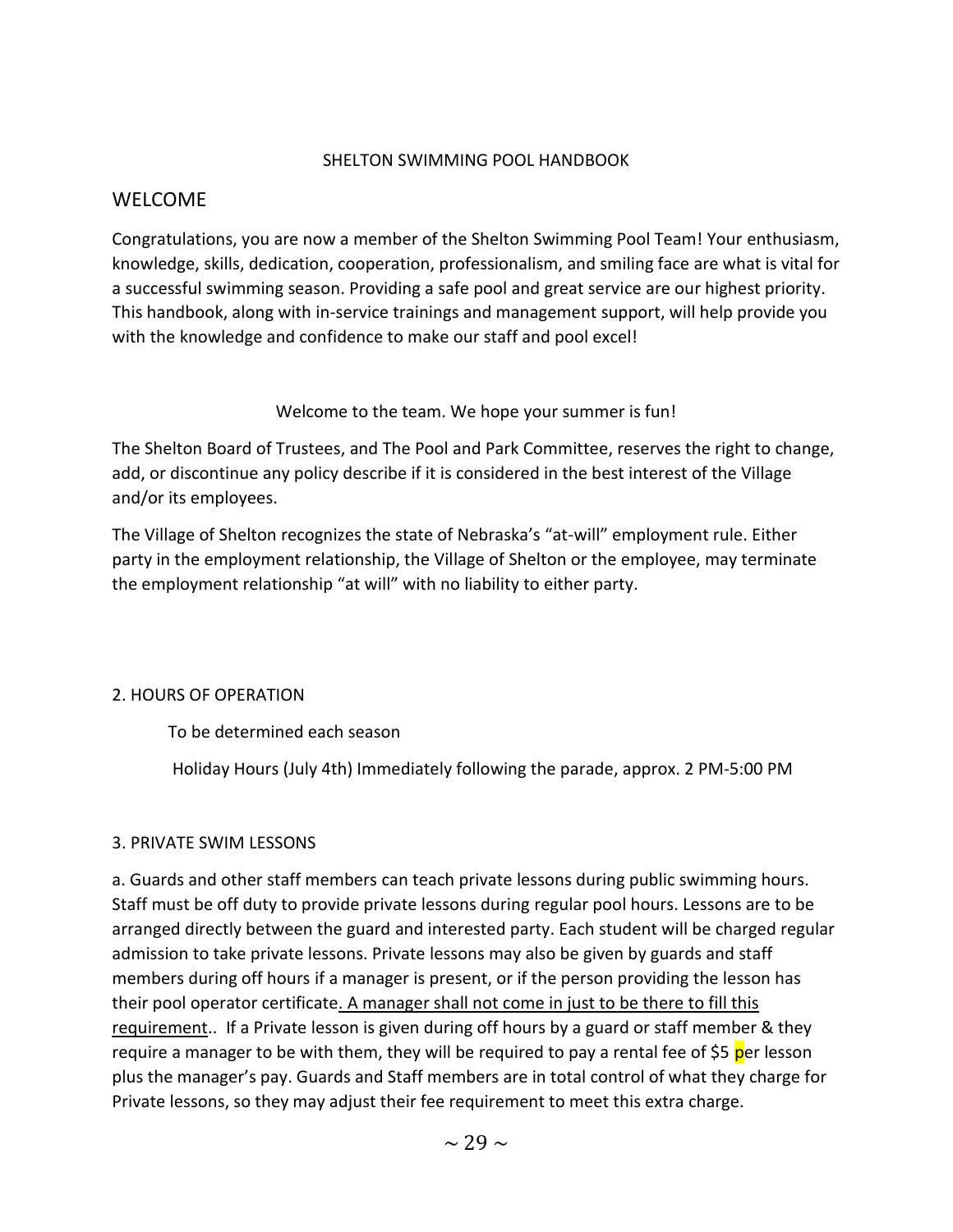SHELTON SWIMMING POOL HANDBOOK

## WELCOME

Congratulations, you are now a member of the Shelton Swimming Pool Team! Your enthusiasm, knowledge, skills, dedication, cooperation, professionalism, and smiling face are what is vital for a successful swimming season. Providing a safe pool and great service are our highest priority. This handbook, along with in-service trainings and management support, will help provide you with the knowledge and confidence to make our staff and pool excel!

Welcome to the team. We hope your summer is fun!

The Shelton Board of Trustees, and The Pool and Park Committee, reserves the right to change, add, or discontinue any policy describe if it is considered in the best interest of the Village and/or its employees.

The Village of Shelton recognizes the state of Nebraska's "at-will" employment rule. Either party in the employment relationship, the Village of Shelton or the employee, may terminate the employment relationship "at will" with no liability to either party.

2. HOURS OF OPERATION

To be determined each season

Holiday Hours (July 4th) Immediately following the parade, approx. 2 PM-5:00 PM

3. PRIVATE SWIM LESSONS

a. Guards and other staff members can teach private lessons during public swimming hours. Staff must be off duty to provide private lessons during regular pool hours. Lessons are to be arranged directly between the guard and interested party. Each student will be charged regular admission to take private lessons. Private lessons may also be given by guards and staff members during off hours if a manager is present, or if the person providing the lesson has their pool operator certificate<u>. A manager shall not come in just to be there to fill this requirement</u>.. If a Private lesson is given during off hours by a guard or staff member & they require a manager to be with them, they will be required to pay a rental fee of $5 per lesson plus the manager's pay. Guards and Staff members are in total control of what they charge for Private lessons, so they may adjust their fee requirement to meet this extra charge.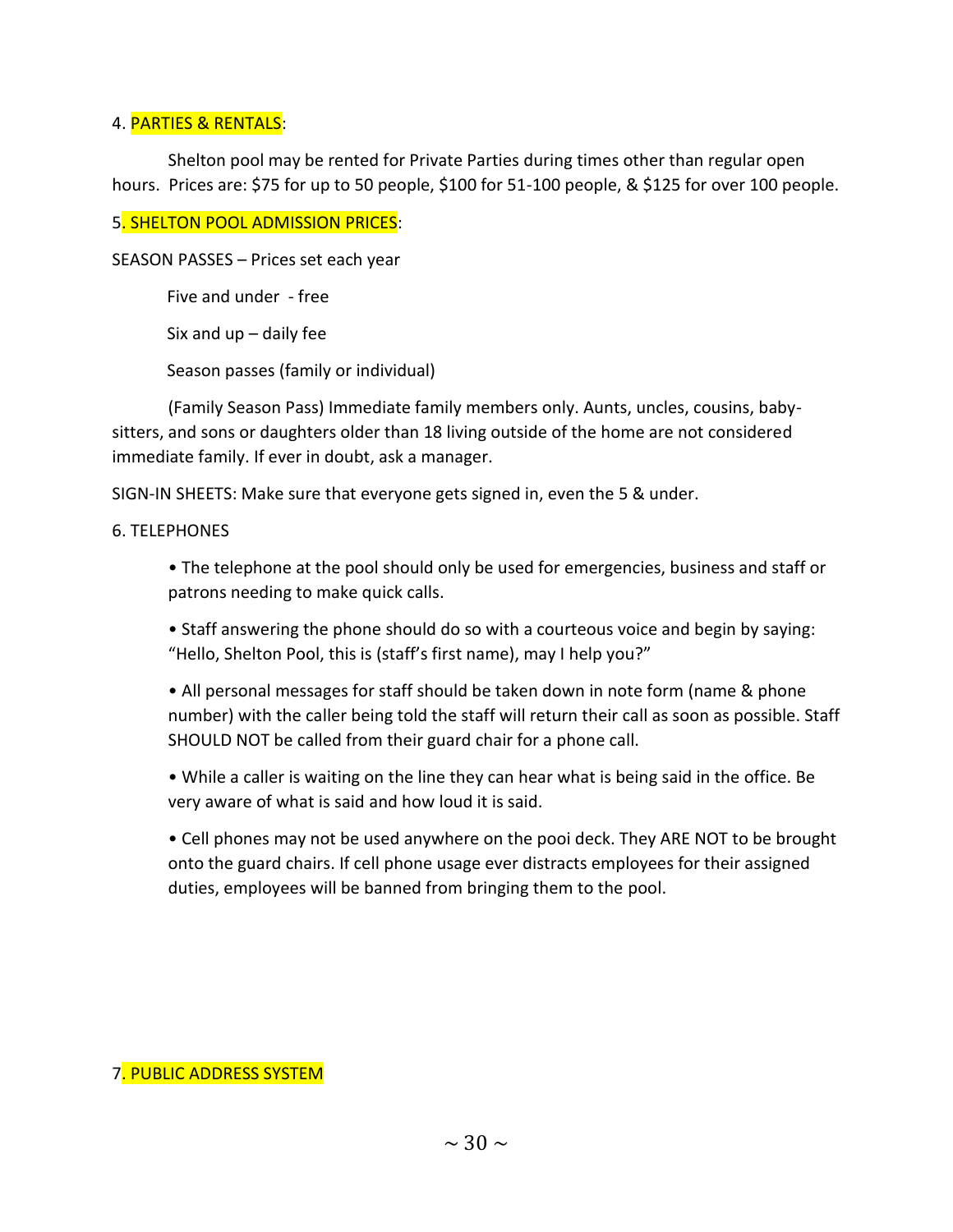## 4. PARTIES & RENTALS:

Shelton pool may be rented for Private Parties during times other than regular open hours. Prices are: $75 for up to 50 people, $100 for 51-100 people, & $125 for over 100 people.

## 5. SHELTON POOL ADMISSION PRICES:

SEASON PASSES – Prices set each year

Five and under - free

Six and up – daily fee

Season passes (family or individual)

(Family Season Pass) Immediate family members only. Aunts, uncles, cousins, baby-sitters, and sons or daughters older than 18 living outside of the home are not considered immediate family. If ever in doubt, ask a manager.

SIGN-IN SHEETS: Make sure that everyone gets signed in, even the 5 & under.

## 6. TELEPHONES

- The telephone at the pool should only be used for emergencies, business and staff or patrons needing to make quick calls.
- Staff answering the phone should do so with a courteous voice and begin by saying: "Hello, Shelton Pool, this is (staff's first name), may I help you?"
- All personal messages for staff should be taken down in note form (name & phone number) with the caller being told the staff will return their call as soon as possible. Staff SHOULD NOT be called from their guard chair for a phone call.
- While a caller is waiting on the line they can hear what is being said in the office. Be very aware of what is said and how loud it is said.
- Cell phones may not be used anywhere on the pooi deck. They ARE NOT to be brought onto the guard chairs. If cell phone usage ever distracts employees for their assigned duties, employees will be banned from bringing them to the pool.

## 7. PUBLIC ADDRESS SYSTEM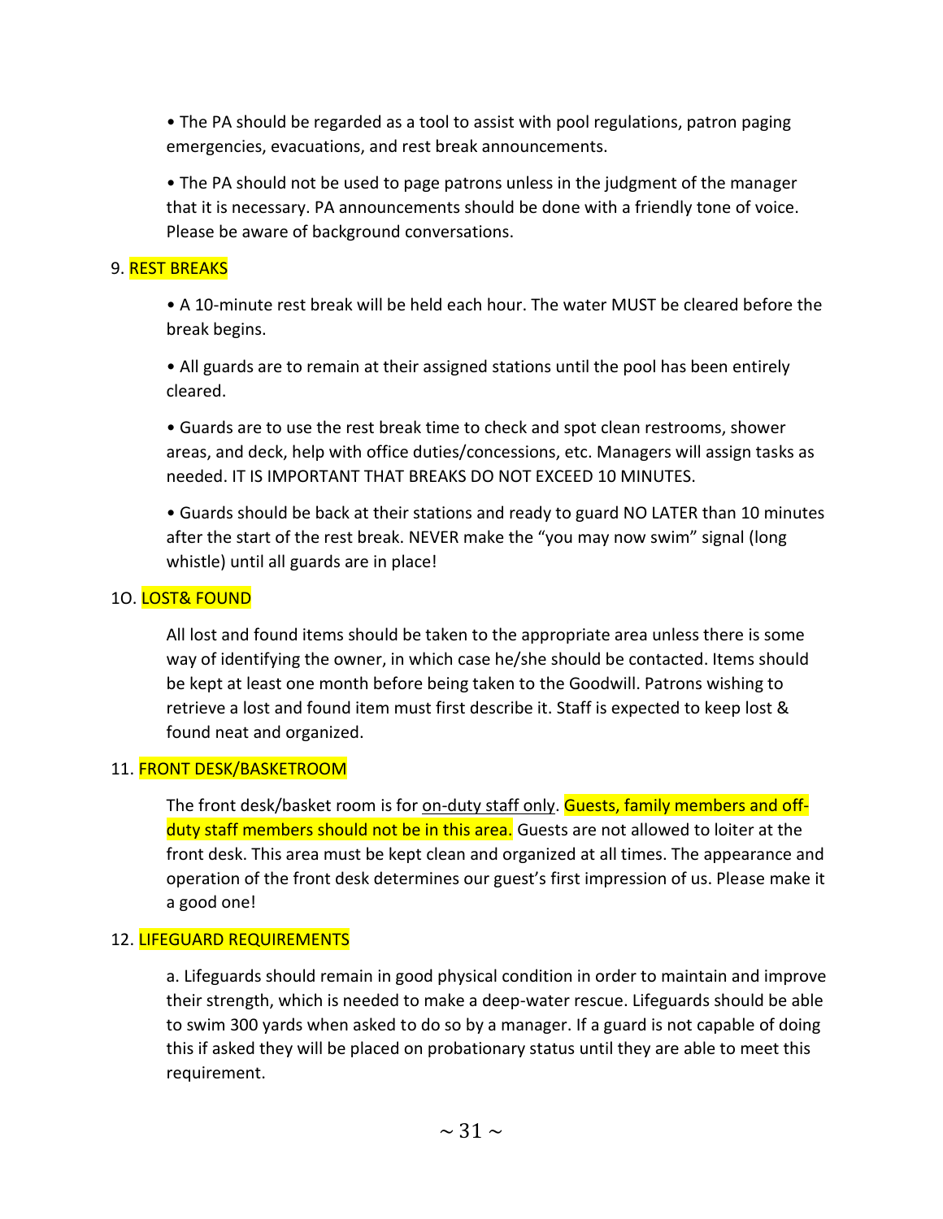• The PA should be regarded as a tool to assist with pool regulations, patron paging emergencies, evacuations, and rest break announcements.

• The PA should not be used to page patrons unless in the judgment of the manager that it is necessary. PA announcements should be done with a friendly tone of voice. Please be aware of background conversations.

9. REST BREAKS

• A 10-minute rest break will be held each hour. The water MUST be cleared before the break begins.

• All guards are to remain at their assigned stations until the pool has been entirely cleared.

• Guards are to use the rest break time to check and spot clean restrooms, shower areas, and deck, help with office duties/concessions, etc. Managers will assign tasks as needed. IT IS IMPORTANT THAT BREAKS DO NOT EXCEED 10 MINUTES.

• Guards should be back at their stations and ready to guard NO LATER than 10 minutes after the start of the rest break. NEVER make the "you may now swim" signal (long whistle) until all guards are in place!

1O. LOST& FOUND

All lost and found items should be taken to the appropriate area unless there is some way of identifying the owner, in which case he/she should be contacted. Items should be kept at least one month before being taken to the Goodwill. Patrons wishing to retrieve a lost and found item must first describe it. Staff is expected to keep lost & found neat and organized.

11. FRONT DESK/BASKETROOM

The front desk/basket room is for on-duty staff only. Guests, family members and off-duty staff members should not be in this area. Guests are not allowed to loiter at the front desk. This area must be kept clean and organized at all times. The appearance and operation of the front desk determines our guest's first impression of us. Please make it a good one!

12. LIFEGUARD REQUIREMENTS

a. Lifeguards should remain in good physical condition in order to maintain and improve their strength, which is needed to make a deep-water rescue. Lifeguards should be able to swim 300 yards when asked to do so by a manager. If a guard is not capable of doing this if asked they will be placed on probationary status until they are able to meet this requirement.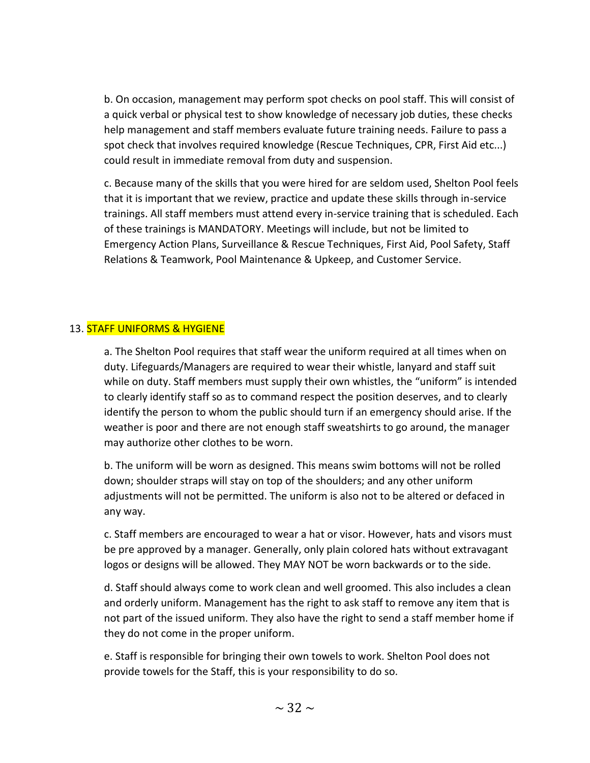b. On occasion, management may perform spot checks on pool staff. This will consist of a quick verbal or physical test to show knowledge of necessary job duties, these checks help management and staff members evaluate future training needs. Failure to pass a spot check that involves required knowledge (Rescue Techniques, CPR, First Aid etc...) could result in immediate removal from duty and suspension.

c. Because many of the skills that you were hired for are seldom used, Shelton Pool feels that it is important that we review, practice and update these skills through in-service trainings. All staff members must attend every in-service training that is scheduled. Each of these trainings is MANDATORY. Meetings will include, but not be limited to Emergency Action Plans, Surveillance & Rescue Techniques, First Aid, Pool Safety, Staff Relations & Teamwork, Pool Maintenance & Upkeep, and Customer Service.

## 13. STAFF UNIFORMS & HYGIENE

a. The Shelton Pool requires that staff wear the uniform required at all times when on duty. Lifeguards/Managers are required to wear their whistle, lanyard and staff suit while on duty. Staff members must supply their own whistles, the "uniform" is intended to clearly identify staff so as to command respect the position deserves, and to clearly identify the person to whom the public should turn if an emergency should arise. If the weather is poor and there are not enough staff sweatshirts to go around, the manager may authorize other clothes to be worn.

b. The uniform will be worn as designed. This means swim bottoms will not be rolled down; shoulder straps will stay on top of the shoulders; and any other uniform adjustments will not be permitted. The uniform is also not to be altered or defaced in any way.

c. Staff members are encouraged to wear a hat or visor. However, hats and visors must be pre approved by a manager. Generally, only plain colored hats without extravagant logos or designs will be allowed. They MAY NOT be worn backwards or to the side.

d. Staff should always come to work clean and well groomed. This also includes a clean and orderly uniform. Management has the right to ask staff to remove any item that is not part of the issued uniform. They also have the right to send a staff member home if they do not come in the proper uniform.

e. Staff is responsible for bringing their own towels to work. Shelton Pool does not provide towels for the Staff, this is your responsibility to do so.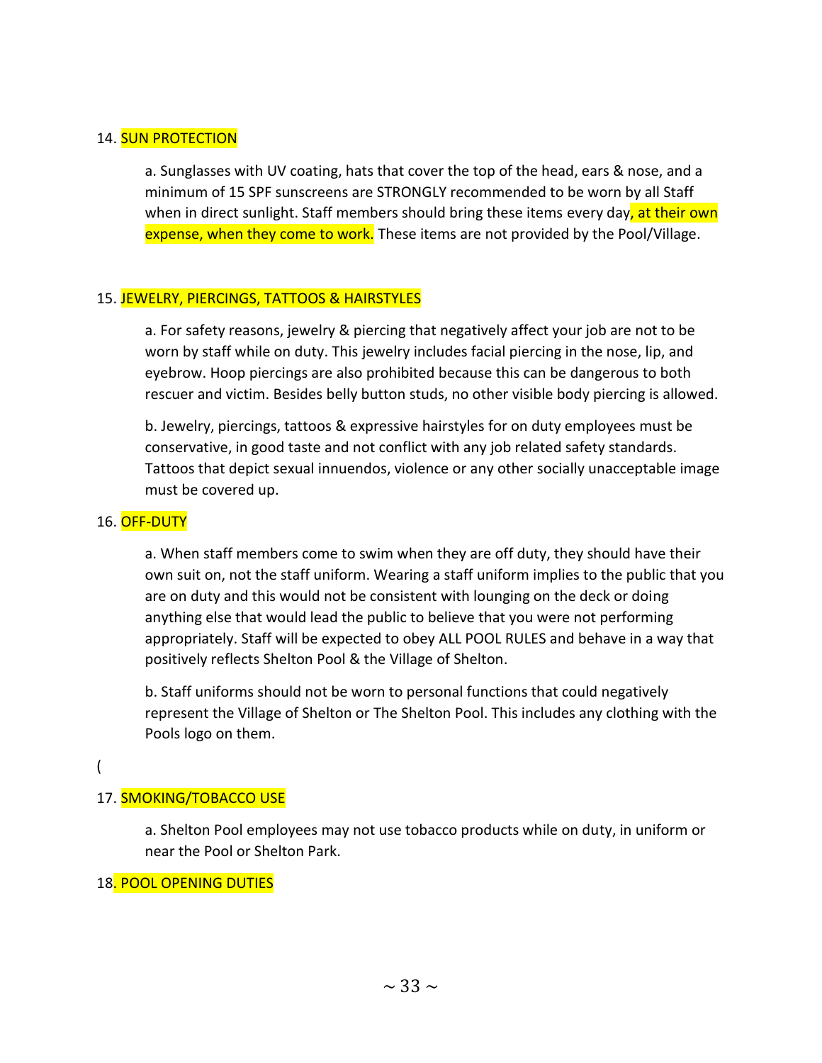14. SUN PROTECTION

a. Sunglasses with UV coating, hats that cover the top of the head, ears & nose, and a minimum of 15 SPF sunscreens are STRONGLY recommended to be worn by all Staff when in direct sunlight. Staff members should bring these items every day, at their own expense, when they come to work. These items are not provided by the Pool/Village.

15. JEWELRY, PIERCINGS, TATTOOS & HAIRSTYLES

a. For safety reasons, jewelry & piercing that negatively affect your job are not to be worn by staff while on duty. This jewelry includes facial piercing in the nose, lip, and eyebrow. Hoop piercings are also prohibited because this can be dangerous to both rescuer and victim. Besides belly button studs, no other visible body piercing is allowed.

b. Jewelry, piercings, tattoos & expressive hairstyles for on duty employees must be conservative, in good taste and not conflict with any job related safety standards. Tattoos that depict sexual innuendos, violence or any other socially unacceptable image must be covered up.

16. OFF-DUTY

a. When staff members come to swim when they are off duty, they should have their own suit on, not the staff uniform. Wearing a staff uniform implies to the public that you are on duty and this would not be consistent with lounging on the deck or doing anything else that would lead the public to believe that you were not performing appropriately. Staff will be expected to obey ALL POOL RULES and behave in a way that positively reflects Shelton Pool & the Village of Shelton.

b. Staff uniforms should not be worn to personal functions that could negatively represent the Village of Shelton or The Shelton Pool. This includes any clothing with the Pools logo on them.

(

17. SMOKING/TOBACCO USE

a. Shelton Pool employees may not use tobacco products while on duty, in uniform or near the Pool or Shelton Park.

18. POOL OPENING DUTIES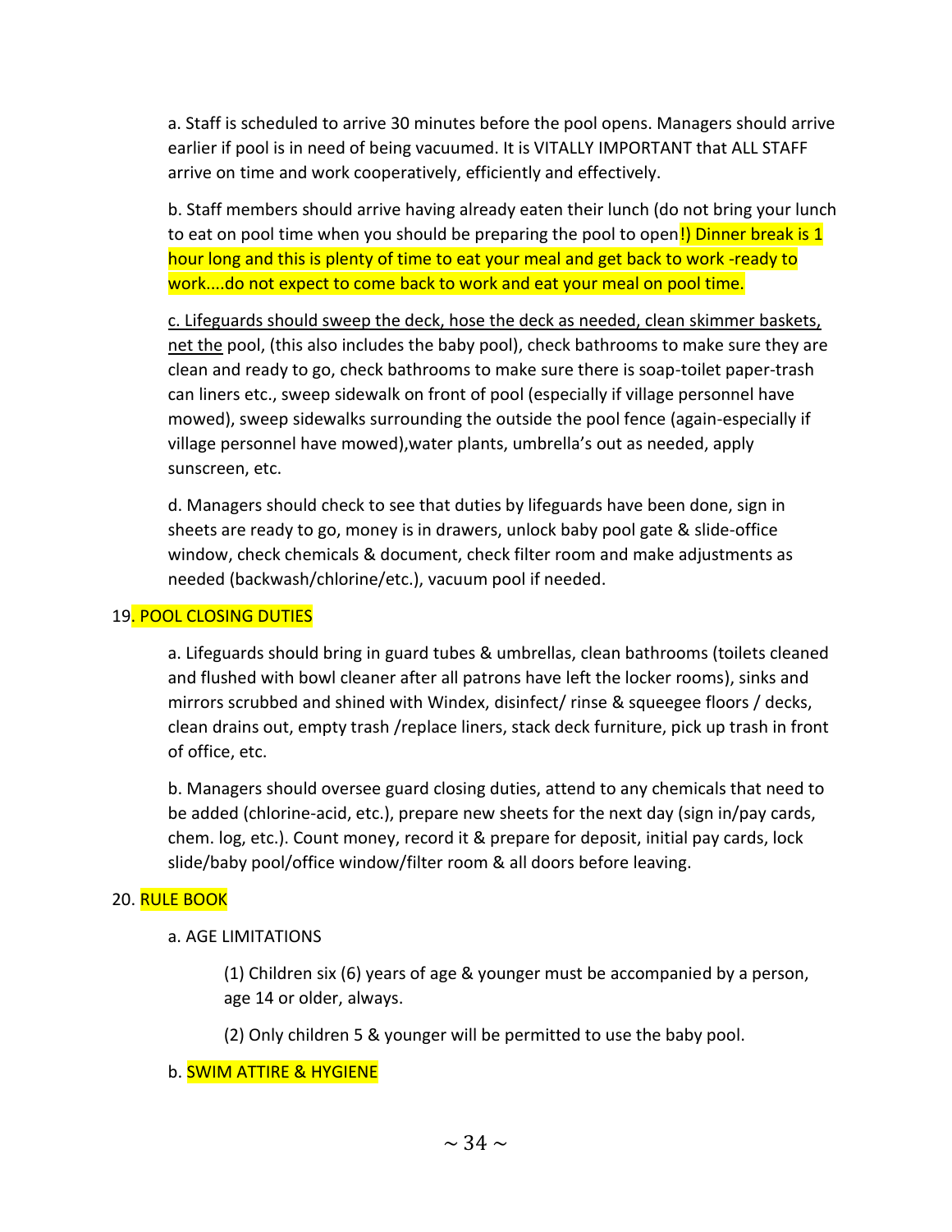a. Staff is scheduled to arrive 30 minutes before the pool opens. Managers should arrive earlier if pool is in need of being vacuumed. It is VITALLY IMPORTANT that ALL STAFF arrive on time and work cooperatively, efficiently and effectively.

b. Staff members should arrive having already eaten their lunch (do not bring your lunch to eat on pool time when you should be preparing the pool to open!) Dinner break is 1 hour long and this is plenty of time to eat your meal and get back to work -ready to work....do not expect to come back to work and eat your meal on pool time.

c. Lifeguards should sweep the deck, hose the deck as needed, clean skimmer baskets, net the pool, (this also includes the baby pool), check bathrooms to make sure they are clean and ready to go, check bathrooms to make sure there is soap-toilet paper-trash can liners etc., sweep sidewalk on front of pool (especially if village personnel have mowed), sweep sidewalks surrounding the outside the pool fence (again-especially if village personnel have mowed),water plants, umbrella's out as needed, apply sunscreen, etc.

d. Managers should check to see that duties by lifeguards have been done, sign in sheets are ready to go, money is in drawers, unlock baby pool gate & slide-office window, check chemicals & document, check filter room and make adjustments as needed (backwash/chlorine/etc.), vacuum pool if needed.

19. POOL CLOSING DUTIES

a. Lifeguards should bring in guard tubes & umbrellas, clean bathrooms (toilets cleaned and flushed with bowl cleaner after all patrons have left the locker rooms), sinks and mirrors scrubbed and shined with Windex, disinfect/ rinse & squeegee floors / decks, clean drains out, empty trash /replace liners, stack deck furniture, pick up trash in front of office, etc.

b. Managers should oversee guard closing duties, attend to any chemicals that need to be added (chlorine-acid, etc.), prepare new sheets for the next day (sign in/pay cards, chem. log, etc.). Count money, record it & prepare for deposit, initial pay cards, lock slide/baby pool/office window/filter room & all doors before leaving.

20. RULE BOOK

a. AGE LIMITATIONS

(1) Children six (6) years of age & younger must be accompanied by a person, age 14 or older, always.

(2) Only children 5 & younger will be permitted to use the baby pool.

b. SWIM ATTIRE & HYGIENE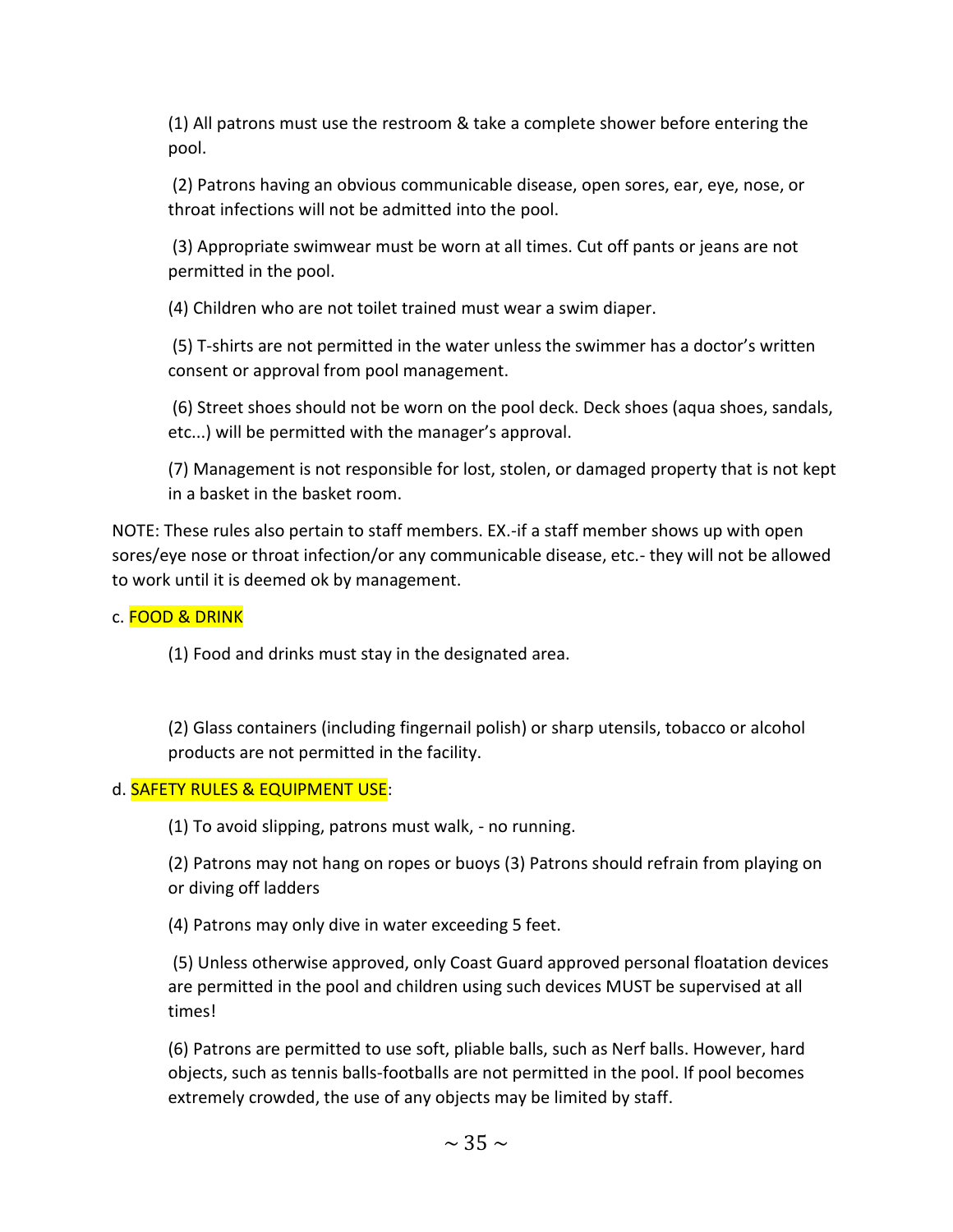(1) All patrons must use the restroom & take a complete shower before entering the pool.

(2) Patrons having an obvious communicable disease, open sores, ear, eye, nose, or throat infections will not be admitted into the pool.

(3) Appropriate swimwear must be worn at all times. Cut off pants or jeans are not permitted in the pool.

(4) Children who are not toilet trained must wear a swim diaper.

(5) T-shirts are not permitted in the water unless the swimmer has a doctor's written consent or approval from pool management.

(6) Street shoes should not be worn on the pool deck. Deck shoes (aqua shoes, sandals, etc...) will be permitted with the manager's approval.

(7) Management is not responsible for lost, stolen, or damaged property that is not kept in a basket in the basket room.

NOTE: These rules also pertain to staff members. EX.-if a staff member shows up with open sores/eye nose or throat infection/or any communicable disease, etc.- they will not be allowed to work until it is deemed ok by management.

c. FOOD & DRINK

(1) Food and drinks must stay in the designated area.

(2) Glass containers (including fingernail polish) or sharp utensils, tobacco or alcohol products are not permitted in the facility.

d. SAFETY RULES & EQUIPMENT USE:

(1) To avoid slipping, patrons must walk, - no running.

(2) Patrons may not hang on ropes or buoys (3) Patrons should refrain from playing on or diving off ladders

(4) Patrons may only dive in water exceeding 5 feet.

(5) Unless otherwise approved, only Coast Guard approved personal floatation devices are permitted in the pool and children using such devices MUST be supervised at all times!

(6) Patrons are permitted to use soft, pliable balls, such as Nerf balls. However, hard objects, such as tennis balls-footballs are not permitted in the pool. If pool becomes extremely crowded, the use of any objects may be limited by staff.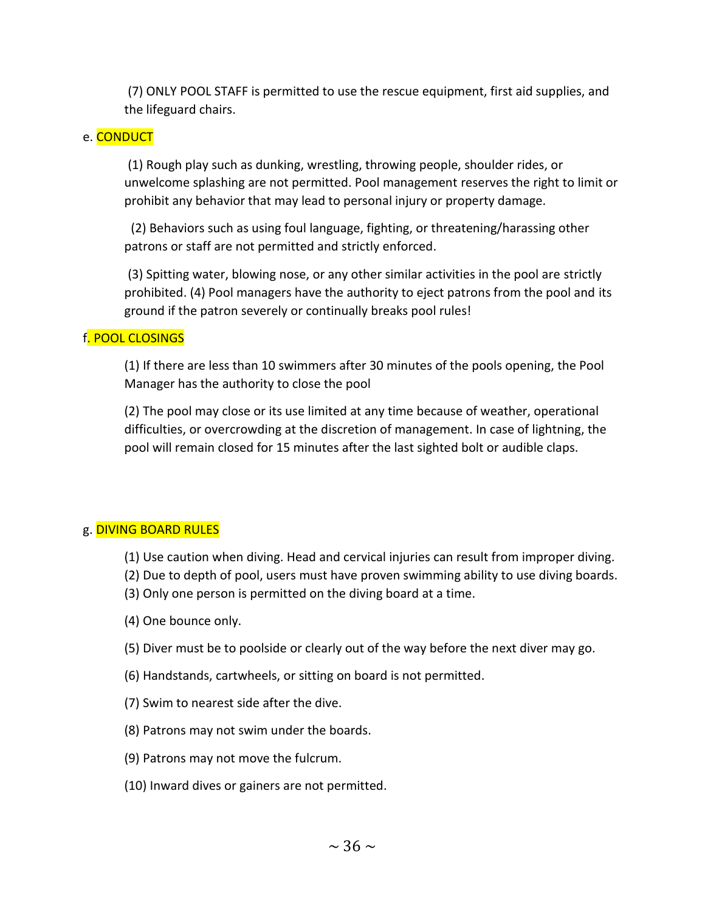(7) ONLY POOL STAFF is permitted to use the rescue equipment, first aid supplies, and the lifeguard chairs.

e. CONDUCT

(1) Rough play such as dunking, wrestling, throwing people, shoulder rides, or unwelcome splashing are not permitted. Pool management reserves the right to limit or prohibit any behavior that may lead to personal injury or property damage.

(2) Behaviors such as using foul language, fighting, or threatening/harassing other patrons or staff are not permitted and strictly enforced.

(3) Spitting water, blowing nose, or any other similar activities in the pool are strictly prohibited. (4) Pool managers have the authority to eject patrons from the pool and its ground if the patron severely or continually breaks pool rules!

f. POOL CLOSINGS

(1) If there are less than 10 swimmers after 30 minutes of the pools opening, the Pool Manager has the authority to close the pool

(2) The pool may close or its use limited at any time because of weather, operational difficulties, or overcrowding at the discretion of management. In case of lightning, the pool will remain closed for 15 minutes after the last sighted bolt or audible claps.

g. DIVING BOARD RULES

(1) Use caution when diving. Head and cervical injuries can result from improper diving.
(2) Due to depth of pool, users must have proven swimming ability to use diving boards.
(3) Only one person is permitted on the diving board at a time.

(4) One bounce only.

(5) Diver must be to poolside or clearly out of the way before the next diver may go.

(6) Handstands, cartwheels, or sitting on board is not permitted.

(7) Swim to nearest side after the dive.

(8) Patrons may not swim under the boards.

(9) Patrons may not move the fulcrum.

(10) Inward dives or gainers are not permitted.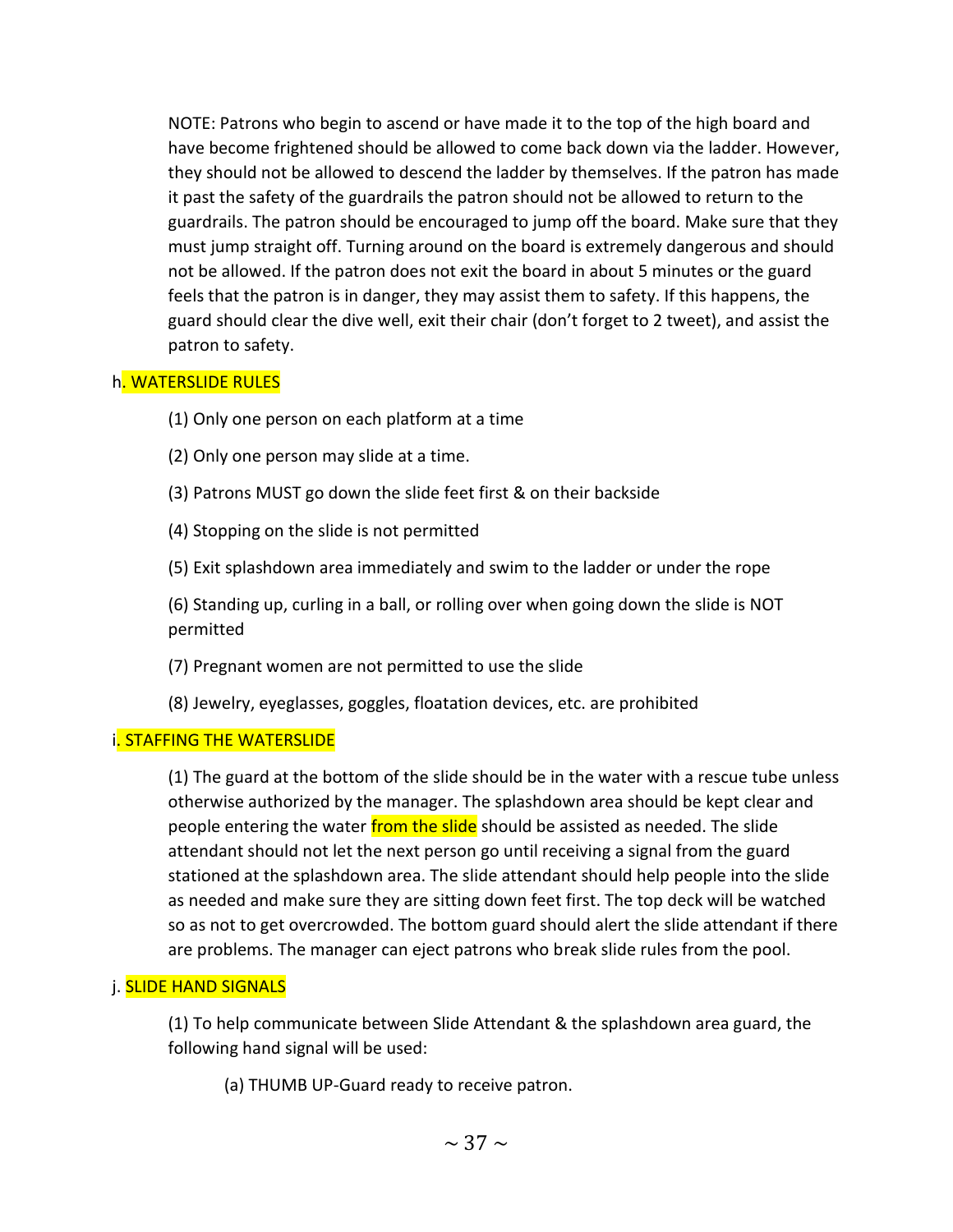NOTE: Patrons who begin to ascend or have made it to the top of the high board and have become frightened should be allowed to come back down via the ladder. However, they should not be allowed to descend the ladder by themselves. If the patron has made it past the safety of the guardrails the patron should not be allowed to return to the guardrails. The patron should be encouraged to jump off the board. Make sure that they must jump straight off. Turning around on the board is extremely dangerous and should not be allowed. If the patron does not exit the board in about 5 minutes or the guard feels that the patron is in danger, they may assist them to safety. If this happens, the guard should clear the dive well, exit their chair (don't forget to 2 tweet), and assist the patron to safety.

### h. WATERSLIDE RULES

(1) Only one person on each platform at a time

(2) Only one person may slide at a time.

(3) Patrons MUST go down the slide feet first & on their backside

(4) Stopping on the slide is not permitted

(5) Exit splashdown area immediately and swim to the ladder or under the rope

(6) Standing up, curling in a ball, or rolling over when going down the slide is NOT permitted

(7) Pregnant women are not permitted to use the slide

(8) Jewelry, eyeglasses, goggles, floatation devices, etc. are prohibited

### i. STAFFING THE WATERSLIDE

(1) The guard at the bottom of the slide should be in the water with a rescue tube unless otherwise authorized by the manager. The splashdown area should be kept clear and people entering the water from the slide should be assisted as needed. The slide attendant should not let the next person go until receiving a signal from the guard stationed at the splashdown area. The slide attendant should help people into the slide as needed and make sure they are sitting down feet first. The top deck will be watched so as not to get overcrowded. The bottom guard should alert the slide attendant if there are problems. The manager can eject patrons who break slide rules from the pool.

### j. SLIDE HAND SIGNALS

(1) To help communicate between Slide Attendant & the splashdown area guard, the following hand signal will be used:

(a) THUMB UP-Guard ready to receive patron.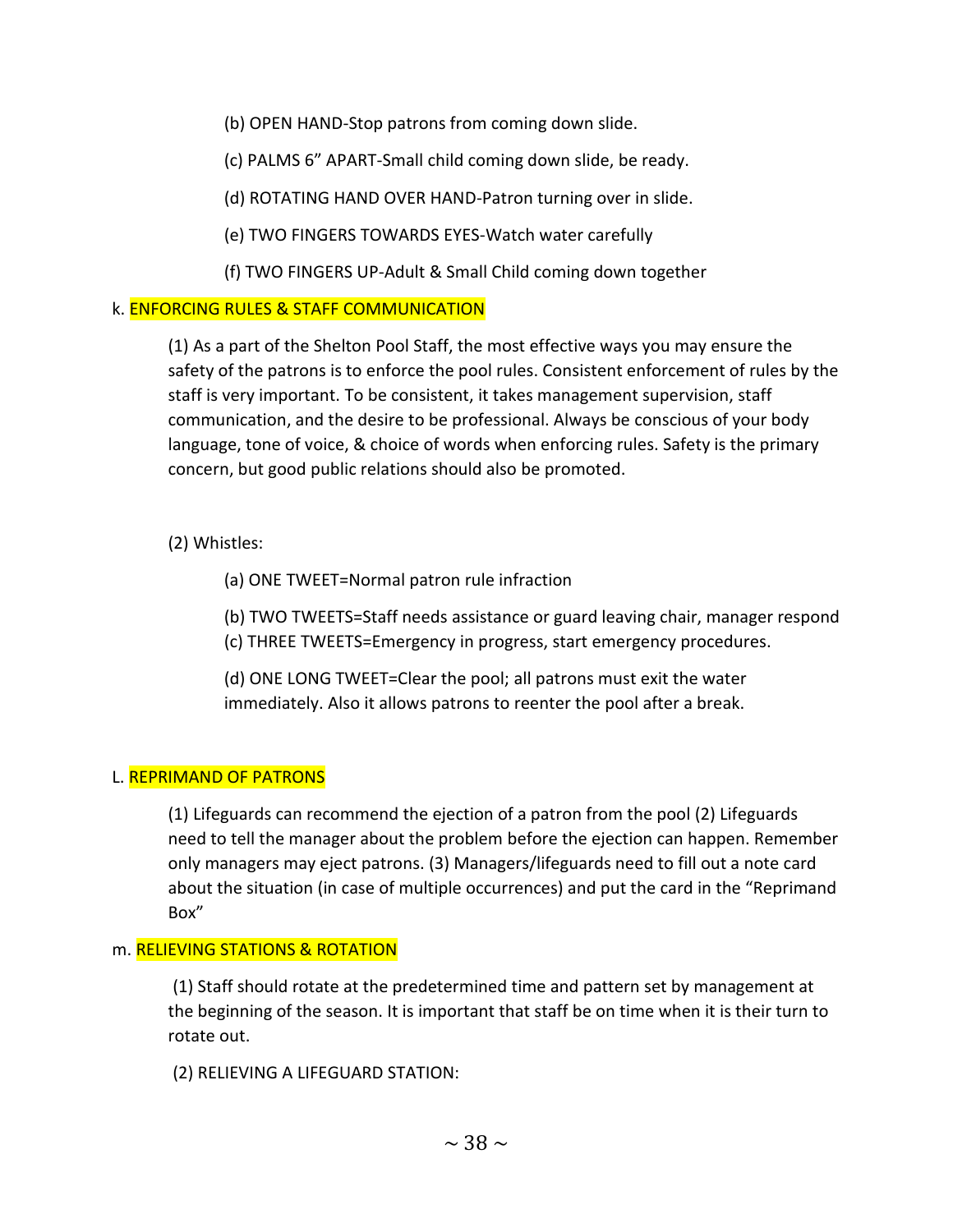(b) OPEN HAND-Stop patrons from coming down slide.

(c) PALMS 6" APART-Small child coming down slide, be ready.

(d) ROTATING HAND OVER HAND-Patron turning over in slide.

(e) TWO FINGERS TOWARDS EYES-Watch water carefully

(f) TWO FINGERS UP-Adult & Small Child coming down together

k. ENFORCING RULES & STAFF COMMUNICATION

(1) As a part of the Shelton Pool Staff, the most effective ways you may ensure the safety of the patrons is to enforce the pool rules. Consistent enforcement of rules by the staff is very important. To be consistent, it takes management supervision, staff communication, and the desire to be professional. Always be conscious of your body language, tone of voice, & choice of words when enforcing rules. Safety is the primary concern, but good public relations should also be promoted.

(2) Whistles:

(a) ONE TWEET=Normal patron rule infraction

(b) TWO TWEETS=Staff needs assistance or guard leaving chair, manager respond
(c) THREE TWEETS=Emergency in progress, start emergency procedures.

(d) ONE LONG TWEET=Clear the pool; all patrons must exit the water immediately. Also it allows patrons to reenter the pool after a break.

L. REPRIMAND OF PATRONS

(1) Lifeguards can recommend the ejection of a patron from the pool (2) Lifeguards need to tell the manager about the problem before the ejection can happen. Remember only managers may eject patrons. (3) Managers/lifeguards need to fill out a note card about the situation (in case of multiple occurrences) and put the card in the "Reprimand Box"

m. RELIEVING STATIONS & ROTATION

(1) Staff should rotate at the predetermined time and pattern set by management at the beginning of the season. It is important that staff be on time when it is their turn to rotate out.

(2) RELIEVING A LIFEGUARD STATION: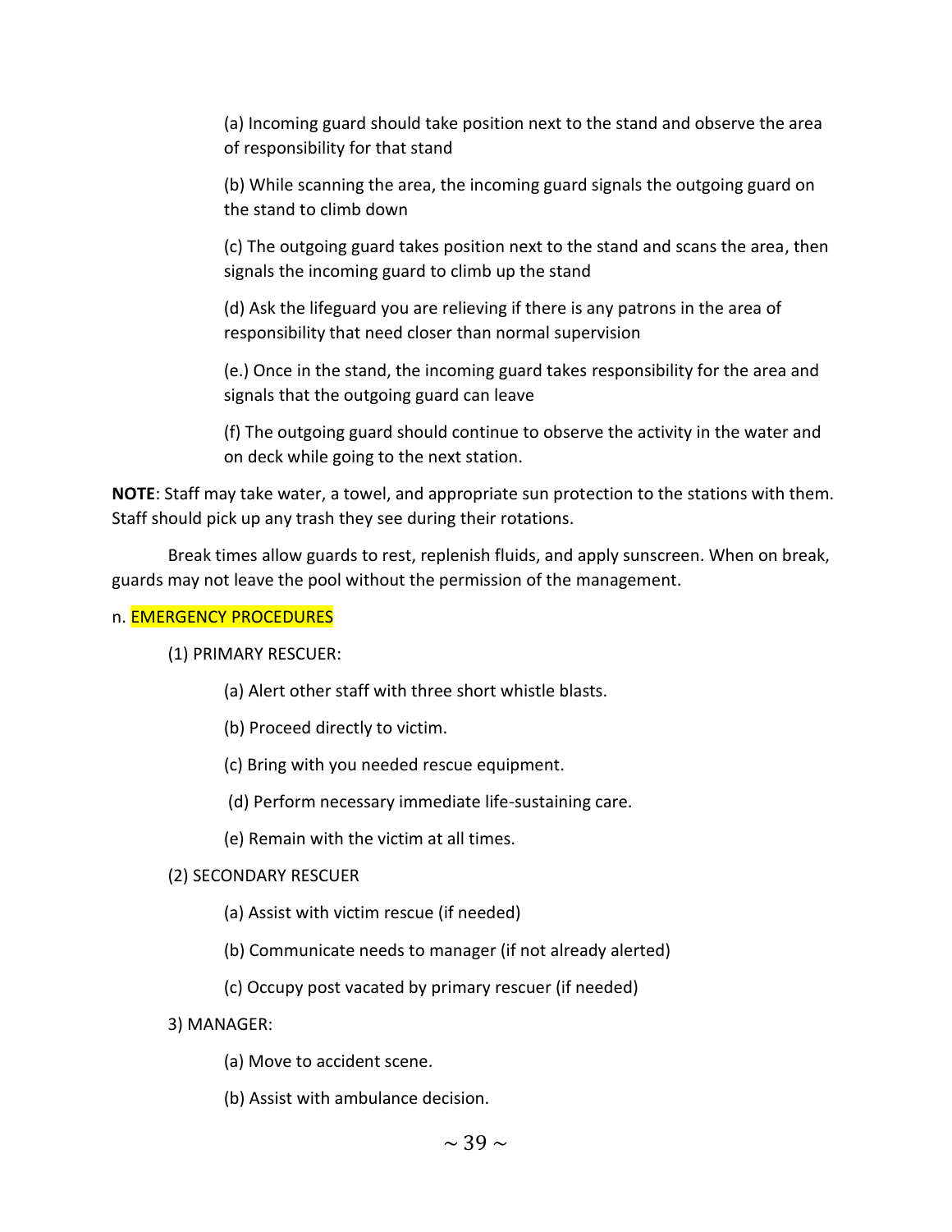(a) Incoming guard should take position next to the stand and observe the area of responsibility for that stand

(b) While scanning the area, the incoming guard signals the outgoing guard on the stand to climb down

(c) The outgoing guard takes position next to the stand and scans the area, then signals the incoming guard to climb up the stand

(d) Ask the lifeguard you are relieving if there is any patrons in the area of responsibility that need closer than normal supervision

(e.) Once in the stand, the incoming guard takes responsibility for the area and signals that the outgoing guard can leave

(f) The outgoing guard should continue to observe the activity in the water and on deck while going to the next station.

**NOTE**: Staff may take water, a towel, and appropriate sun protection to the stations with them. Staff should pick up any trash they see during their rotations.

Break times allow guards to rest, replenish fluids, and apply sunscreen. When on break, guards may not leave the pool without the permission of the management.

n. EMERGENCY PROCEDURES

(1) PRIMARY RESCUER:

(a) Alert other staff with three short whistle blasts.

(b) Proceed directly to victim.

(c) Bring with you needed rescue equipment.

(d) Perform necessary immediate life-sustaining care.

(e) Remain with the victim at all times.

(2) SECONDARY RESCUER

(a) Assist with victim rescue (if needed)

(b) Communicate needs to manager (if not already alerted)

(c) Occupy post vacated by primary rescuer (if needed)

3) MANAGER:

(a) Move to accident scene.

(b) Assist with ambulance decision.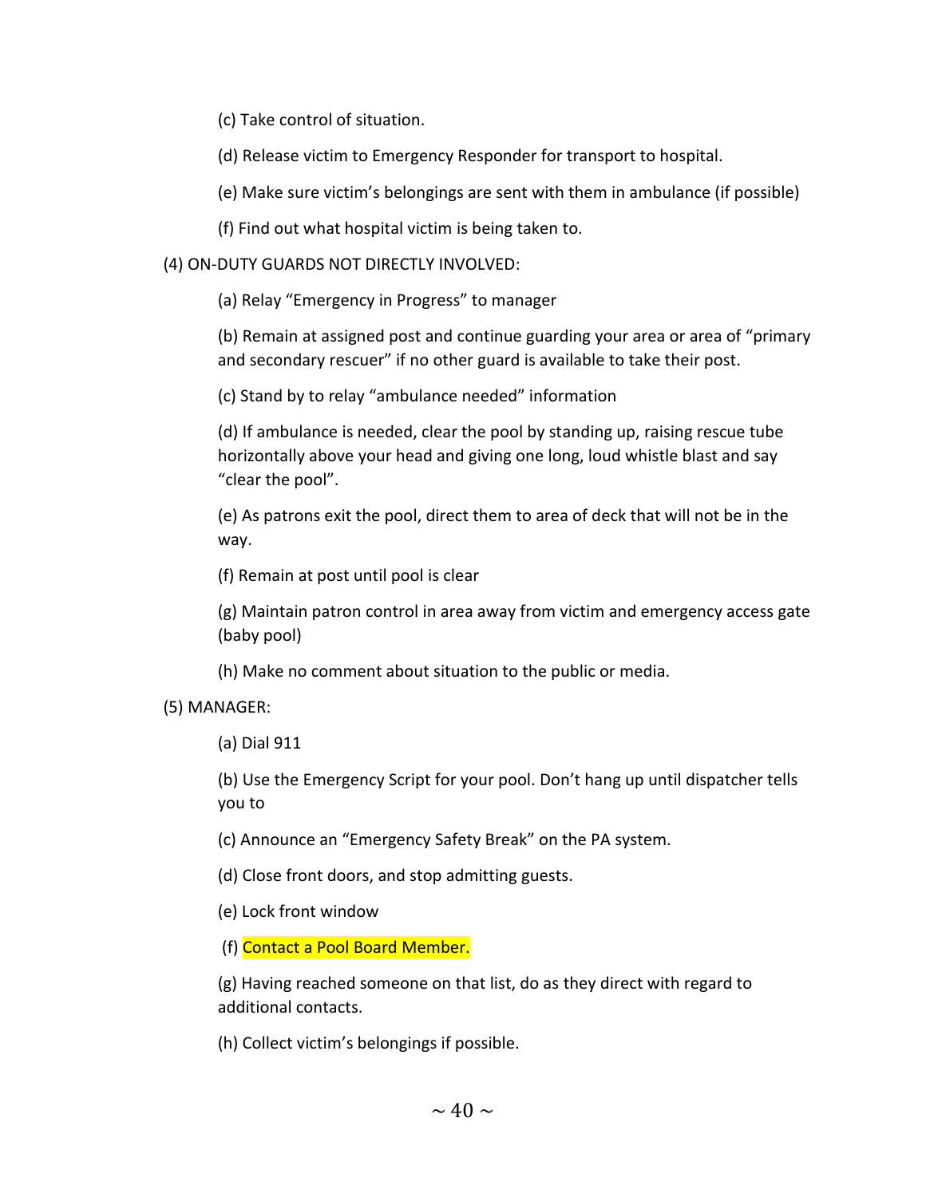(c) Take control of situation.

(d) Release victim to Emergency Responder for transport to hospital.

(e) Make sure victim's belongings are sent with them in ambulance (if possible)

(f) Find out what hospital victim is being taken to.

(4) ON-DUTY GUARDS NOT DIRECTLY INVOLVED:

(a) Relay "Emergency in Progress" to manager

(b) Remain at assigned post and continue guarding your area or area of "primary and secondary rescuer" if no other guard is available to take their post.

(c) Stand by to relay "ambulance needed" information

(d) If ambulance is needed, clear the pool by standing up, raising rescue tube horizontally above your head and giving one long, loud whistle blast and say "clear the pool".

(e) As patrons exit the pool, direct them to area of deck that will not be in the way.

(f) Remain at post until pool is clear

(g) Maintain patron control in area away from victim and emergency access gate (baby pool)

(h) Make no comment about situation to the public or media.

(5) MANAGER:

(a) Dial 911

(b) Use the Emergency Script for your pool. Don't hang up until dispatcher tells you to

(c) Announce an "Emergency Safety Break" on the PA system.

(d) Close front doors, and stop admitting guests.

(e) Lock front window

(f) Contact a Pool Board Member.

(g) Having reached someone on that list, do as they direct with regard to additional contacts.

(h) Collect victim's belongings if possible.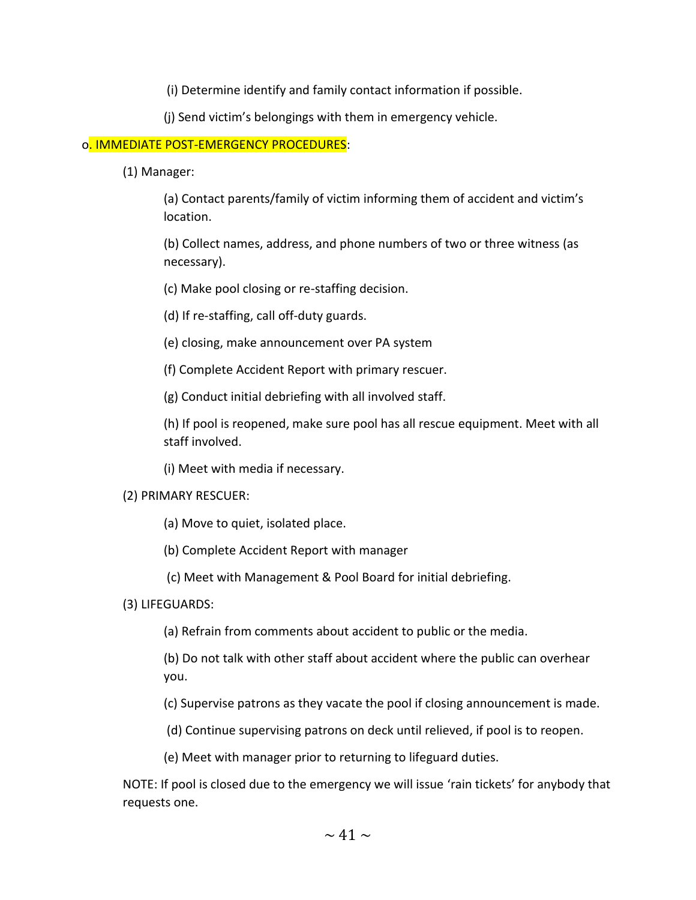(i) Determine identify and family contact information if possible.

(j) Send victim's belongings with them in emergency vehicle.

o. IMMEDIATE POST-EMERGENCY PROCEDURES:

(1) Manager:

(a) Contact parents/family of victim informing them of accident and victim's location.

(b) Collect names, address, and phone numbers of two or three witness (as necessary).

(c) Make pool closing or re-staffing decision.

(d) If re-staffing, call off-duty guards.

(e) closing, make announcement over PA system

(f) Complete Accident Report with primary rescuer.

(g) Conduct initial debriefing with all involved staff.

(h) If pool is reopened, make sure pool has all rescue equipment. Meet with all staff involved.

(i) Meet with media if necessary.

(2) PRIMARY RESCUER:

(a) Move to quiet, isolated place.

(b) Complete Accident Report with manager

(c) Meet with Management & Pool Board for initial debriefing.

(3) LIFEGUARDS:

(a) Refrain from comments about accident to public or the media.

(b) Do not talk with other staff about accident where the public can overhear you.

(c) Supervise patrons as they vacate the pool if closing announcement is made.

(d) Continue supervising patrons on deck until relieved, if pool is to reopen.

(e) Meet with manager prior to returning to lifeguard duties.

NOTE: If pool is closed due to the emergency we will issue 'rain tickets' for anybody that requests one.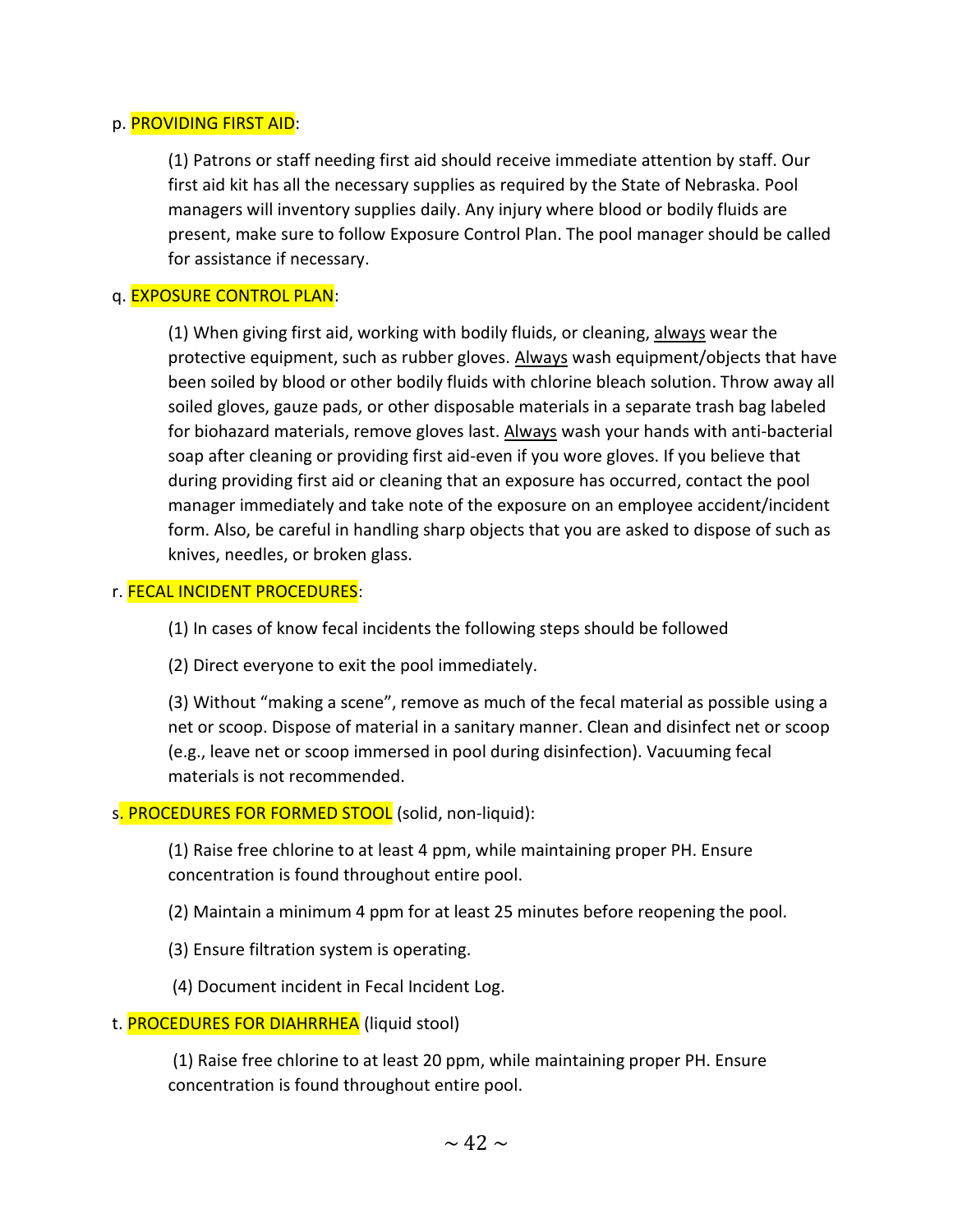p. PROVIDING FIRST AID:

(1) Patrons or staff needing first aid should receive immediate attention by staff. Our first aid kit has all the necessary supplies as required by the State of Nebraska. Pool managers will inventory supplies daily. Any injury where blood or bodily fluids are present, make sure to follow Exposure Control Plan. The pool manager should be called for assistance if necessary.

q. EXPOSURE CONTROL PLAN:

(1) When giving first aid, working with bodily fluids, or cleaning, always wear the protective equipment, such as rubber gloves. Always wash equipment/objects that have been soiled by blood or other bodily fluids with chlorine bleach solution. Throw away all soiled gloves, gauze pads, or other disposable materials in a separate trash bag labeled for biohazard materials, remove gloves last. Always wash your hands with anti-bacterial soap after cleaning or providing first aid-even if you wore gloves. If you believe that during providing first aid or cleaning that an exposure has occurred, contact the pool manager immediately and take note of the exposure on an employee accident/incident form. Also, be careful in handling sharp objects that you are asked to dispose of such as knives, needles, or broken glass.

r. FECAL INCIDENT PROCEDURES:

(1) In cases of know fecal incidents the following steps should be followed

(2) Direct everyone to exit the pool immediately.

(3) Without "making a scene", remove as much of the fecal material as possible using a net or scoop. Dispose of material in a sanitary manner. Clean and disinfect net or scoop (e.g., leave net or scoop immersed in pool during disinfection). Vacuuming fecal materials is not recommended.

s. PROCEDURES FOR FORMED STOOL (solid, non-liquid):

(1) Raise free chlorine to at least 4 ppm, while maintaining proper PH. Ensure concentration is found throughout entire pool.

(2) Maintain a minimum 4 ppm for at least 25 minutes before reopening the pool.

(3) Ensure filtration system is operating.

(4) Document incident in Fecal Incident Log.

t. PROCEDURES FOR DIAHRRHEA (liquid stool)

(1) Raise free chlorine to at least 20 ppm, while maintaining proper PH. Ensure concentration is found throughout entire pool.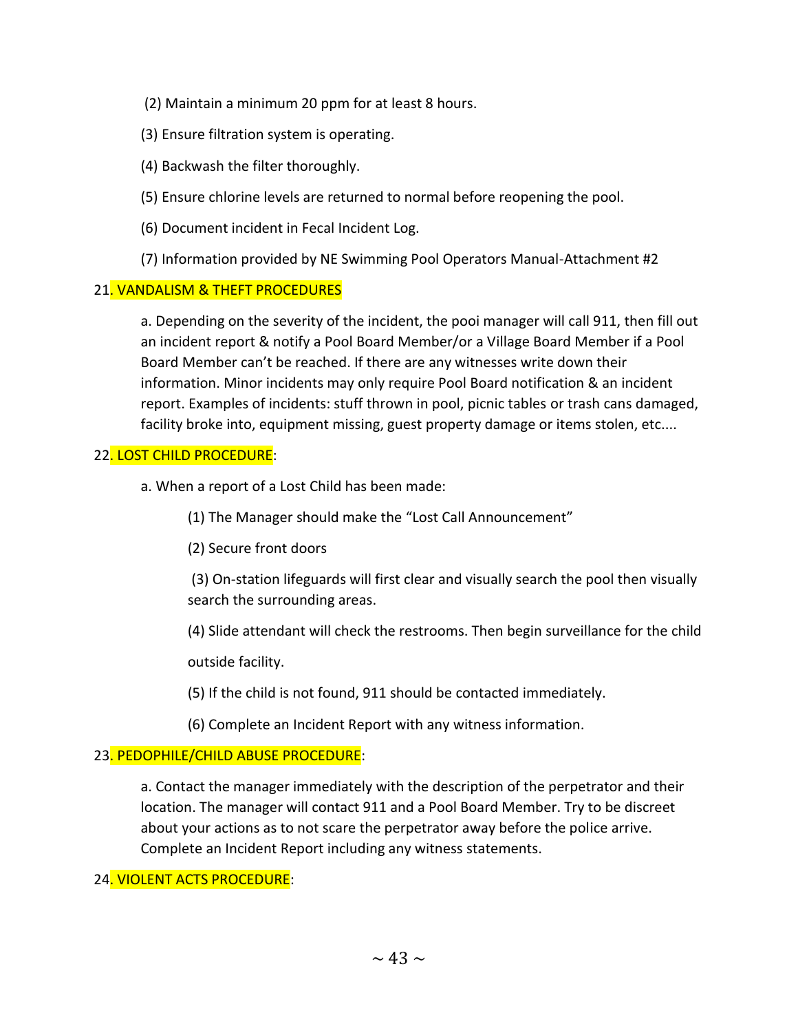(2) Maintain a minimum 20 ppm for at least 8 hours.

(3) Ensure filtration system is operating.

(4) Backwash the filter thoroughly.

(5) Ensure chlorine levels are returned to normal before reopening the pool.

(6) Document incident in Fecal Incident Log.

(7) Information provided by NE Swimming Pool Operators Manual-Attachment #2

21. VANDALISM & THEFT PROCEDURES

a. Depending on the severity of the incident, the pooi manager will call 911, then fill out an incident report & notify a Pool Board Member/or a Village Board Member if a Pool Board Member can't be reached. If there are any witnesses write down their information. Minor incidents may only require Pool Board notification & an incident report. Examples of incidents: stuff thrown in pool, picnic tables or trash cans damaged, facility broke into, equipment missing, guest property damage or items stolen, etc....

22. LOST CHILD PROCEDURE:

a. When a report of a Lost Child has been made:

(1) The Manager should make the "Lost Call Announcement"

(2) Secure front doors

(3) On-station lifeguards will first clear and visually search the pool then visually search the surrounding areas.

(4) Slide attendant will check the restrooms. Then begin surveillance for the child outside facility.

(5) If the child is not found, 911 should be contacted immediately.

(6) Complete an Incident Report with any witness information.

23. PEDOPHILE/CHILD ABUSE PROCEDURE:

a. Contact the manager immediately with the description of the perpetrator and their location. The manager will contact 911 and a Pool Board Member. Try to be discreet about your actions as to not scare the perpetrator away before the police arrive. Complete an Incident Report including any witness statements.

24. VIOLENT ACTS PROCEDURE: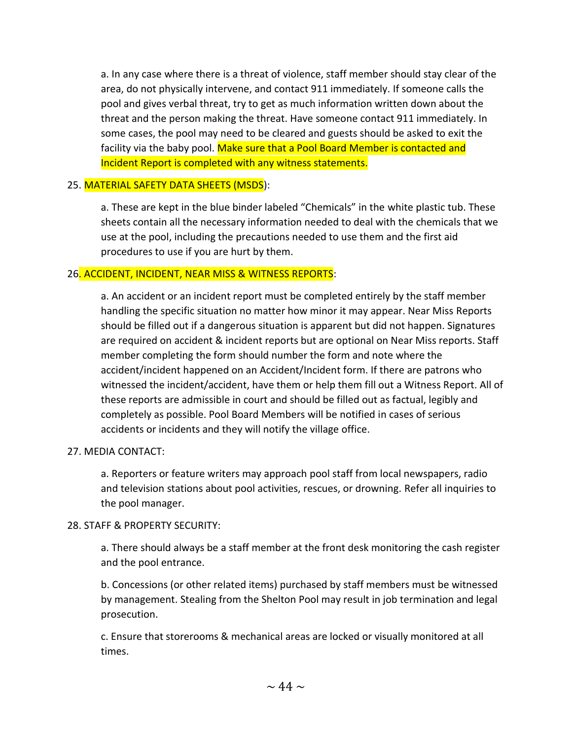a. In any case where there is a threat of violence, staff member should stay clear of the area, do not physically intervene, and contact 911 immediately. If someone calls the pool and gives verbal threat, try to get as much information written down about the threat and the person making the threat. Have someone contact 911 immediately. In some cases, the pool may need to be cleared and guests should be asked to exit the facility via the baby pool. Make sure that a Pool Board Member is contacted and Incident Report is completed with any witness statements.

25. MATERIAL SAFETY DATA SHEETS (MSDS):

a. These are kept in the blue binder labeled "Chemicals" in the white plastic tub. These sheets contain all the necessary information needed to deal with the chemicals that we use at the pool, including the precautions needed to use them and the first aid procedures to use if you are hurt by them.

26. ACCIDENT, INCIDENT, NEAR MISS & WITNESS REPORTS:

a. An accident or an incident report must be completed entirely by the staff member handling the specific situation no matter how minor it may appear. Near Miss Reports should be filled out if a dangerous situation is apparent but did not happen. Signatures are required on accident & incident reports but are optional on Near Miss reports. Staff member completing the form should number the form and note where the accident/incident happened on an Accident/Incident form. If there are patrons who witnessed the incident/accident, have them or help them fill out a Witness Report. All of these reports are admissible in court and should be filled out as factual, legibly and completely as possible. Pool Board Members will be notified in cases of serious accidents or incidents and they will notify the village office.

27. MEDIA CONTACT:

a. Reporters or feature writers may approach pool staff from local newspapers, radio and television stations about pool activities, rescues, or drowning. Refer all inquiries to the pool manager.

28. STAFF & PROPERTY SECURITY:

a. There should always be a staff member at the front desk monitoring the cash register and the pool entrance.

b. Concessions (or other related items) purchased by staff members must be witnessed by management. Stealing from the Shelton Pool may result in job termination and legal prosecution.

c. Ensure that storerooms & mechanical areas are locked or visually monitored at all times.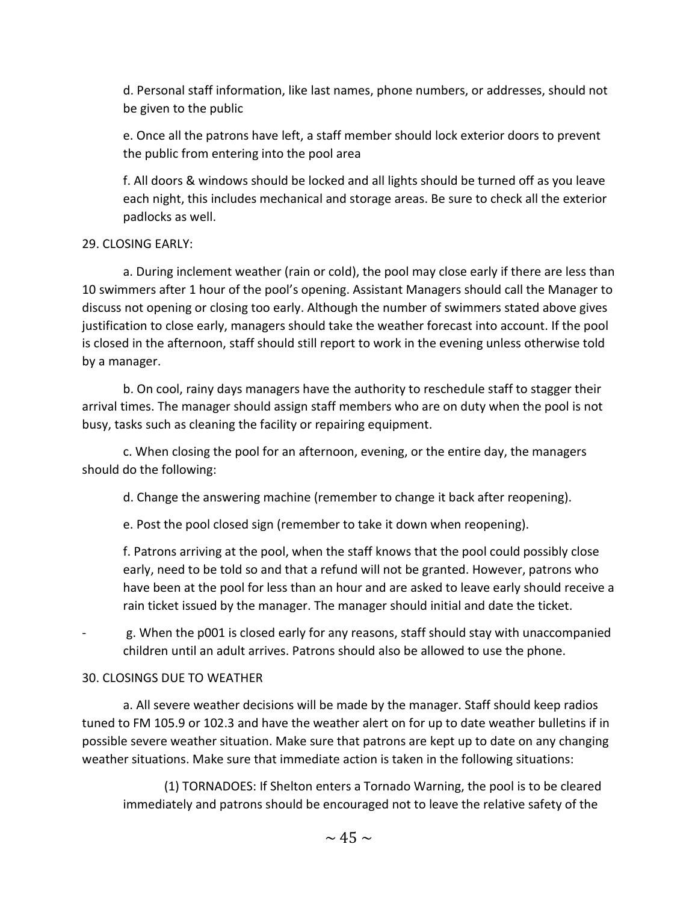d. Personal staff information, like last names, phone numbers, or addresses, should not be given to the public

e. Once all the patrons have left, a staff member should lock exterior doors to prevent the public from entering into the pool area

f. All doors & windows should be locked and all lights should be turned off as you leave each night, this includes mechanical and storage areas. Be sure to check all the exterior padlocks as well.

29. CLOSING EARLY:

a. During inclement weather (rain or cold), the pool may close early if there are less than 10 swimmers after 1 hour of the pool's opening. Assistant Managers should call the Manager to discuss not opening or closing too early. Although the number of swimmers stated above gives justification to close early, managers should take the weather forecast into account. If the pool is closed in the afternoon, staff should still report to work in the evening unless otherwise told by a manager.

b. On cool, rainy days managers have the authority to reschedule staff to stagger their arrival times. The manager should assign staff members who are on duty when the pool is not busy, tasks such as cleaning the facility or repairing equipment.

c. When closing the pool for an afternoon, evening, or the entire day, the managers should do the following:

d. Change the answering machine (remember to change it back after reopening).

e. Post the pool closed sign (remember to take it down when reopening).

f. Patrons arriving at the pool, when the staff knows that the pool could possibly close early, need to be told so and that a refund will not be granted. However, patrons who have been at the pool for less than an hour and are asked to leave early should receive a rain ticket issued by the manager. The manager should initial and date the ticket.

- g. When the p001 is closed early for any reasons, staff should stay with unaccompanied children until an adult arrives. Patrons should also be allowed to use the phone.

30. CLOSINGS DUE TO WEATHER

a. All severe weather decisions will be made by the manager. Staff should keep radios tuned to FM 105.9 or 102.3 and have the weather alert on for up to date weather bulletins if in possible severe weather situation. Make sure that patrons are kept up to date on any changing weather situations. Make sure that immediate action is taken in the following situations:

(1) TORNADOES: If Shelton enters a Tornado Warning, the pool is to be cleared immediately and patrons should be encouraged not to leave the relative safety of the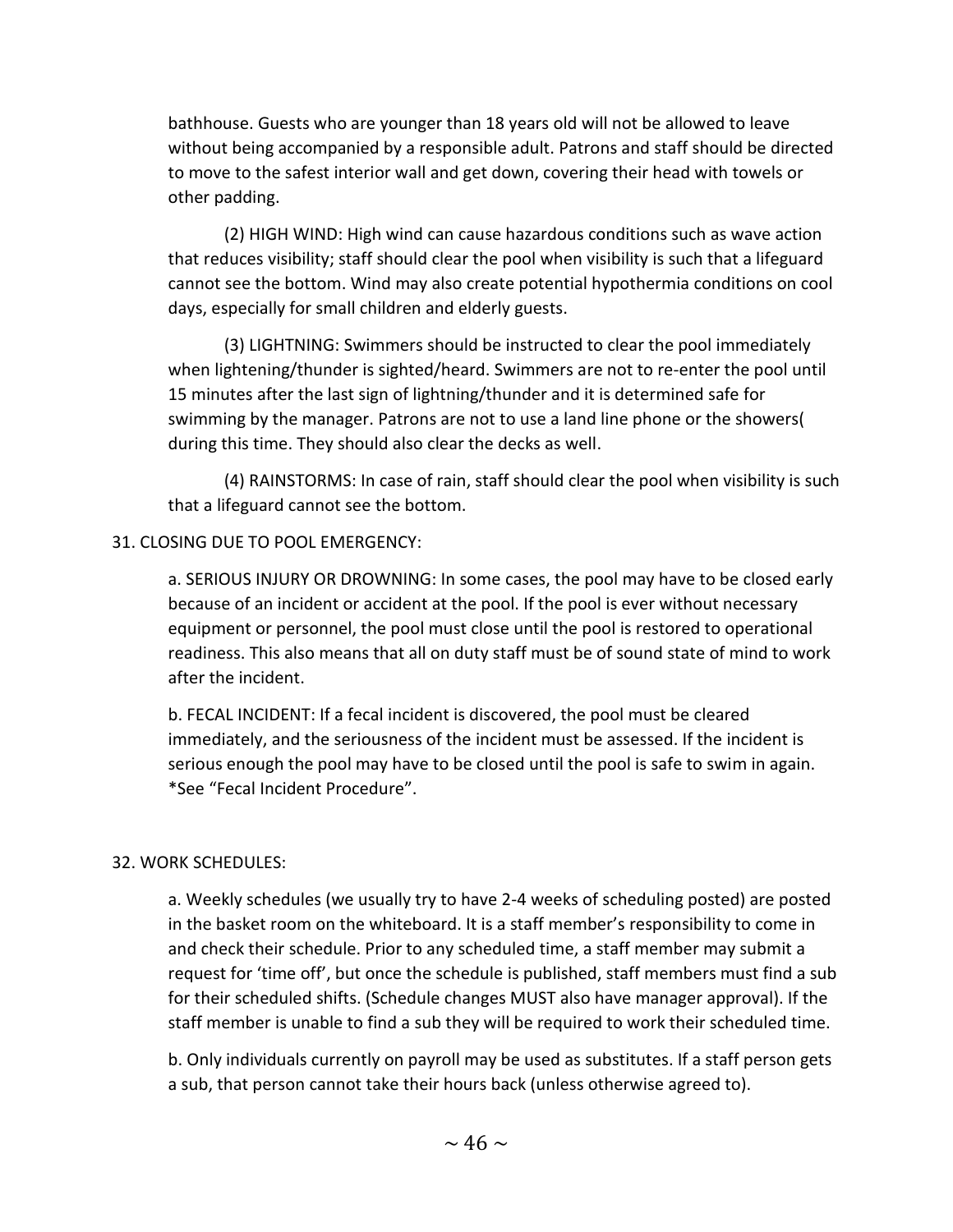bathhouse. Guests who are younger than 18 years old will not be allowed to leave without being accompanied by a responsible adult. Patrons and staff should be directed to move to the safest interior wall and get down, covering their head with towels or other padding.

(2) HIGH WIND: High wind can cause hazardous conditions such as wave action that reduces visibility; staff should clear the pool when visibility is such that a lifeguard cannot see the bottom. Wind may also create potential hypothermia conditions on cool days, especially for small children and elderly guests.

(3) LIGHTNING: Swimmers should be instructed to clear the pool immediately when lightening/thunder is sighted/heard. Swimmers are not to re-enter the pool until 15 minutes after the last sign of lightning/thunder and it is determined safe for swimming by the manager. Patrons are not to use a land line phone or the showers( during this time. They should also clear the decks as well.

(4) RAINSTORMS: In case of rain, staff should clear the pool when visibility is such that a lifeguard cannot see the bottom.

31. CLOSING DUE TO POOL EMERGENCY:

a. SERIOUS INJURY OR DROWNING: In some cases, the pool may have to be closed early because of an incident or accident at the pool. If the pool is ever without necessary equipment or personnel, the pool must close until the pool is restored to operational readiness. This also means that all on duty staff must be of sound state of mind to work after the incident.

b. FECAL INCIDENT: If a fecal incident is discovered, the pool must be cleared immediately, and the seriousness of the incident must be assessed. If the incident is serious enough the pool may have to be closed until the pool is safe to swim in again. *See "Fecal Incident Procedure".

32. WORK SCHEDULES:

a. Weekly schedules (we usually try to have 2-4 weeks of scheduling posted) are posted in the basket room on the whiteboard. It is a staff member's responsibility to come in and check their schedule. Prior to any scheduled time, a staff member may submit a request for 'time off', but once the schedule is published, staff members must find a sub for their scheduled shifts. (Schedule changes MUST also have manager approval). If the staff member is unable to find a sub they will be required to work their scheduled time.

b. Only individuals currently on payroll may be used as substitutes. If a staff person gets a sub, that person cannot take their hours back (unless otherwise agreed to).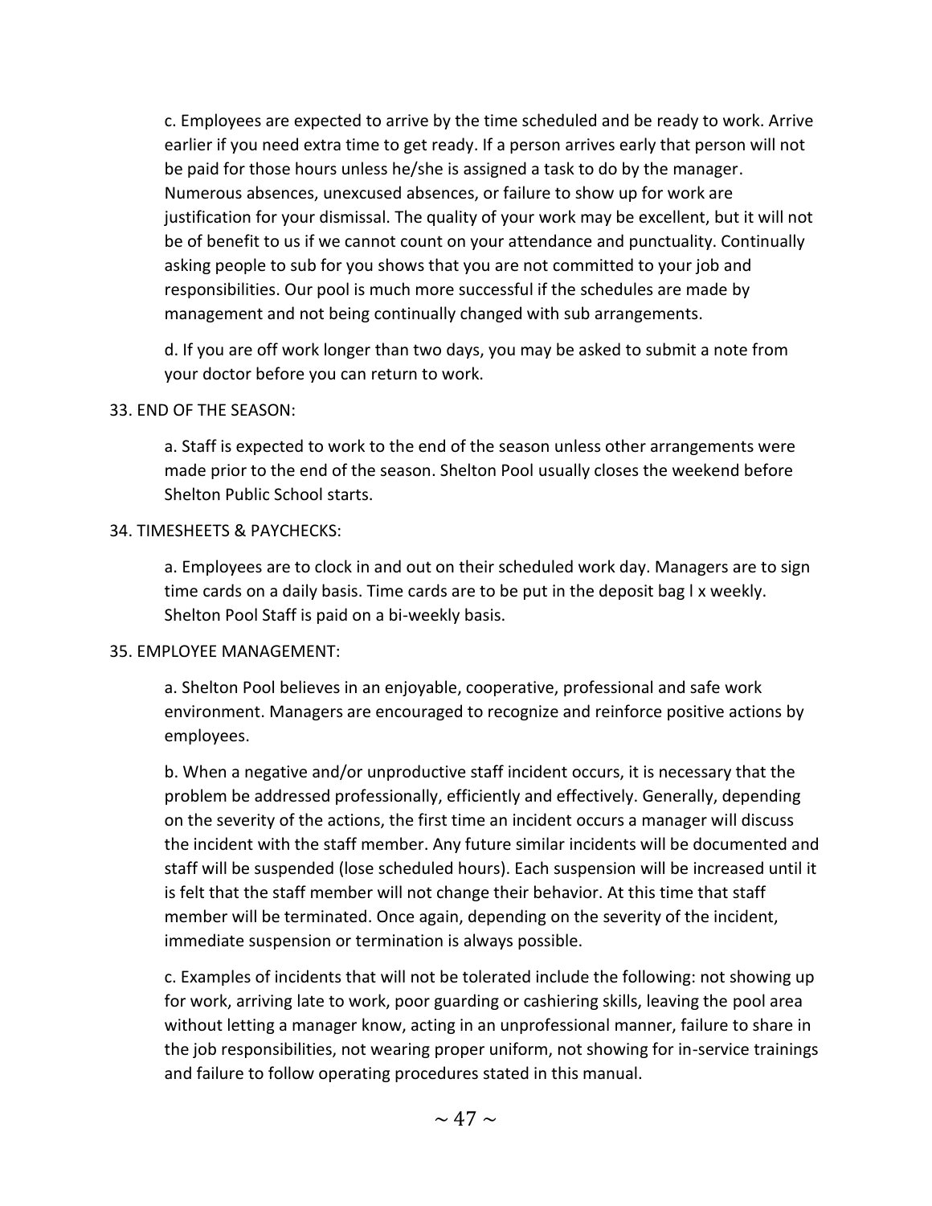c. Employees are expected to arrive by the time scheduled and be ready to work. Arrive earlier if you need extra time to get ready. If a person arrives early that person will not be paid for those hours unless he/she is assigned a task to do by the manager. Numerous absences, unexcused absences, or failure to show up for work are justification for your dismissal. The quality of your work may be excellent, but it will not be of benefit to us if we cannot count on your attendance and punctuality. Continually asking people to sub for you shows that you are not committed to your job and responsibilities. Our pool is much more successful if the schedules are made by management and not being continually changed with sub arrangements.

d. If you are off work longer than two days, you may be asked to submit a note from your doctor before you can return to work.

33. END OF THE SEASON:

a. Staff is expected to work to the end of the season unless other arrangements were made prior to the end of the season. Shelton Pool usually closes the weekend before Shelton Public School starts.

34. TIMESHEETS & PAYCHECKS:

a. Employees are to clock in and out on their scheduled work day. Managers are to sign time cards on a daily basis. Time cards are to be put in the deposit bag l x weekly. Shelton Pool Staff is paid on a bi-weekly basis.

35. EMPLOYEE MANAGEMENT:

a. Shelton Pool believes in an enjoyable, cooperative, professional and safe work environment. Managers are encouraged to recognize and reinforce positive actions by employees.

b. When a negative and/or unproductive staff incident occurs, it is necessary that the problem be addressed professionally, efficiently and effectively. Generally, depending on the severity of the actions, the first time an incident occurs a manager will discuss the incident with the staff member. Any future similar incidents will be documented and staff will be suspended (lose scheduled hours). Each suspension will be increased until it is felt that the staff member will not change their behavior. At this time that staff member will be terminated. Once again, depending on the severity of the incident, immediate suspension or termination is always possible.

c. Examples of incidents that will not be tolerated include the following: not showing up for work, arriving late to work, poor guarding or cashiering skills, leaving the pool area without letting a manager know, acting in an unprofessional manner, failure to share in the job responsibilities, not wearing proper uniform, not showing for in-service trainings and failure to follow operating procedures stated in this manual.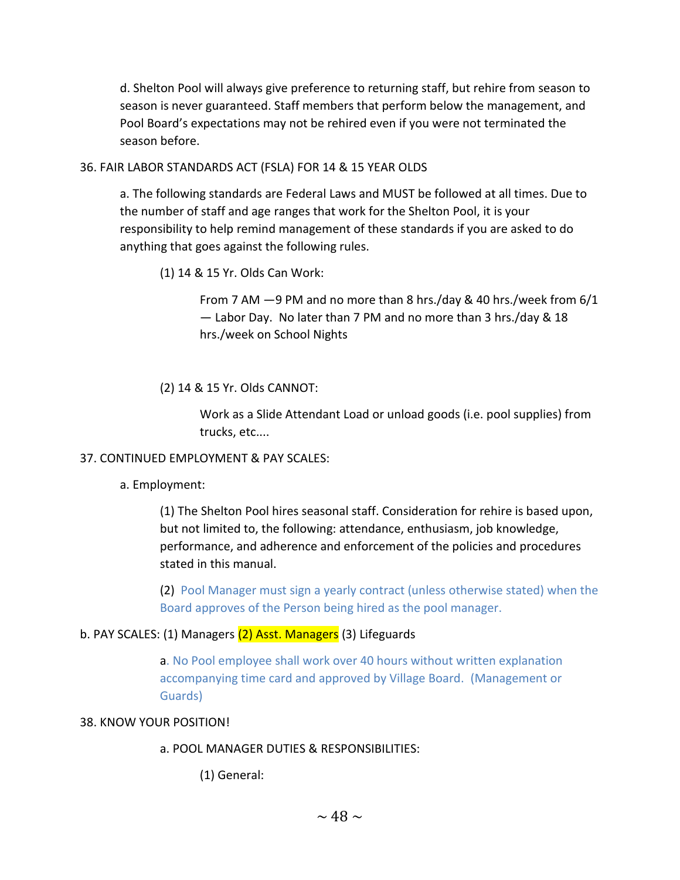d. Shelton Pool will always give preference to returning staff, but rehire from season to season is never guaranteed. Staff members that perform below the management, and Pool Board's expectations may not be rehired even if you were not terminated the season before.

36. FAIR LABOR STANDARDS ACT (FSLA) FOR 14 & 15 YEAR OLDS

a. The following standards are Federal Laws and MUST be followed at all times. Due to the number of staff and age ranges that work for the Shelton Pool, it is your responsibility to help remind management of these standards if you are asked to do anything that goes against the following rules.

(1) 14 & 15 Yr. Olds Can Work:

From 7 AM —9 PM and no more than 8 hrs./day & 40 hrs./week from 6/1 — Labor Day. No later than 7 PM and no more than 3 hrs./day & 18 hrs./week on School Nights

(2) 14 & 15 Yr. Olds CANNOT:

Work as a Slide Attendant Load or unload goods (i.e. pool supplies) from trucks, etc....

37. CONTINUED EMPLOYMENT & PAY SCALES:

a. Employment:

(1) The Shelton Pool hires seasonal staff. Consideration for rehire is based upon, but not limited to, the following: attendance, enthusiasm, job knowledge, performance, and adherence and enforcement of the policies and procedures stated in this manual.

(2) Pool Manager must sign a yearly contract (unless otherwise stated) when the Board approves of the Person being hired as the pool manager.

b. PAY SCALES: (1) Managers (2) Asst. Managers (3) Lifeguards

a. No Pool employee shall work over 40 hours without written explanation accompanying time card and approved by Village Board. (Management or Guards)

38. KNOW YOUR POSITION!

a. POOL MANAGER DUTIES & RESPONSIBILITIES:

(1) General: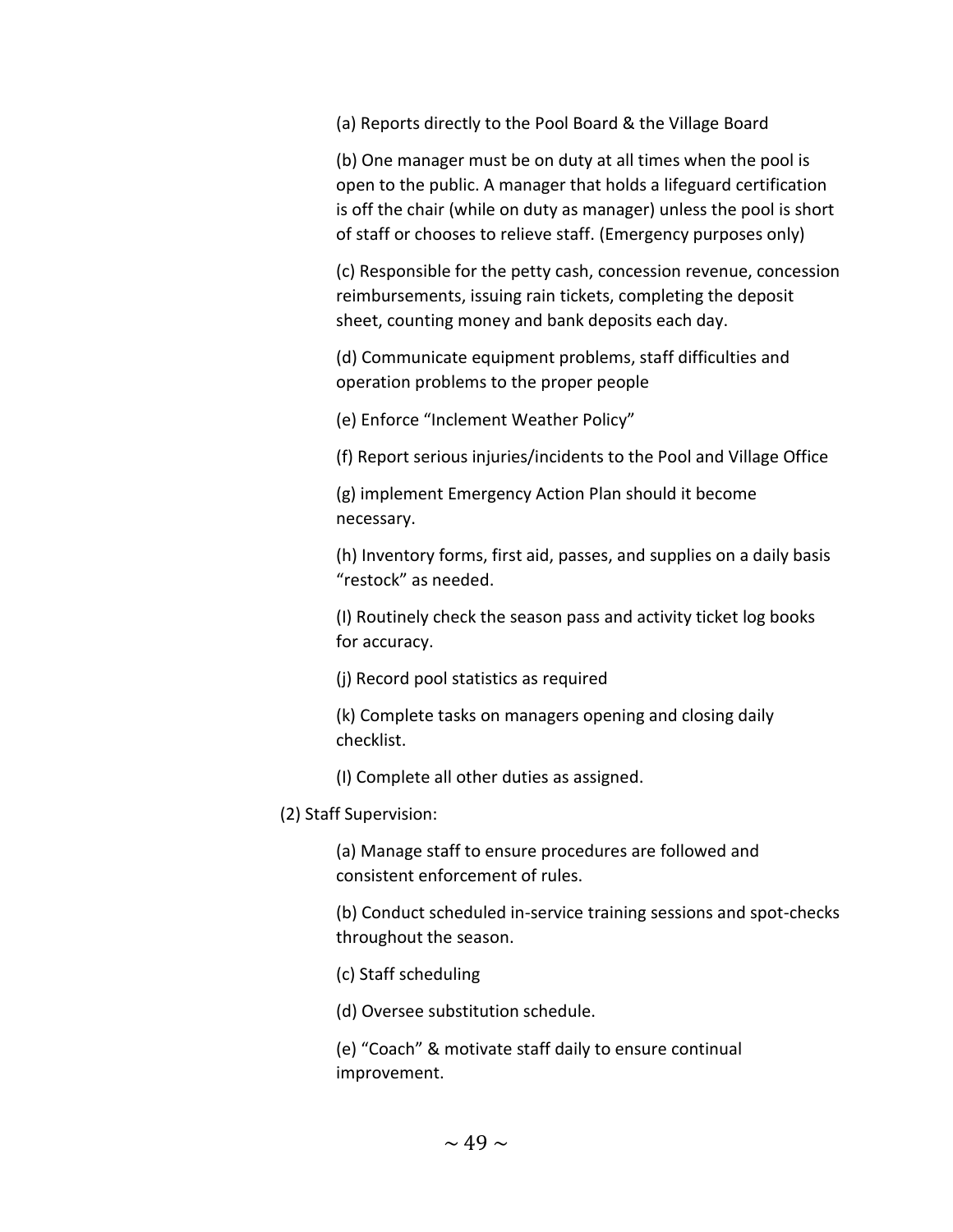(a) Reports directly to the Pool Board & the Village Board

(b) One manager must be on duty at all times when the pool is open to the public. A manager that holds a lifeguard certification is off the chair (while on duty as manager) unless the pool is short of staff or chooses to relieve staff. (Emergency purposes only)

(c) Responsible for the petty cash, concession revenue, concession reimbursements, issuing rain tickets, completing the deposit sheet, counting money and bank deposits each day.

(d) Communicate equipment problems, staff difficulties and operation problems to the proper people

(e) Enforce "Inclement Weather Policy"

(f) Report serious injuries/incidents to the Pool and Village Office

(g) implement Emergency Action Plan should it become necessary.

(h) Inventory forms, first aid, passes, and supplies on a daily basis "restock" as needed.

(I) Routinely check the season pass and activity ticket log books for accuracy.

(j) Record pool statistics as required

(k) Complete tasks on managers opening and closing daily checklist.

(l) Complete all other duties as assigned.

(2) Staff Supervision:

(a) Manage staff to ensure procedures are followed and consistent enforcement of rules.

(b) Conduct scheduled in-service training sessions and spot-checks throughout the season.

(c) Staff scheduling

(d) Oversee substitution schedule.

(e) "Coach" & motivate staff daily to ensure continual improvement.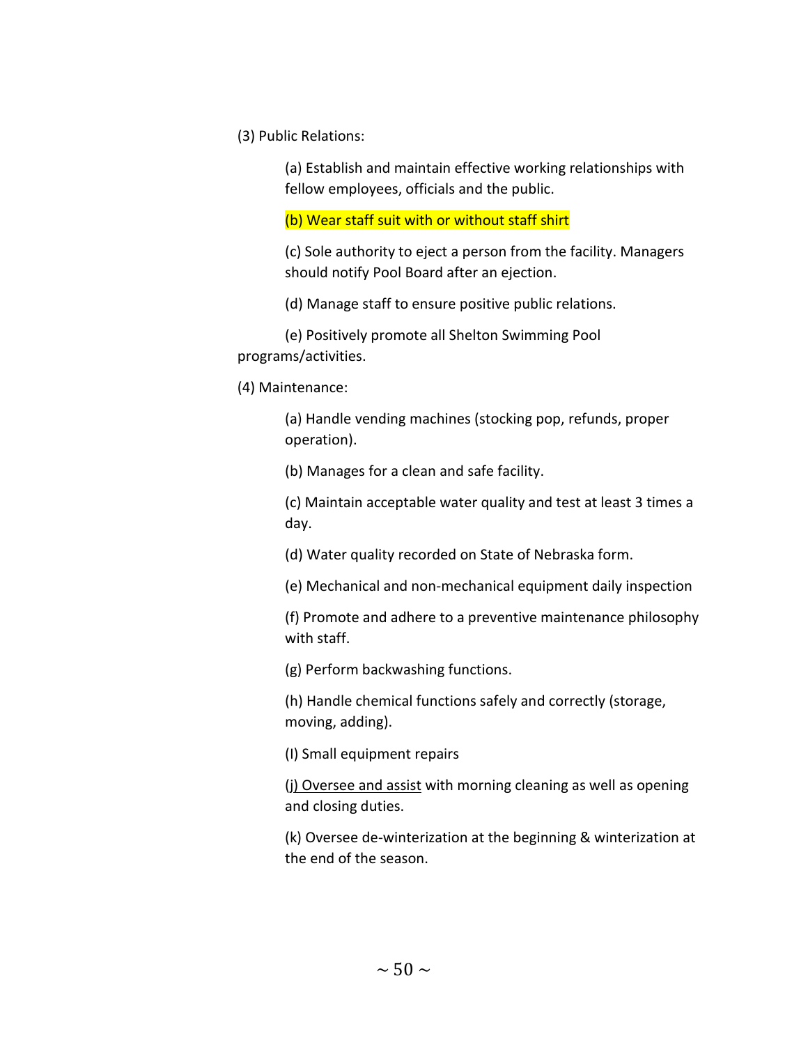(3) Public Relations:

(a) Establish and maintain effective working relationships with fellow employees, officials and the public.

(b) Wear staff suit with or without staff shirt

(c) Sole authority to eject a person from the facility. Managers should notify Pool Board after an ejection.

(d) Manage staff to ensure positive public relations.

(e) Positively promote all Shelton Swimming Pool programs/activities.

(4) Maintenance:

(a) Handle vending machines (stocking pop, refunds, proper operation).

(b) Manages for a clean and safe facility.

(c) Maintain acceptable water quality and test at least 3 times a day.

(d) Water quality recorded on State of Nebraska form.

(e) Mechanical and non-mechanical equipment daily inspection

(f) Promote and adhere to a preventive maintenance philosophy with staff.

(g) Perform backwashing functions.

(h) Handle chemical functions safely and correctly (storage, moving, adding).

(I) Small equipment repairs

(j) Oversee and assist with morning cleaning as well as opening and closing duties.

(k) Oversee de-winterization at the beginning & winterization at the end of the season.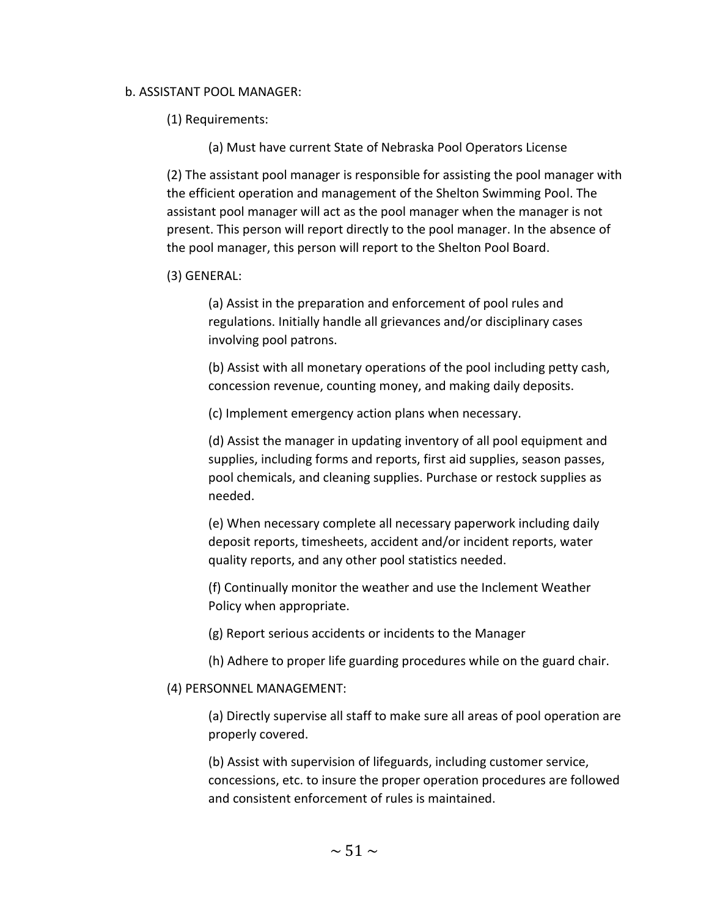b. ASSISTANT POOL MANAGER:

(1) Requirements:

(a) Must have current State of Nebraska Pool Operators License

(2) The assistant pool manager is responsible for assisting the pool manager with the efficient operation and management of the Shelton Swimming Pool. The assistant pool manager will act as the pool manager when the manager is not present. This person will report directly to the pool manager. In the absence of the pool manager, this person will report to the Shelton Pool Board.

(3) GENERAL:

(a) Assist in the preparation and enforcement of pool rules and regulations. Initially handle all grievances and/or disciplinary cases involving pool patrons.

(b) Assist with all monetary operations of the pool including petty cash, concession revenue, counting money, and making daily deposits.

(c) Implement emergency action plans when necessary.

(d) Assist the manager in updating inventory of all pool equipment and supplies, including forms and reports, first aid supplies, season passes, pool chemicals, and cleaning supplies. Purchase or restock supplies as needed.

(e) When necessary complete all necessary paperwork including daily deposit reports, timesheets, accident and/or incident reports, water quality reports, and any other pool statistics needed.

(f) Continually monitor the weather and use the Inclement Weather Policy when appropriate.

(g) Report serious accidents or incidents to the Manager

(h) Adhere to proper life guarding procedures while on the guard chair.

(4) PERSONNEL MANAGEMENT:

(a) Directly supervise all staff to make sure all areas of pool operation are properly covered.

(b) Assist with supervision of lifeguards, including customer service, concessions, etc. to insure the proper operation procedures are followed and consistent enforcement of rules is maintained.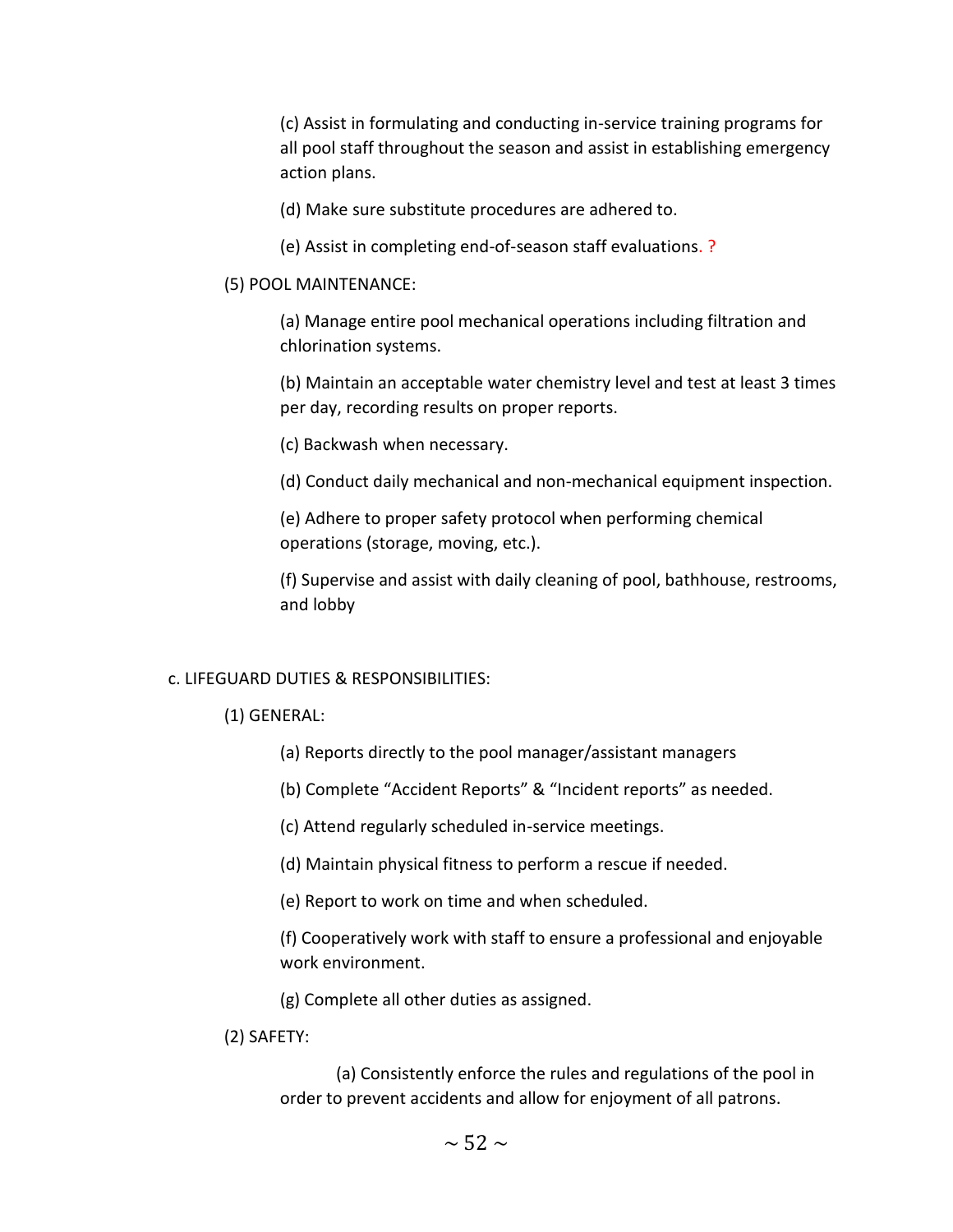(c) Assist in formulating and conducting in-service training programs for all pool staff throughout the season and assist in establishing emergency action plans.

(d) Make sure substitute procedures are adhered to.

(e) Assist in completing end-of-season staff evaluations. ?

(5) POOL MAINTENANCE:

(a) Manage entire pool mechanical operations including filtration and chlorination systems.

(b) Maintain an acceptable water chemistry level and test at least 3 times per day, recording results on proper reports.

(c) Backwash when necessary.

(d) Conduct daily mechanical and non-mechanical equipment inspection.

(e) Adhere to proper safety protocol when performing chemical operations (storage, moving, etc.).

(f) Supervise and assist with daily cleaning of pool, bathhouse, restrooms, and lobby

c. LIFEGUARD DUTIES & RESPONSIBILITIES:

(1) GENERAL:

(a) Reports directly to the pool manager/assistant managers

(b) Complete "Accident Reports" & "Incident reports" as needed.

(c) Attend regularly scheduled in-service meetings.

(d) Maintain physical fitness to perform a rescue if needed.

(e) Report to work on time and when scheduled.

(f) Cooperatively work with staff to ensure a professional and enjoyable work environment.

(g) Complete all other duties as assigned.

(2) SAFETY:

(a) Consistently enforce the rules and regulations of the pool in order to prevent accidents and allow for enjoyment of all patrons.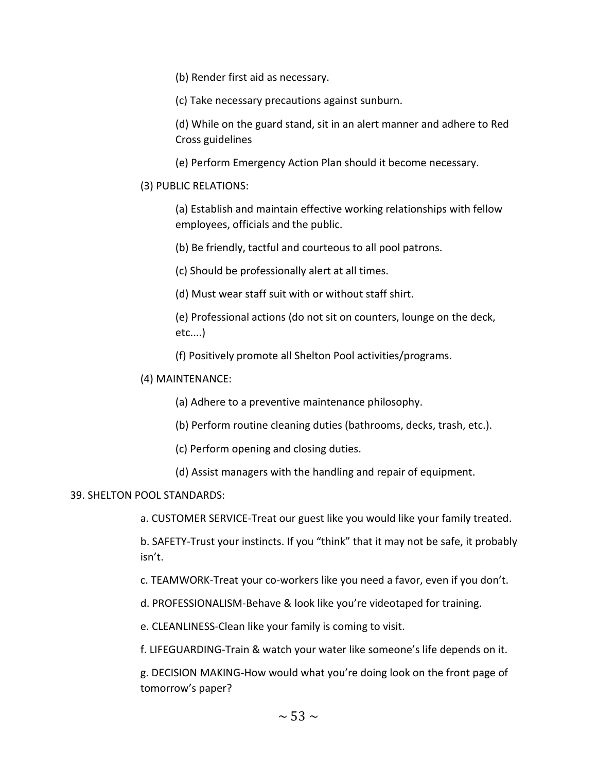(b) Render first aid as necessary.

(c) Take necessary precautions against sunburn.

(d) While on the guard stand, sit in an alert manner and adhere to Red Cross guidelines

(e) Perform Emergency Action Plan should it become necessary.

(3) PUBLIC RELATIONS:

(a) Establish and maintain effective working relationships with fellow employees, officials and the public.

(b) Be friendly, tactful and courteous to all pool patrons.

(c) Should be professionally alert at all times.

(d) Must wear staff suit with or without staff shirt.

(e) Professional actions (do not sit on counters, lounge on the deck, etc....)

(f) Positively promote all Shelton Pool activities/programs.

(4) MAINTENANCE:

(a) Adhere to a preventive maintenance philosophy.

(b) Perform routine cleaning duties (bathrooms, decks, trash, etc.).

(c) Perform opening and closing duties.

(d) Assist managers with the handling and repair of equipment.

39. SHELTON POOL STANDARDS:

a. CUSTOMER SERVICE-Treat our guest like you would like your family treated.

b. SAFETY-Trust your instincts. If you “think” that it may not be safe, it probably isn’t.

c. TEAMWORK-Treat your co-workers like you need a favor, even if you don’t.

d. PROFESSIONALISM-Behave & look like you’re videotaped for training.

e. CLEANLINESS-Clean like your family is coming to visit.

f. LIFEGUARDING-Train & watch your water like someone’s life depends on it.

g. DECISION MAKING-How would what you’re doing look on the front page of tomorrow’s paper?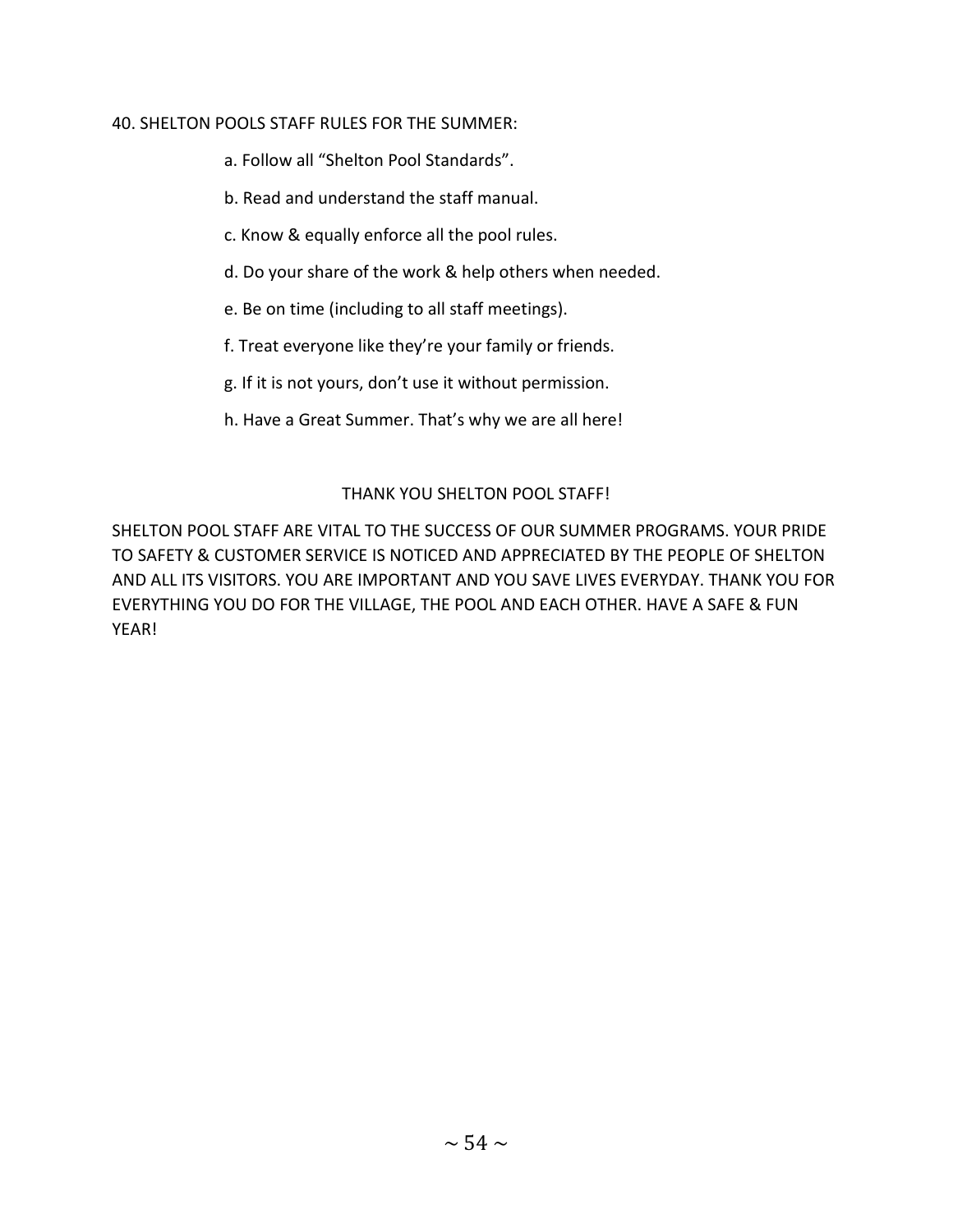40. SHELTON POOLS STAFF RULES FOR THE SUMMER:

a. Follow all "Shelton Pool Standards".

b. Read and understand the staff manual.

c. Know & equally enforce all the pool rules.

d. Do your share of the work & help others when needed.

e. Be on time (including to all staff meetings).

f. Treat everyone like they're your family or friends.

g. If it is not yours, don't use it without permission.

h. Have a Great Summer. That's why we are all here!

THANK YOU SHELTON POOL STAFF!

SHELTON POOL STAFF ARE VITAL TO THE SUCCESS OF OUR SUMMER PROGRAMS. YOUR PRIDE TO SAFETY & CUSTOMER SERVICE IS NOTICED AND APPRECIATED BY THE PEOPLE OF SHELTON AND ALL ITS VISITORS. YOU ARE IMPORTANT AND YOU SAVE LIVES EVERYDAY. THANK YOU FOR EVERYTHING YOU DO FOR THE VILLAGE, THE POOL AND EACH OTHER. HAVE A SAFE & FUN YEAR!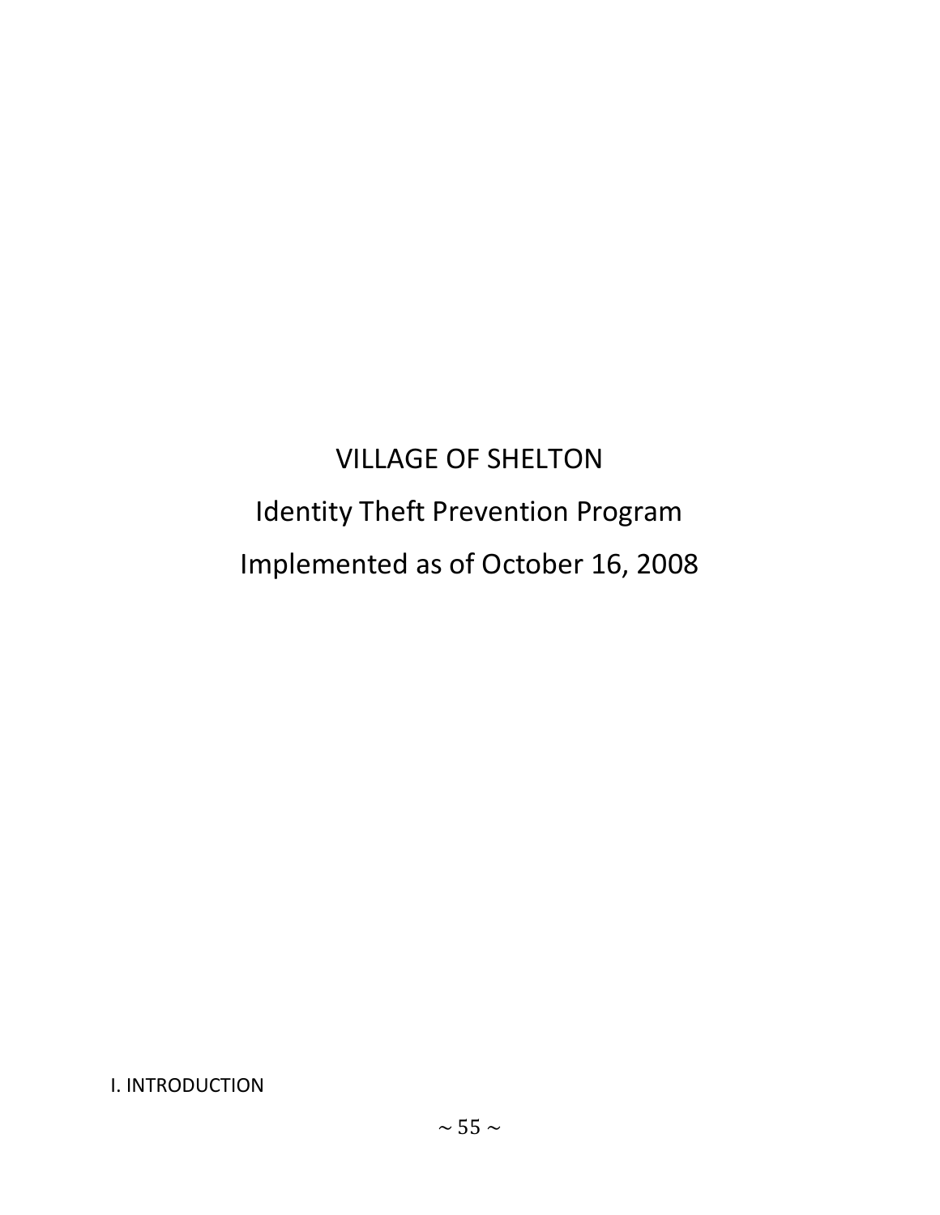# VILLAGE OF SHELTON

## Identity Theft Prevention Program

## Implemented as of October 16, 2008

I. INTRODUCTION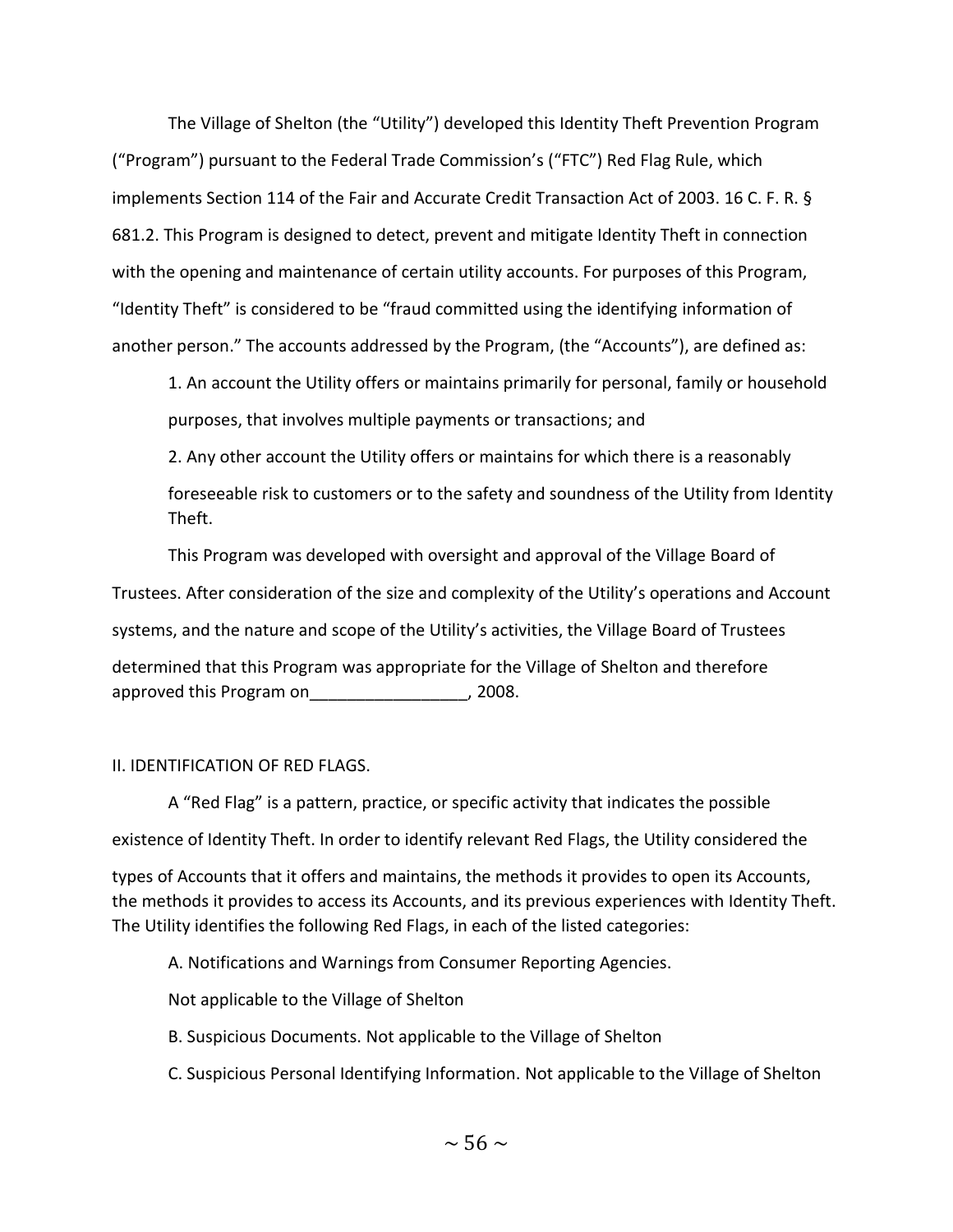The Village of Shelton (the "Utility") developed this Identity Theft Prevention Program ("Program") pursuant to the Federal Trade Commission's ("FTC") Red Flag Rule, which implements Section 114 of the Fair and Accurate Credit Transaction Act of 2003. 16 C. F. R. § 681.2. This Program is designed to detect, prevent and mitigate Identity Theft in connection with the opening and maintenance of certain utility accounts. For purposes of this Program, "Identity Theft" is considered to be "fraud committed using the identifying information of another person." The accounts addressed by the Program, (the "Accounts"), are defined as:

1. An account the Utility offers or maintains primarily for personal, family or household purposes, that involves multiple payments or transactions; and
2. Any other account the Utility offers or maintains for which there is a reasonably foreseeable risk to customers or to the safety and soundness of the Utility from Identity Theft.

This Program was developed with oversight and approval of the Village Board of Trustees. After consideration of the size and complexity of the Utility's operations and Account systems, and the nature and scope of the Utility's activities, the Village Board of Trustees determined that this Program was appropriate for the Village of Shelton and therefore approved this Program on_________________, 2008.

## II. IDENTIFICATION OF RED FLAGS.

A "Red Flag" is a pattern, practice, or specific activity that indicates the possible existence of Identity Theft. In order to identify relevant Red Flags, the Utility considered the types of Accounts that it offers and maintains, the methods it provides to open its Accounts, the methods it provides to access its Accounts, and its previous experiences with Identity Theft. The Utility identifies the following Red Flags, in each of the listed categories:

A. Notifications and Warnings from Consumer Reporting Agencies.

Not applicable to the Village of Shelton

B. Suspicious Documents. Not applicable to the Village of Shelton

C. Suspicious Personal Identifying Information. Not applicable to the Village of Shelton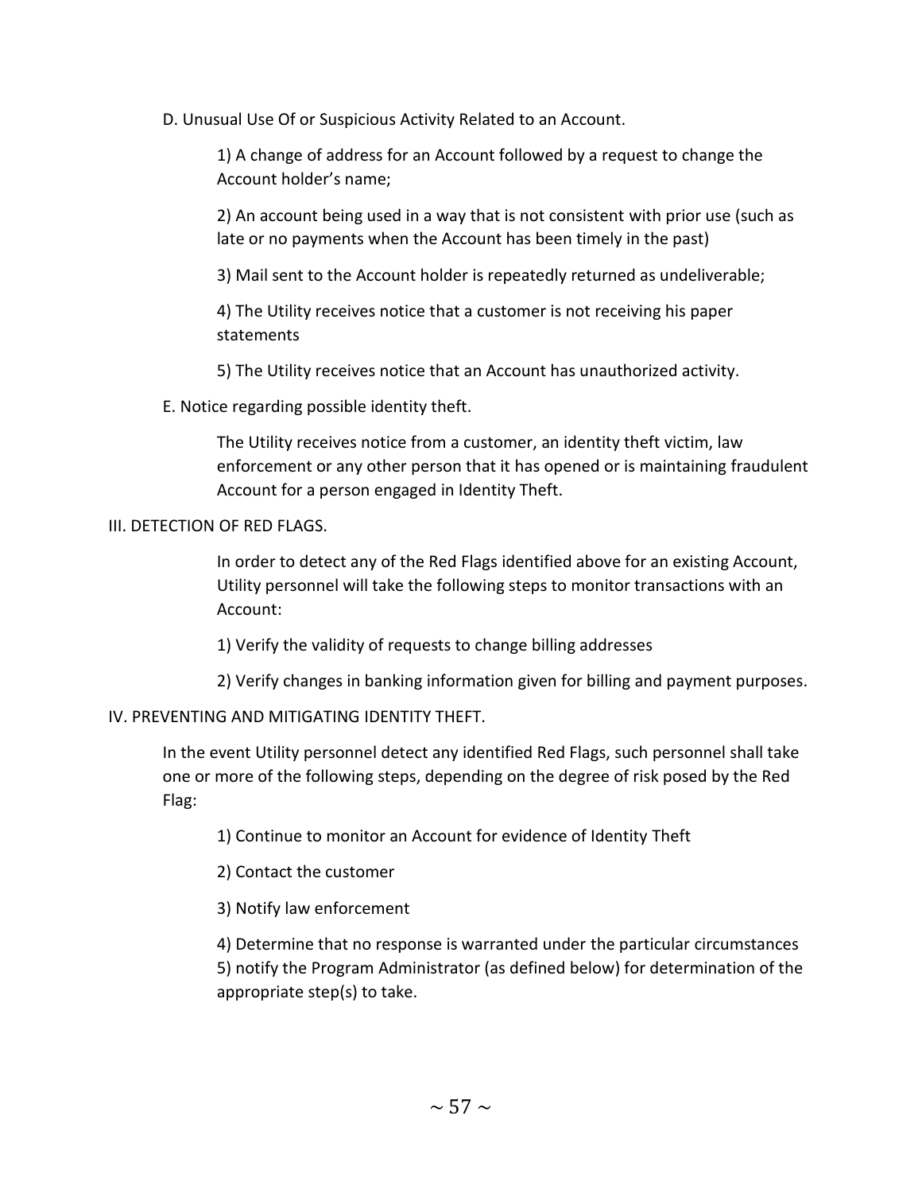D. Unusual Use Of or Suspicious Activity Related to an Account.

1) A change of address for an Account followed by a request to change the Account holder's name;

2) An account being used in a way that is not consistent with prior use (such as late or no payments when the Account has been timely in the past)

3) Mail sent to the Account holder is repeatedly returned as undeliverable;

4) The Utility receives notice that a customer is not receiving his paper statements

5) The Utility receives notice that an Account has unauthorized activity.

E. Notice regarding possible identity theft.

The Utility receives notice from a customer, an identity theft victim, law enforcement or any other person that it has opened or is maintaining fraudulent Account for a person engaged in Identity Theft.

III. DETECTION OF RED FLAGS.

In order to detect any of the Red Flags identified above for an existing Account, Utility personnel will take the following steps to monitor transactions with an Account:

1) Verify the validity of requests to change billing addresses

2) Verify changes in banking information given for billing and payment purposes.

IV. PREVENTING AND MITIGATING IDENTITY THEFT.

In the event Utility personnel detect any identified Red Flags, such personnel shall take one or more of the following steps, depending on the degree of risk posed by the Red Flag:

1) Continue to monitor an Account for evidence of Identity Theft

2) Contact the customer

3) Notify law enforcement

4) Determine that no response is warranted under the particular circumstances
5) notify the Program Administrator (as defined below) for determination of the appropriate step(s) to take.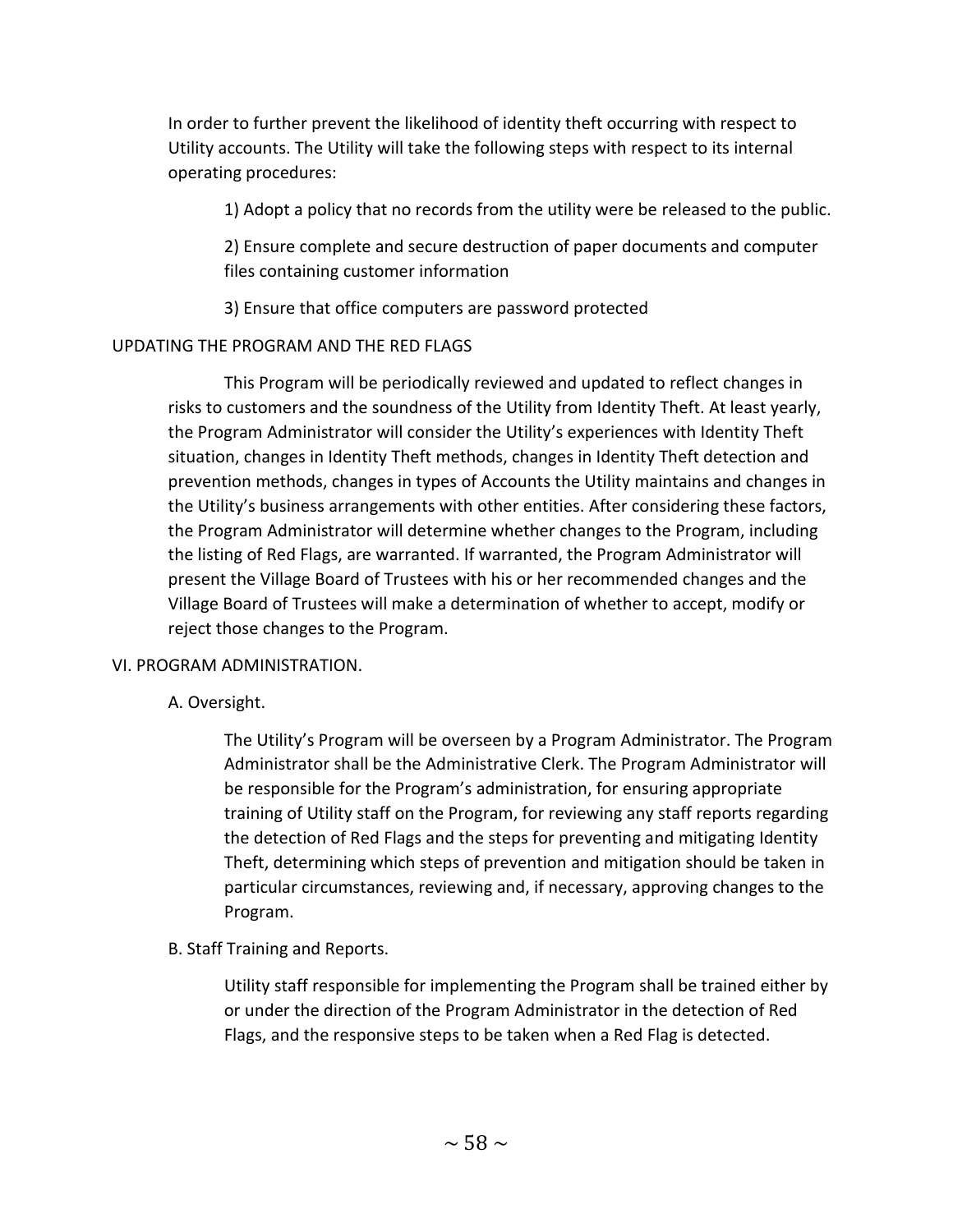In order to further prevent the likelihood of identity theft occurring with respect to Utility accounts. The Utility will take the following steps with respect to its internal operating procedures:

1) Adopt a policy that no records from the utility were be released to the public.

2) Ensure complete and secure destruction of paper documents and computer files containing customer information

3) Ensure that office computers are password protected

UPDATING THE PROGRAM AND THE RED FLAGS

This Program will be periodically reviewed and updated to reflect changes in risks to customers and the soundness of the Utility from Identity Theft. At least yearly, the Program Administrator will consider the Utility's experiences with Identity Theft situation, changes in Identity Theft methods, changes in Identity Theft detection and prevention methods, changes in types of Accounts the Utility maintains and changes in the Utility's business arrangements with other entities. After considering these factors, the Program Administrator will determine whether changes to the Program, including the listing of Red Flags, are warranted. If warranted, the Program Administrator will present the Village Board of Trustees with his or her recommended changes and the Village Board of Trustees will make a determination of whether to accept, modify or reject those changes to the Program.

VI. PROGRAM ADMINISTRATION.

A. Oversight.

The Utility's Program will be overseen by a Program Administrator. The Program Administrator shall be the Administrative Clerk. The Program Administrator will be responsible for the Program's administration, for ensuring appropriate training of Utility staff on the Program, for reviewing any staff reports regarding the detection of Red Flags and the steps for preventing and mitigating Identity Theft, determining which steps of prevention and mitigation should be taken in particular circumstances, reviewing and, if necessary, approving changes to the Program.

B. Staff Training and Reports.

Utility staff responsible for implementing the Program shall be trained either by or under the direction of the Program Administrator in the detection of Red Flags, and the responsive steps to be taken when a Red Flag is detected.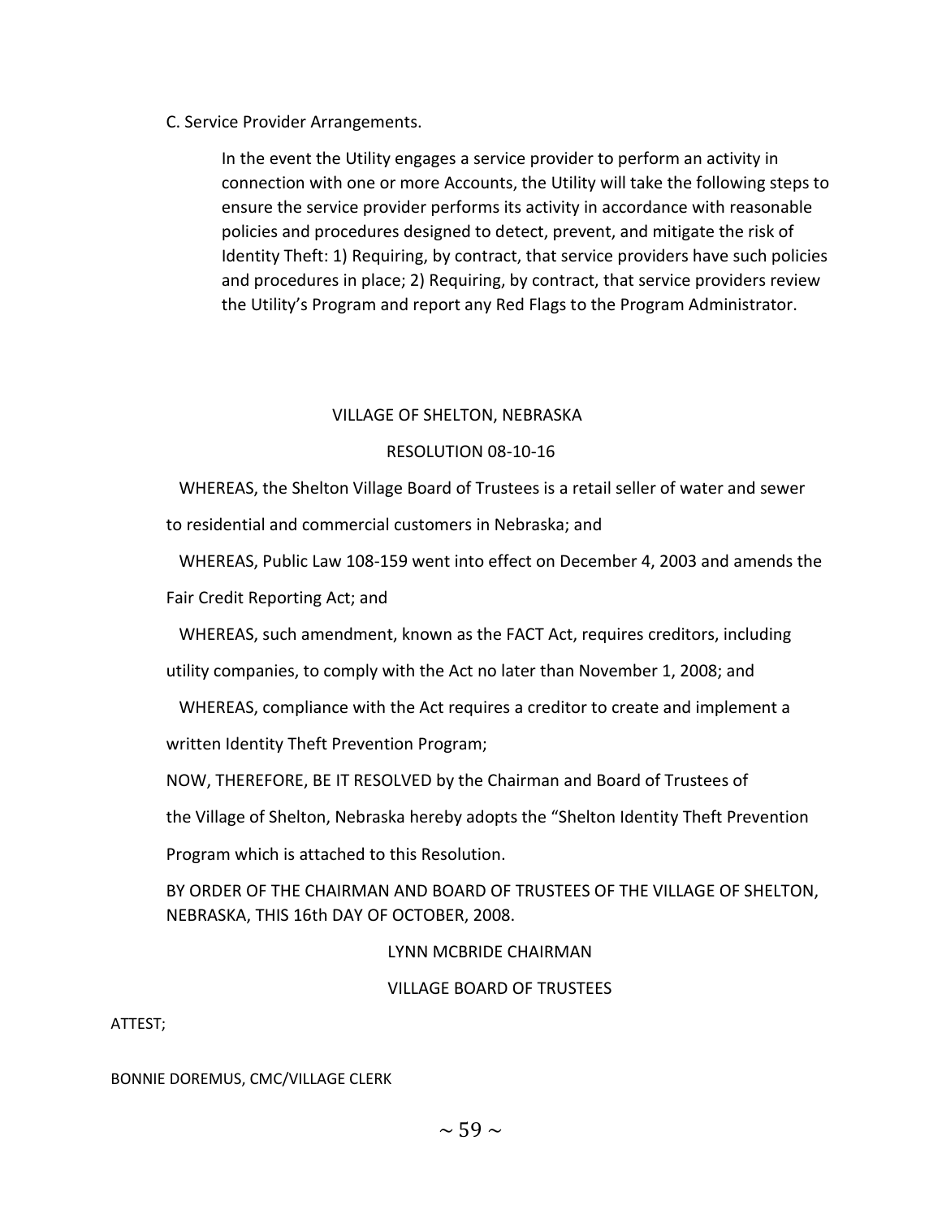C. Service Provider Arrangements.

In the event the Utility engages a service provider to perform an activity in connection with one or more Accounts, the Utility will take the following steps to ensure the service provider performs its activity in accordance with reasonable policies and procedures designed to detect, prevent, and mitigate the risk of Identity Theft: 1) Requiring, by contract, that service providers have such policies and procedures in place; 2) Requiring, by contract, that service providers review the Utility's Program and report any Red Flags to the Program Administrator.

VILLAGE OF SHELTON, NEBRASKA

RESOLUTION 08-10-16

WHEREAS, the Shelton Village Board of Trustees is a retail seller of water and sewer to residential and commercial customers in Nebraska; and

WHEREAS, Public Law 108-159 went into effect on December 4, 2003 and amends the Fair Credit Reporting Act; and

WHEREAS, such amendment, known as the FACT Act, requires creditors, including utility companies, to comply with the Act no later than November 1, 2008; and

WHEREAS, compliance with the Act requires a creditor to create and implement a written Identity Theft Prevention Program;

NOW, THEREFORE, BE IT RESOLVED by the Chairman and Board of Trustees of the Village of Shelton, Nebraska hereby adopts the "Shelton Identity Theft Prevention Program which is attached to this Resolution.

BY ORDER OF THE CHAIRMAN AND BOARD OF TRUSTEES OF THE VILLAGE OF SHELTON, NEBRASKA, THIS 16th DAY OF OCTOBER, 2008.

LYNN MCBRIDE CHAIRMAN

VILLAGE BOARD OF TRUSTEES

ATTEST;

BONNIE DOREMUS, CMC/VILLAGE CLERK